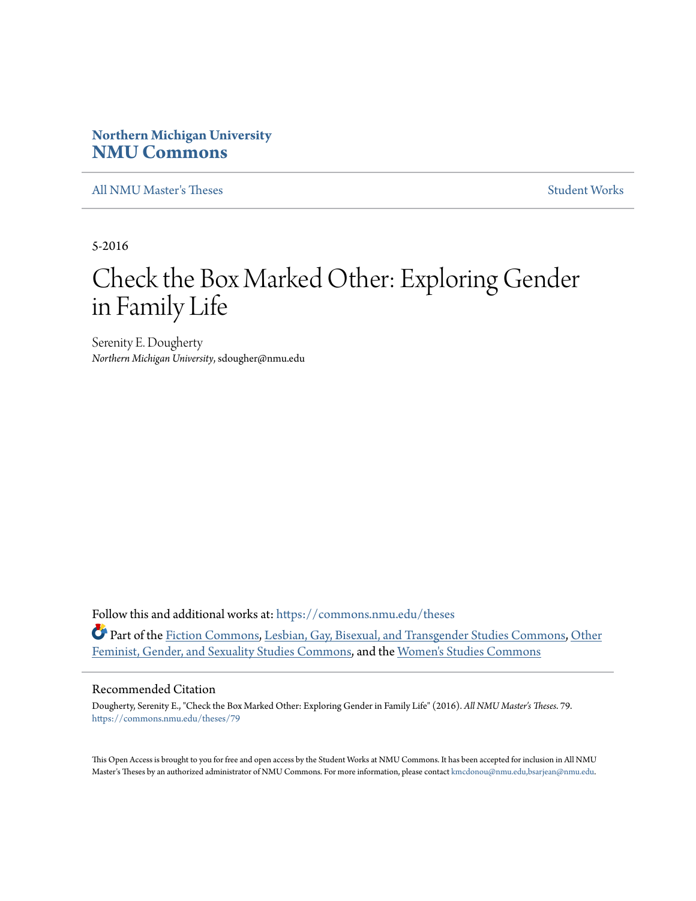Northern Michigan University
**NMU Commons**

All NMU Master's Theses | Student Works

5-2016

# Check the Box Marked Other: Exploring Gender in Family Life

Serenity E. Dougherty
*Northern Michigan University*, sdougher@nmu.edu

Follow this and additional works at: https://commons.nmu.edu/theses

Part of the Fiction Commons, Lesbian, Gay, Bisexual, and Transgender Studies Commons, Other Feminist, Gender, and Sexuality Studies Commons, and the Women's Studies Commons

## Recommended Citation

Dougherty, Serenity E., "Check the Box Marked Other: Exploring Gender in Family Life" (2016). *All NMU Master's Theses*. 79.
https://commons.nmu.edu/theses/79

This Open Access is brought to you for free and open access by the Student Works at NMU Commons. It has been accepted for inclusion in All NMU Master's Theses by an authorized administrator of NMU Commons. For more information, please contact kmcdonou@nmu.edu,bsarjean@nmu.edu.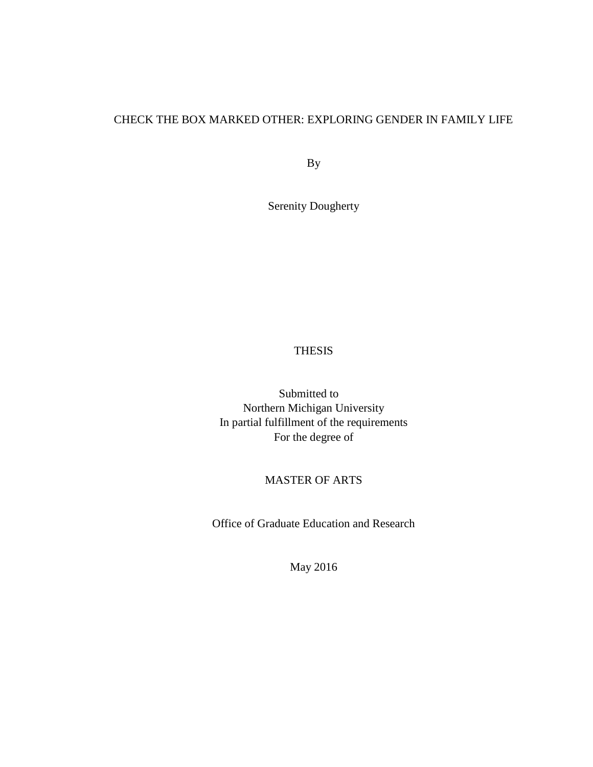# CHECK THE BOX MARKED OTHER: EXPLORING GENDER IN FAMILY LIFE

By

Serenity Dougherty

THESIS

Submitted to
Northern Michigan University
In partial fulfillment of the requirements
For the degree of

MASTER OF ARTS

Office of Graduate Education and Research

May 2016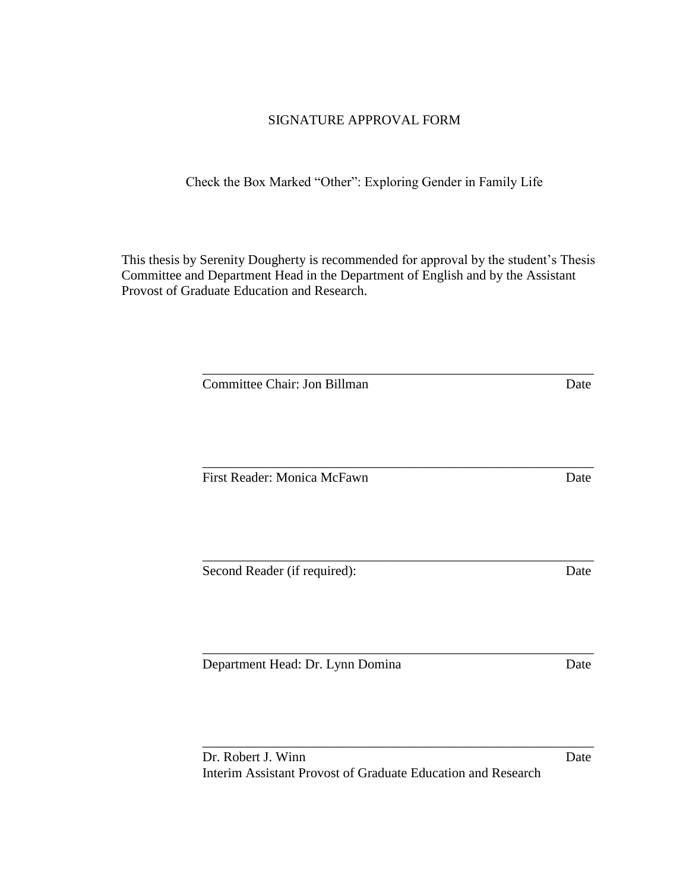SIGNATURE APPROVAL FORM

Check the Box Marked "Other": Exploring Gender in Family Life

This thesis by Serenity Dougherty is recommended for approval by the student's Thesis Committee and Department Head in the Department of English and by the Assistant Provost of Graduate Education and Research.

______________________________________________________________

Committee Chair: Jon Billman Date

______________________________________________________________

First Reader: Monica McFawn Date

______________________________________________________________

Second Reader (if required): Date

______________________________________________________________

Department Head: Dr. Lynn Domina Date

______________________________________________________________

Dr. Robert J. Winn Date
Interim Assistant Provost of Graduate Education and Research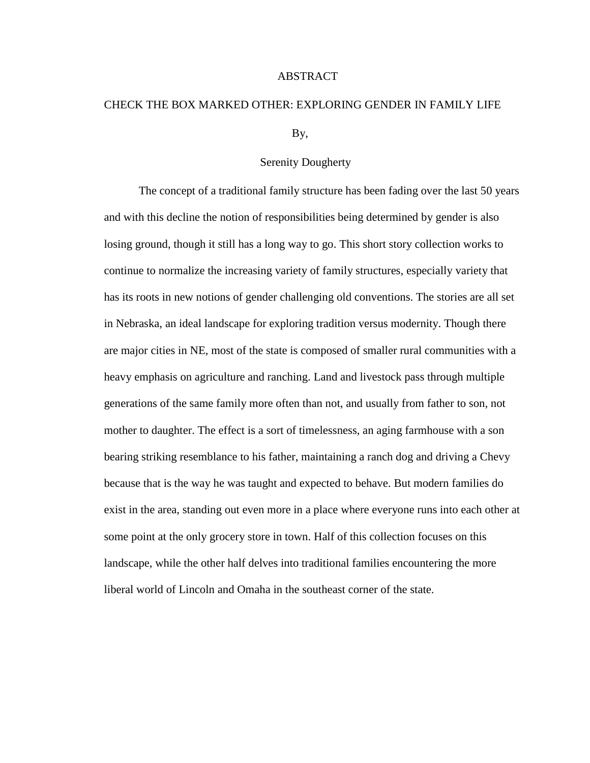# ABSTRACT

## CHECK THE BOX MARKED OTHER: EXPLORING GENDER IN FAMILY LIFE

By,

Serenity Dougherty

The concept of a traditional family structure has been fading over the last 50 years and with this decline the notion of responsibilities being determined by gender is also losing ground, though it still has a long way to go. This short story collection works to continue to normalize the increasing variety of family structures, especially variety that has its roots in new notions of gender challenging old conventions. The stories are all set in Nebraska, an ideal landscape for exploring tradition versus modernity. Though there are major cities in NE, most of the state is composed of smaller rural communities with a heavy emphasis on agriculture and ranching. Land and livestock pass through multiple generations of the same family more often than not, and usually from father to son, not mother to daughter. The effect is a sort of timelessness, an aging farmhouse with a son bearing striking resemblance to his father, maintaining a ranch dog and driving a Chevy because that is the way he was taught and expected to behave. But modern families do exist in the area, standing out even more in a place where everyone runs into each other at some point at the only grocery store in town. Half of this collection focuses on this landscape, while the other half delves into traditional families encountering the more liberal world of Lincoln and Omaha in the southeast corner of the state.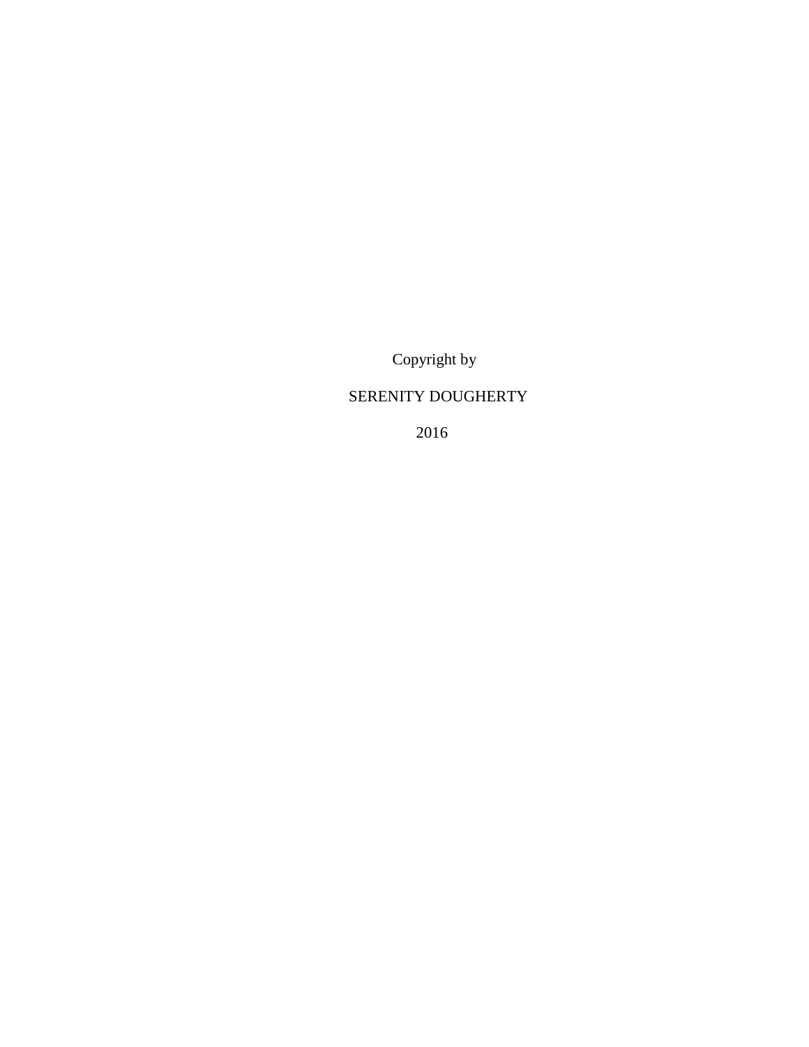Copyright by

SERENITY DOUGHERTY

2016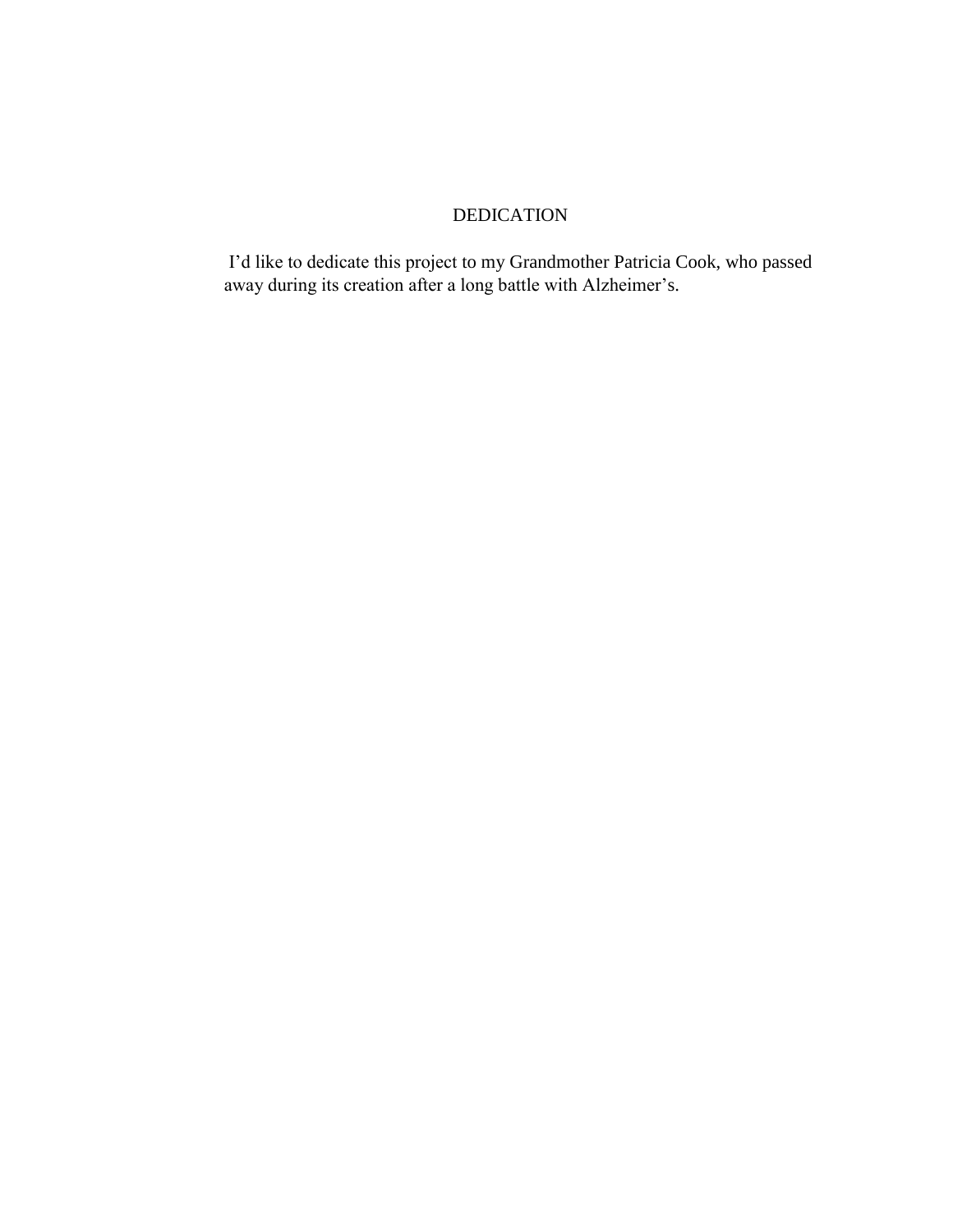# DEDICATION

I'd like to dedicate this project to my Grandmother Patricia Cook, who passed away during its creation after a long battle with Alzheimer's.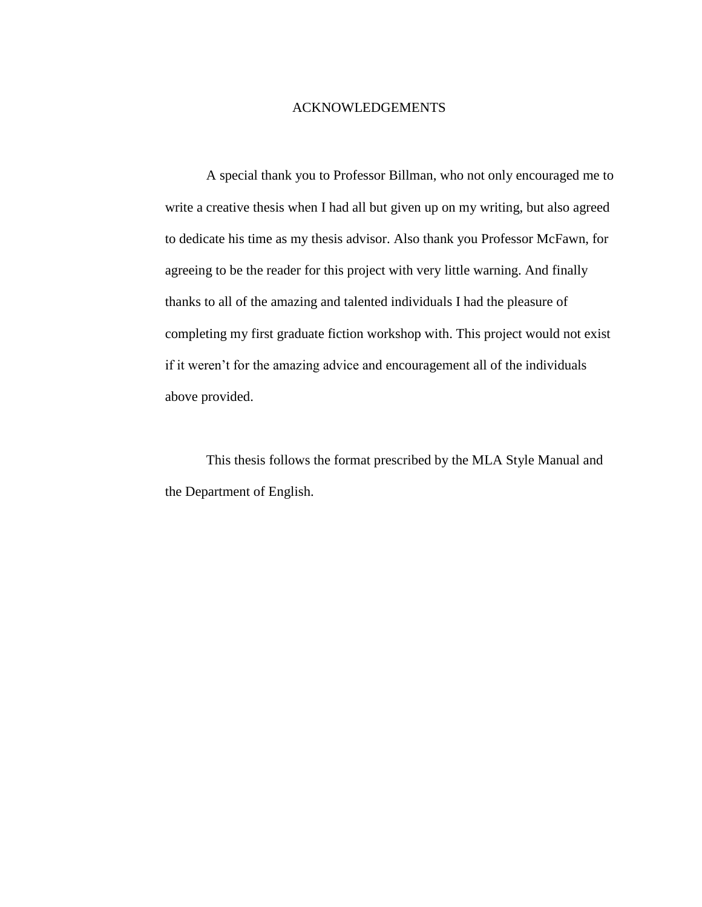# ACKNOWLEDGEMENTS

A special thank you to Professor Billman, who not only encouraged me to write a creative thesis when I had all but given up on my writing, but also agreed to dedicate his time as my thesis advisor. Also thank you Professor McFawn, for agreeing to be the reader for this project with very little warning. And finally thanks to all of the amazing and talented individuals I had the pleasure of completing my first graduate fiction workshop with. This project would not exist if it weren't for the amazing advice and encouragement all of the individuals above provided.

This thesis follows the format prescribed by the MLA Style Manual and the Department of English.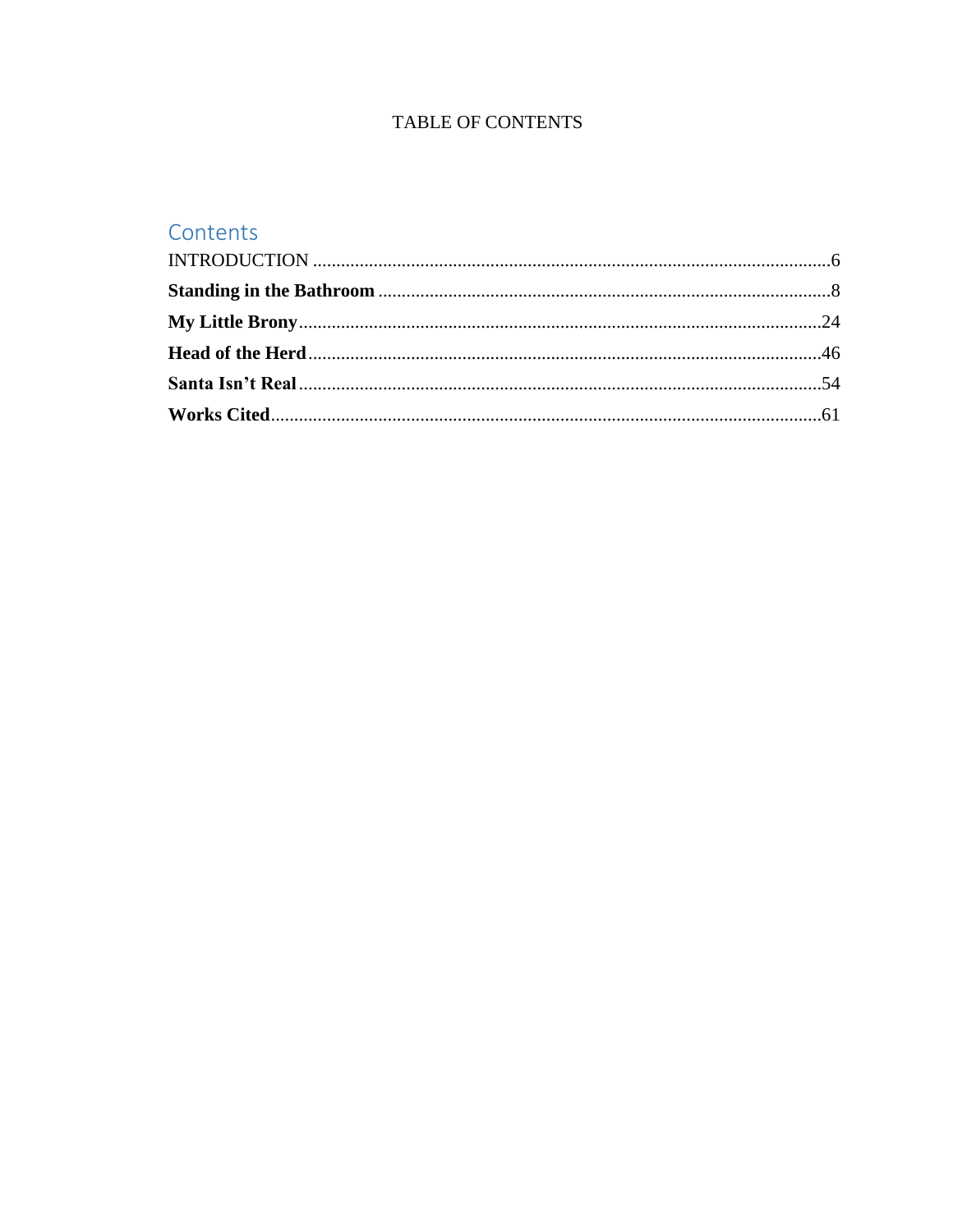TABLE OF CONTENTS

## Contents

INTRODUCTION ....................................................................................................................6

**Standing in the Bathroom** ................................................................................................8

**My Little Brony**...............................................................................................................24

**Head of the Herd**............................................................................................................46

**Santa Isn't Real**...............................................................................................................54

**Works Cited**.....................................................................................................................61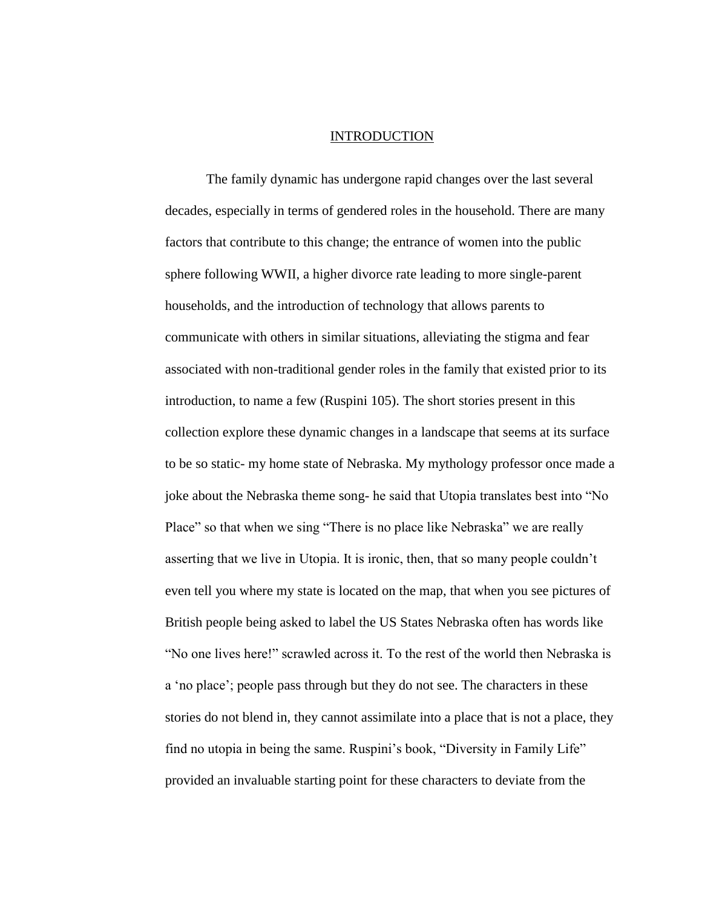# INTRODUCTION

The family dynamic has undergone rapid changes over the last several decades, especially in terms of gendered roles in the household. There are many factors that contribute to this change; the entrance of women into the public sphere following WWII, a higher divorce rate leading to more single-parent households, and the introduction of technology that allows parents to communicate with others in similar situations, alleviating the stigma and fear associated with non-traditional gender roles in the family that existed prior to its introduction, to name a few (Ruspini 105). The short stories present in this collection explore these dynamic changes in a landscape that seems at its surface to be so static- my home state of Nebraska. My mythology professor once made a joke about the Nebraska theme song- he said that Utopia translates best into "No Place" so that when we sing "There is no place like Nebraska" we are really asserting that we live in Utopia. It is ironic, then, that so many people couldn't even tell you where my state is located on the map, that when you see pictures of British people being asked to label the US States Nebraska often has words like "No one lives here!" scrawled across it. To the rest of the world then Nebraska is a 'no place'; people pass through but they do not see. The characters in these stories do not blend in, they cannot assimilate into a place that is not a place, they find no utopia in being the same. Ruspini's book, "Diversity in Family Life" provided an invaluable starting point for these characters to deviate from the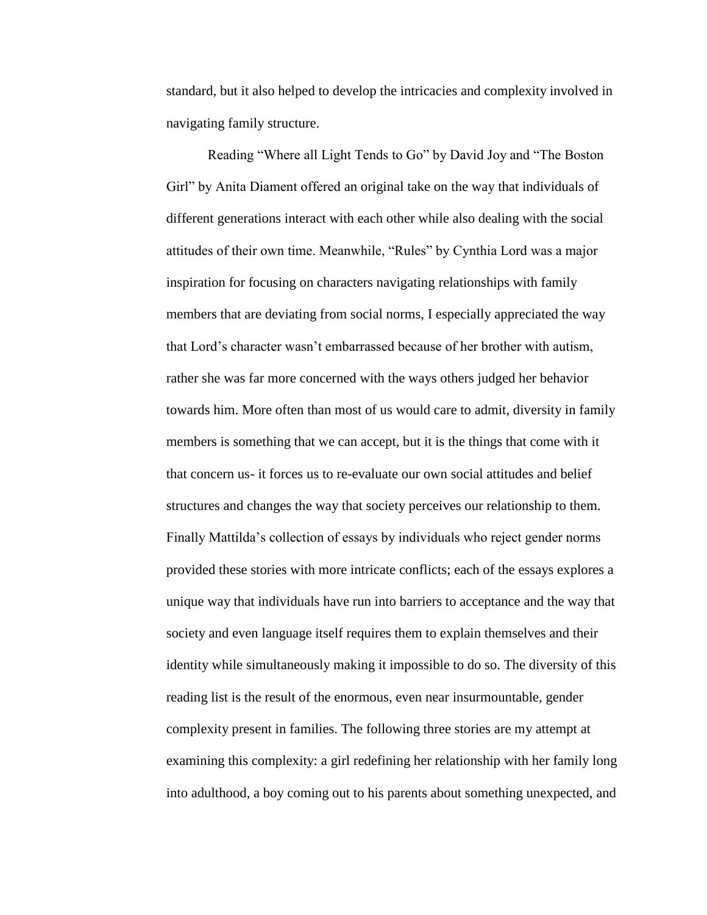standard, but it also helped to develop the intricacies and complexity involved in navigating family structure.

Reading "Where all Light Tends to Go" by David Joy and "The Boston Girl" by Anita Diament offered an original take on the way that individuals of different generations interact with each other while also dealing with the social attitudes of their own time. Meanwhile, "Rules" by Cynthia Lord was a major inspiration for focusing on characters navigating relationships with family members that are deviating from social norms, I especially appreciated the way that Lord's character wasn't embarrassed because of her brother with autism, rather she was far more concerned with the ways others judged her behavior towards him. More often than most of us would care to admit, diversity in family members is something that we can accept, but it is the things that come with it that concern us- it forces us to re-evaluate our own social attitudes and belief structures and changes the way that society perceives our relationship to them. Finally Mattilda's collection of essays by individuals who reject gender norms provided these stories with more intricate conflicts; each of the essays explores a unique way that individuals have run into barriers to acceptance and the way that society and even language itself requires them to explain themselves and their identity while simultaneously making it impossible to do so. The diversity of this reading list is the result of the enormous, even near insurmountable, gender complexity present in families. The following three stories are my attempt at examining this complexity: a girl redefining her relationship with her family long into adulthood, a boy coming out to his parents about something unexpected, and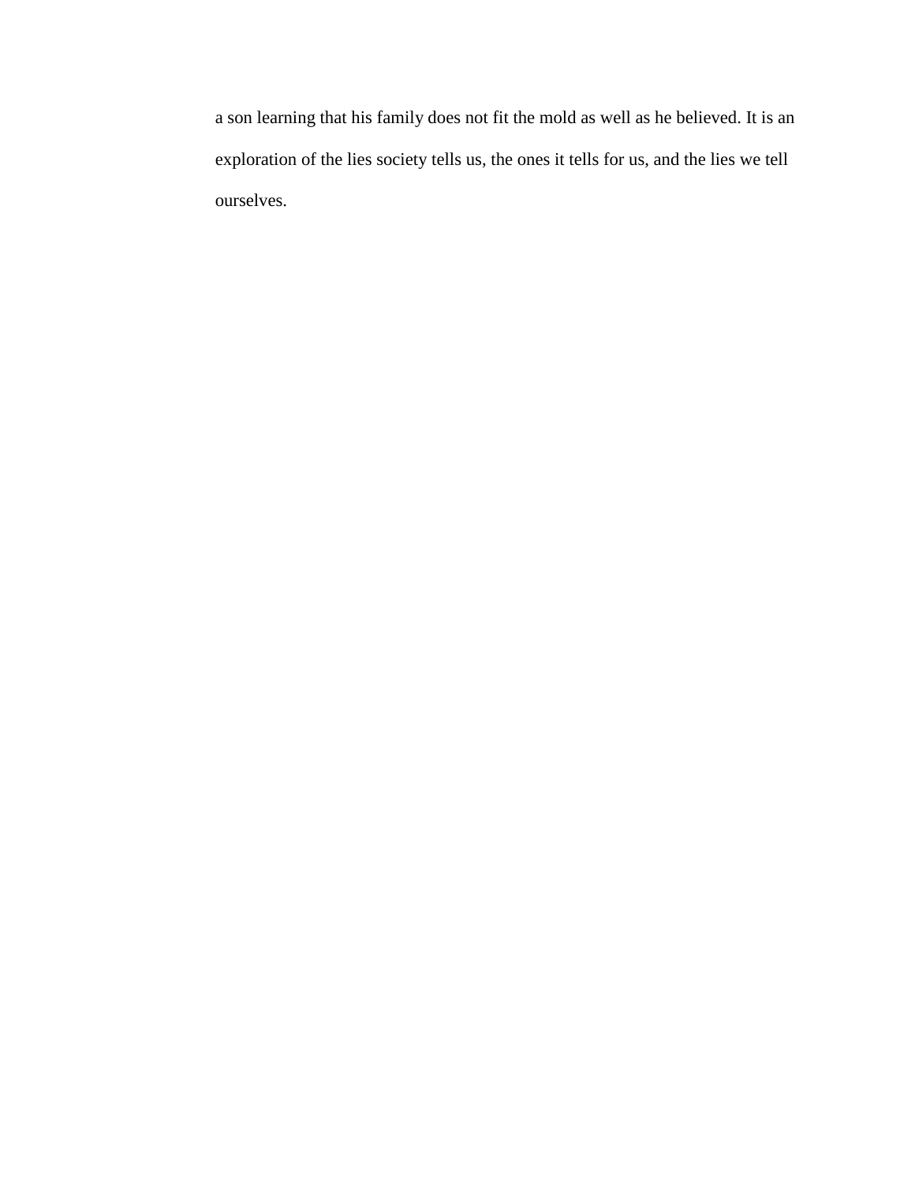a son learning that his family does not fit the mold as well as he believed. It is an exploration of the lies society tells us, the ones it tells for us, and the lies we tell ourselves.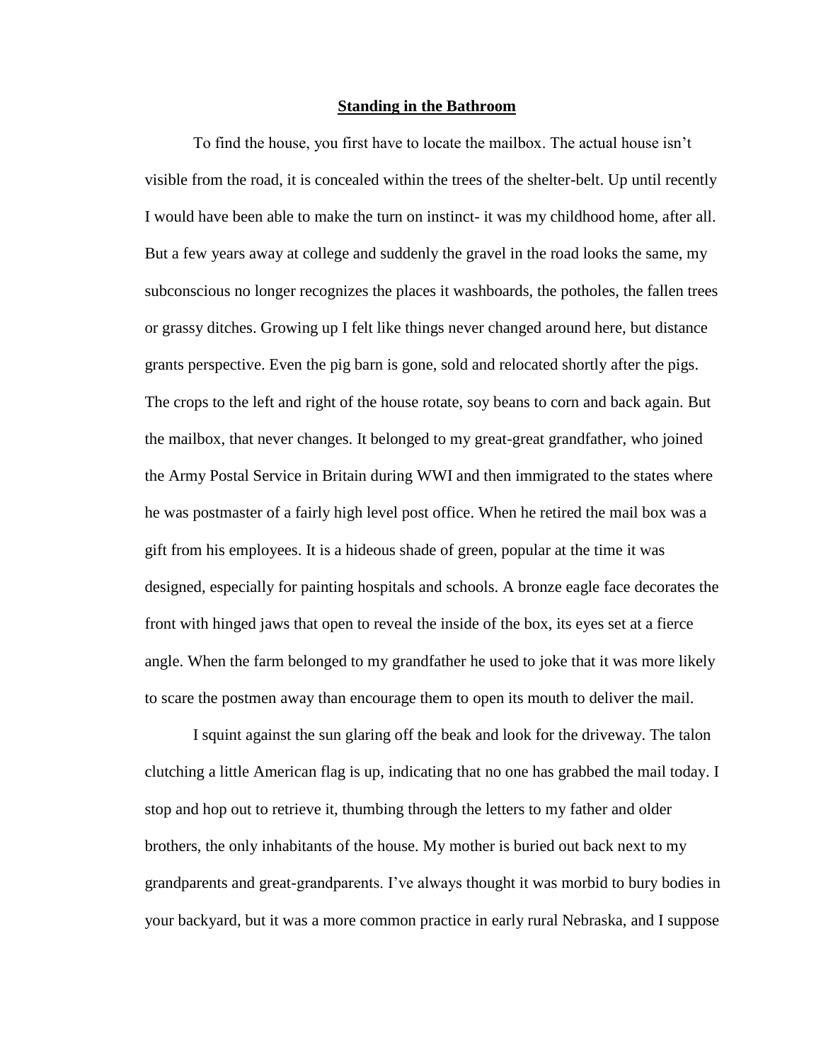**Standing in the Bathroom**

To find the house, you first have to locate the mailbox. The actual house isn't visible from the road, it is concealed within the trees of the shelter-belt. Up until recently I would have been able to make the turn on instinct- it was my childhood home, after all. But a few years away at college and suddenly the gravel in the road looks the same, my subconscious no longer recognizes the places it washboards, the potholes, the fallen trees or grassy ditches. Growing up I felt like things never changed around here, but distance grants perspective. Even the pig barn is gone, sold and relocated shortly after the pigs. The crops to the left and right of the house rotate, soy beans to corn and back again. But the mailbox, that never changes. It belonged to my great-great grandfather, who joined the Army Postal Service in Britain during WWI and then immigrated to the states where he was postmaster of a fairly high level post office. When he retired the mail box was a gift from his employees. It is a hideous shade of green, popular at the time it was designed, especially for painting hospitals and schools. A bronze eagle face decorates the front with hinged jaws that open to reveal the inside of the box, its eyes set at a fierce angle. When the farm belonged to my grandfather he used to joke that it was more likely to scare the postmen away than encourage them to open its mouth to deliver the mail.

I squint against the sun glaring off the beak and look for the driveway. The talon clutching a little American flag is up, indicating that no one has grabbed the mail today. I stop and hop out to retrieve it, thumbing through the letters to my father and older brothers, the only inhabitants of the house. My mother is buried out back next to my grandparents and great-grandparents. I've always thought it was morbid to bury bodies in your backyard, but it was a more common practice in early rural Nebraska, and I suppose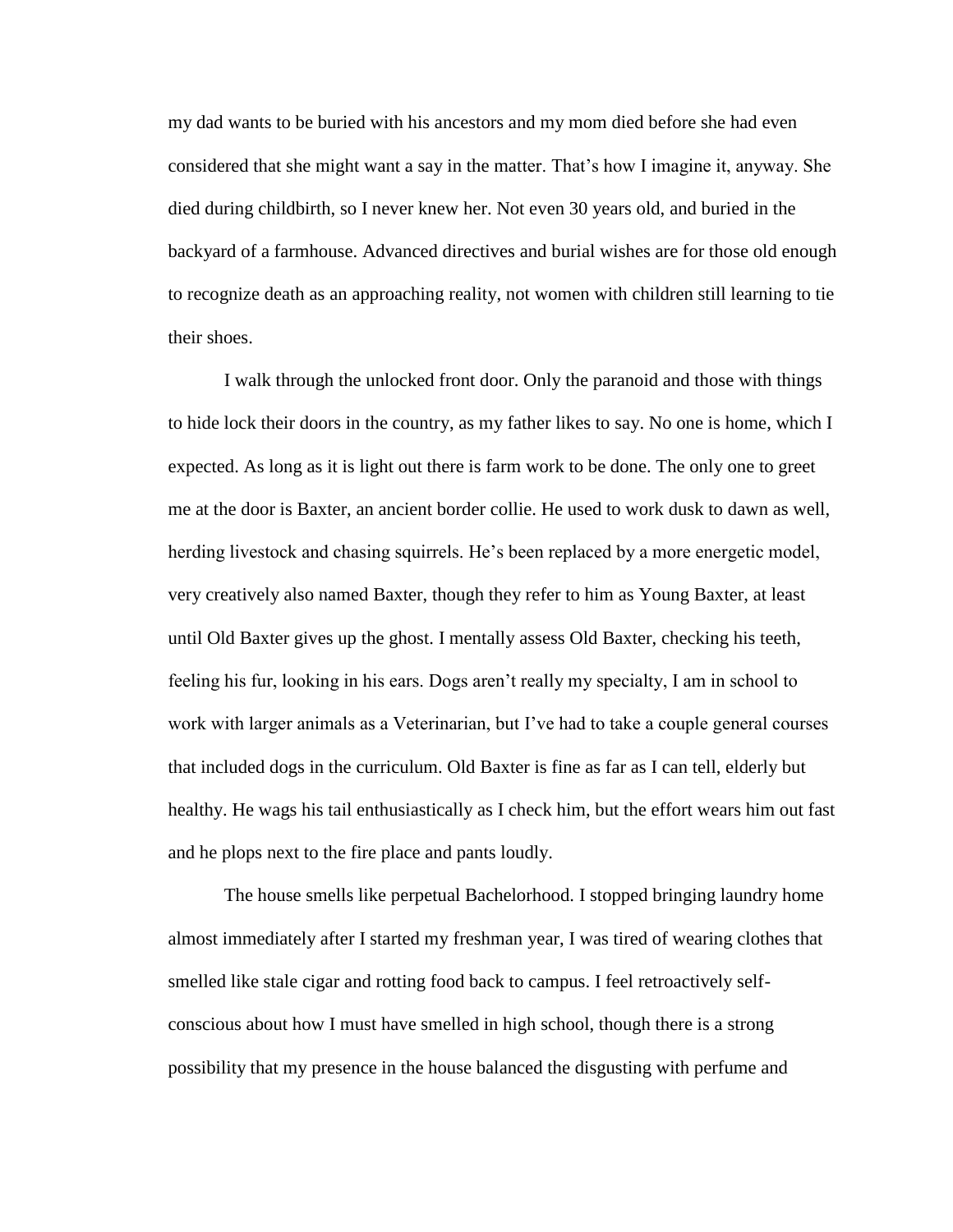my dad wants to be buried with his ancestors and my mom died before she had even considered that she might want a say in the matter. That's how I imagine it, anyway. She died during childbirth, so I never knew her. Not even 30 years old, and buried in the backyard of a farmhouse. Advanced directives and burial wishes are for those old enough to recognize death as an approaching reality, not women with children still learning to tie their shoes.

I walk through the unlocked front door. Only the paranoid and those with things to hide lock their doors in the country, as my father likes to say. No one is home, which I expected. As long as it is light out there is farm work to be done. The only one to greet me at the door is Baxter, an ancient border collie. He used to work dusk to dawn as well, herding livestock and chasing squirrels. He's been replaced by a more energetic model, very creatively also named Baxter, though they refer to him as Young Baxter, at least until Old Baxter gives up the ghost. I mentally assess Old Baxter, checking his teeth, feeling his fur, looking in his ears. Dogs aren't really my specialty, I am in school to work with larger animals as a Veterinarian, but I've had to take a couple general courses that included dogs in the curriculum. Old Baxter is fine as far as I can tell, elderly but healthy. He wags his tail enthusiastically as I check him, but the effort wears him out fast and he plops next to the fire place and pants loudly.

The house smells like perpetual Bachelorhood. I stopped bringing laundry home almost immediately after I started my freshman year, I was tired of wearing clothes that smelled like stale cigar and rotting food back to campus. I feel retroactively self-conscious about how I must have smelled in high school, though there is a strong possibility that my presence in the house balanced the disgusting with perfume and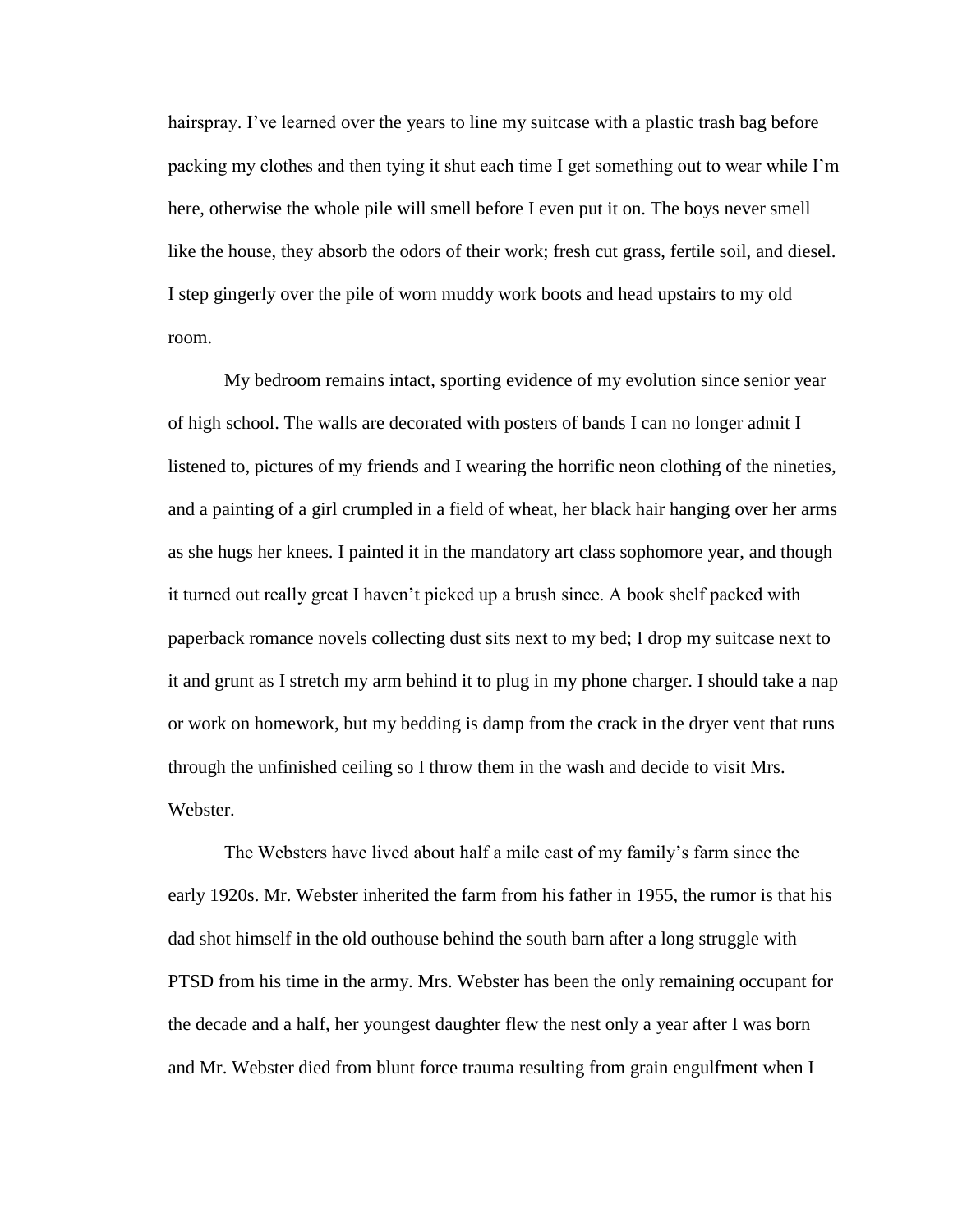hairspray. I've learned over the years to line my suitcase with a plastic trash bag before packing my clothes and then tying it shut each time I get something out to wear while I'm here, otherwise the whole pile will smell before I even put it on. The boys never smell like the house, they absorb the odors of their work; fresh cut grass, fertile soil, and diesel. I step gingerly over the pile of worn muddy work boots and head upstairs to my old room.

My bedroom remains intact, sporting evidence of my evolution since senior year of high school. The walls are decorated with posters of bands I can no longer admit I listened to, pictures of my friends and I wearing the horrific neon clothing of the nineties, and a painting of a girl crumpled in a field of wheat, her black hair hanging over her arms as she hugs her knees. I painted it in the mandatory art class sophomore year, and though it turned out really great I haven't picked up a brush since. A book shelf packed with paperback romance novels collecting dust sits next to my bed; I drop my suitcase next to it and grunt as I stretch my arm behind it to plug in my phone charger. I should take a nap or work on homework, but my bedding is damp from the crack in the dryer vent that runs through the unfinished ceiling so I throw them in the wash and decide to visit Mrs. Webster.

The Websters have lived about half a mile east of my family's farm since the early 1920s. Mr. Webster inherited the farm from his father in 1955, the rumor is that his dad shot himself in the old outhouse behind the south barn after a long struggle with PTSD from his time in the army. Mrs. Webster has been the only remaining occupant for the decade and a half, her youngest daughter flew the nest only a year after I was born and Mr. Webster died from blunt force trauma resulting from grain engulfment when I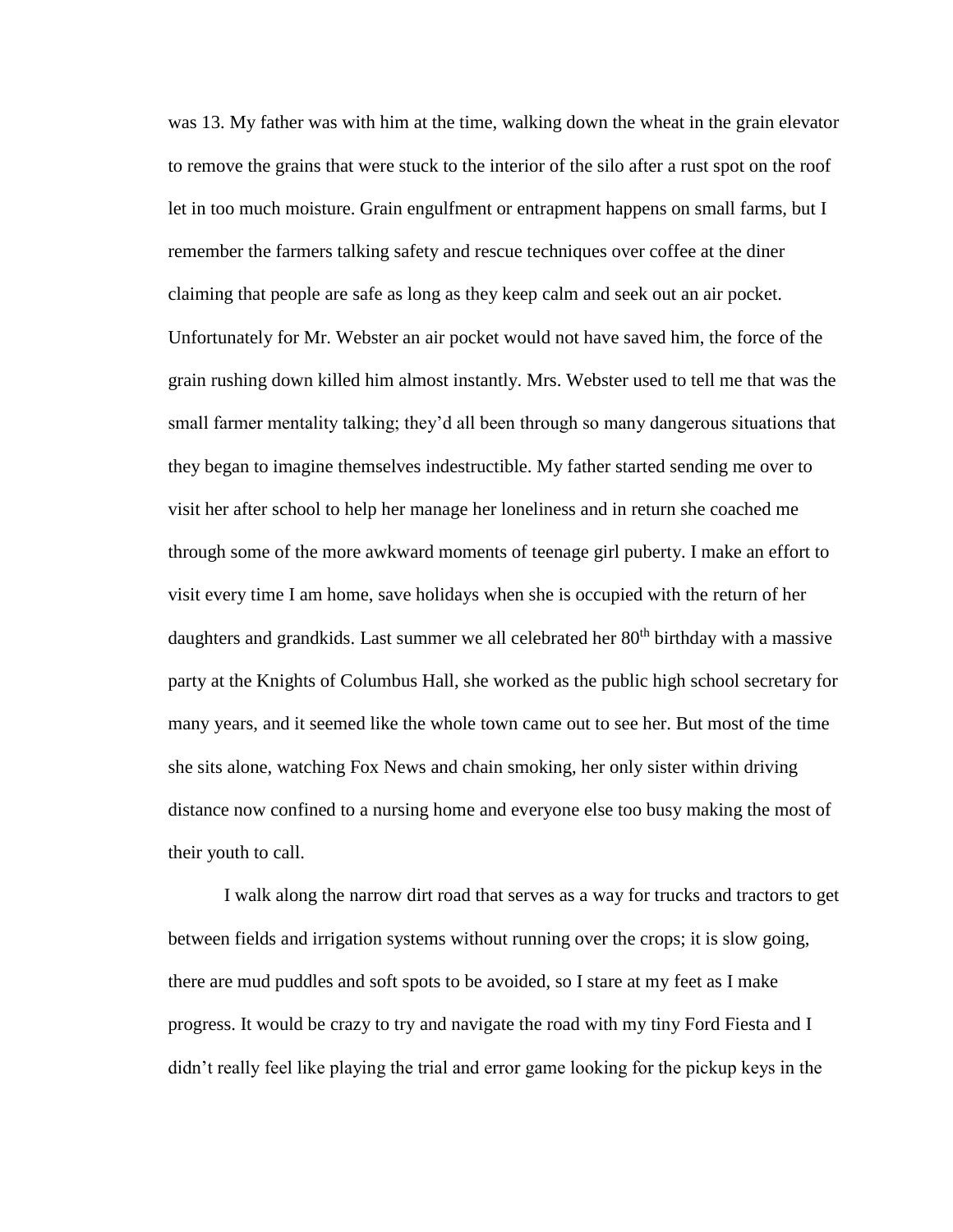was 13. My father was with him at the time, walking down the wheat in the grain elevator to remove the grains that were stuck to the interior of the silo after a rust spot on the roof let in too much moisture. Grain engulfment or entrapment happens on small farms, but I remember the farmers talking safety and rescue techniques over coffee at the diner claiming that people are safe as long as they keep calm and seek out an air pocket. Unfortunately for Mr. Webster an air pocket would not have saved him, the force of the grain rushing down killed him almost instantly. Mrs. Webster used to tell me that was the small farmer mentality talking; they'd all been through so many dangerous situations that they began to imagine themselves indestructible. My father started sending me over to visit her after school to help her manage her loneliness and in return she coached me through some of the more awkward moments of teenage girl puberty. I make an effort to visit every time I am home, save holidays when she is occupied with the return of her daughters and grandkids. Last summer we all celebrated her 80th birthday with a massive party at the Knights of Columbus Hall, she worked as the public high school secretary for many years, and it seemed like the whole town came out to see her. But most of the time she sits alone, watching Fox News and chain smoking, her only sister within driving distance now confined to a nursing home and everyone else too busy making the most of their youth to call.

I walk along the narrow dirt road that serves as a way for trucks and tractors to get between fields and irrigation systems without running over the crops; it is slow going, there are mud puddles and soft spots to be avoided, so I stare at my feet as I make progress. It would be crazy to try and navigate the road with my tiny Ford Fiesta and I didn't really feel like playing the trial and error game looking for the pickup keys in the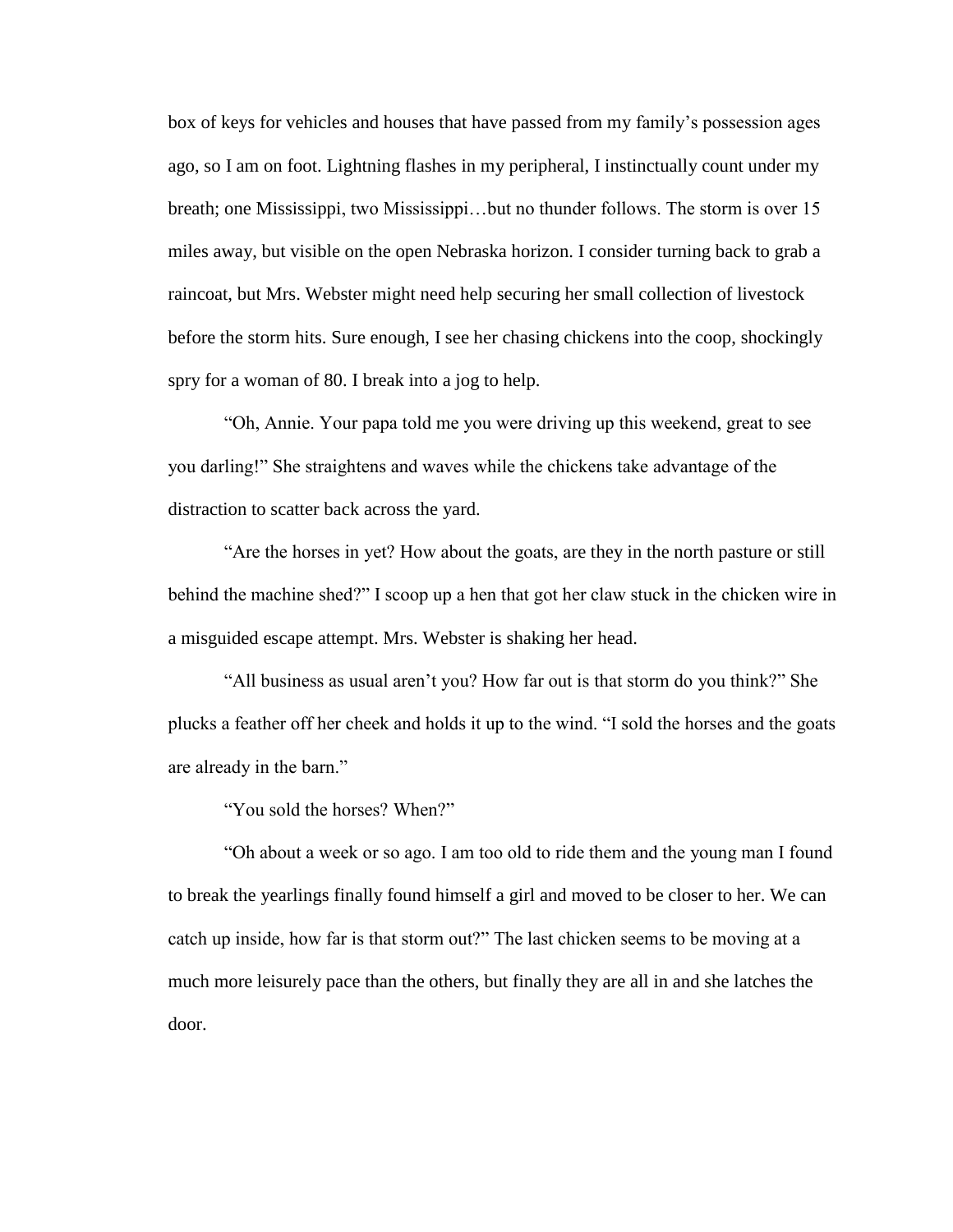box of keys for vehicles and houses that have passed from my family's possession ages ago, so I am on foot. Lightning flashes in my peripheral, I instinctually count under my breath; one Mississippi, two Mississippi…but no thunder follows. The storm is over 15 miles away, but visible on the open Nebraska horizon. I consider turning back to grab a raincoat, but Mrs. Webster might need help securing her small collection of livestock before the storm hits. Sure enough, I see her chasing chickens into the coop, shockingly spry for a woman of 80. I break into a jog to help.

"Oh, Annie. Your papa told me you were driving up this weekend, great to see you darling!" She straightens and waves while the chickens take advantage of the distraction to scatter back across the yard.

"Are the horses in yet? How about the goats, are they in the north pasture or still behind the machine shed?" I scoop up a hen that got her claw stuck in the chicken wire in a misguided escape attempt. Mrs. Webster is shaking her head.

"All business as usual aren't you? How far out is that storm do you think?" She plucks a feather off her cheek and holds it up to the wind. "I sold the horses and the goats are already in the barn."

"You sold the horses? When?"

"Oh about a week or so ago. I am too old to ride them and the young man I found to break the yearlings finally found himself a girl and moved to be closer to her. We can catch up inside, how far is that storm out?" The last chicken seems to be moving at a much more leisurely pace than the others, but finally they are all in and she latches the door.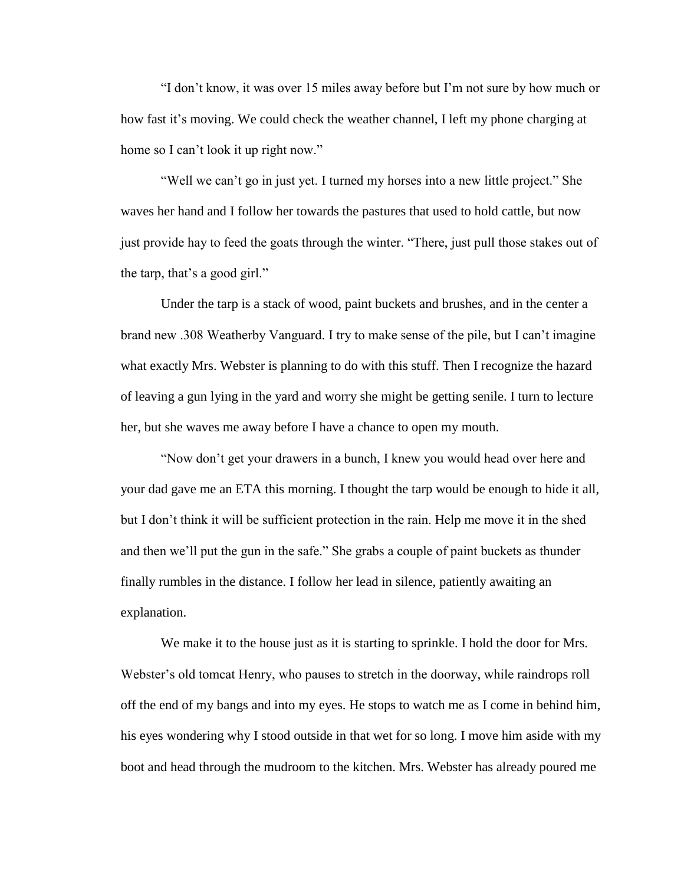"I don't know, it was over 15 miles away before but I'm not sure by how much or how fast it's moving. We could check the weather channel, I left my phone charging at home so I can't look it up right now."

"Well we can't go in just yet. I turned my horses into a new little project." She waves her hand and I follow her towards the pastures that used to hold cattle, but now just provide hay to feed the goats through the winter. "There, just pull those stakes out of the tarp, that's a good girl."

Under the tarp is a stack of wood, paint buckets and brushes, and in the center a brand new .308 Weatherby Vanguard. I try to make sense of the pile, but I can't imagine what exactly Mrs. Webster is planning to do with this stuff. Then I recognize the hazard of leaving a gun lying in the yard and worry she might be getting senile. I turn to lecture her, but she waves me away before I have a chance to open my mouth.

"Now don't get your drawers in a bunch, I knew you would head over here and your dad gave me an ETA this morning. I thought the tarp would be enough to hide it all, but I don't think it will be sufficient protection in the rain. Help me move it in the shed and then we'll put the gun in the safe." She grabs a couple of paint buckets as thunder finally rumbles in the distance. I follow her lead in silence, patiently awaiting an explanation.

We make it to the house just as it is starting to sprinkle. I hold the door for Mrs. Webster's old tomcat Henry, who pauses to stretch in the doorway, while raindrops roll off the end of my bangs and into my eyes. He stops to watch me as I come in behind him, his eyes wondering why I stood outside in that wet for so long. I move him aside with my boot and head through the mudroom to the kitchen. Mrs. Webster has already poured me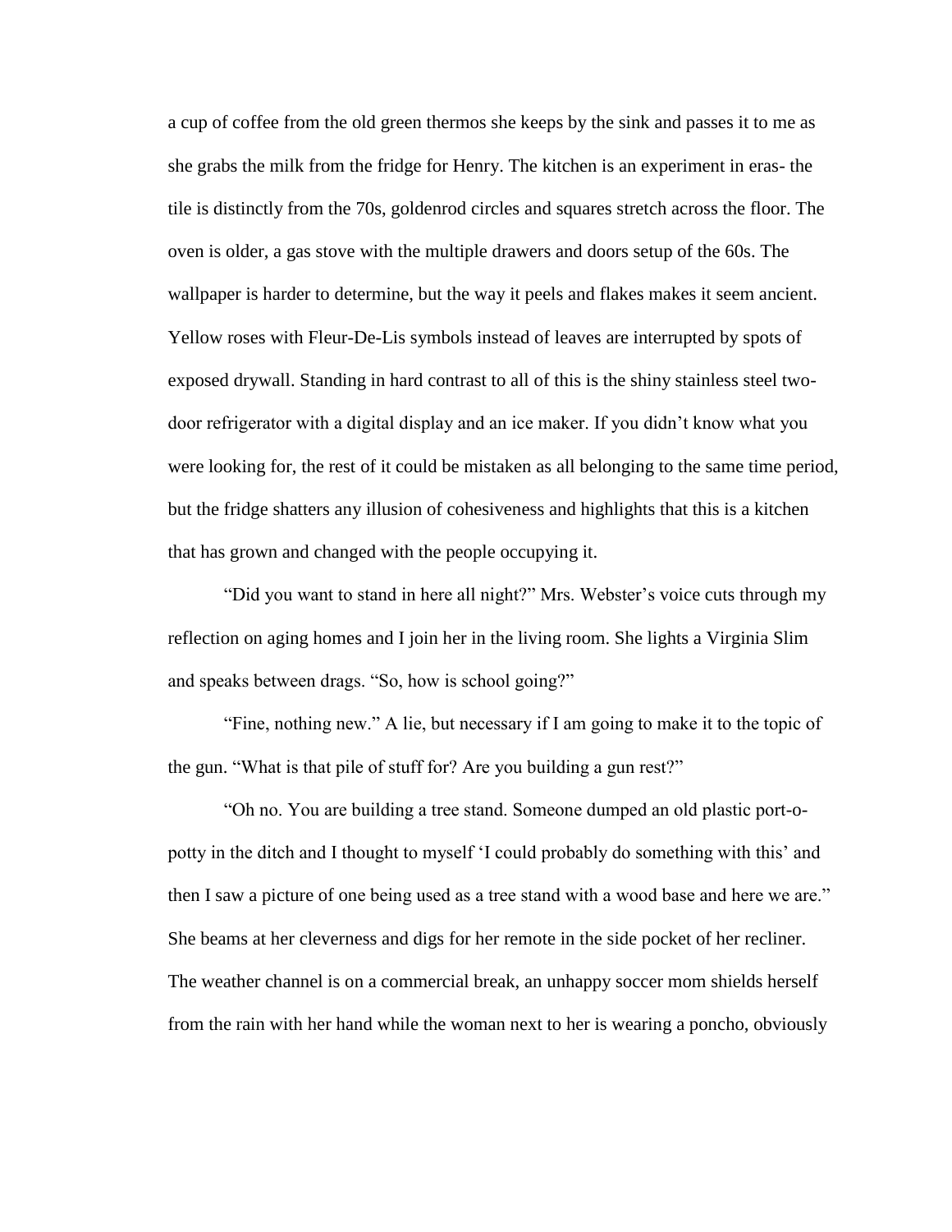a cup of coffee from the old green thermos she keeps by the sink and passes it to me as she grabs the milk from the fridge for Henry. The kitchen is an experiment in eras- the tile is distinctly from the 70s, goldenrod circles and squares stretch across the floor. The oven is older, a gas stove with the multiple drawers and doors setup of the 60s. The wallpaper is harder to determine, but the way it peels and flakes makes it seem ancient. Yellow roses with Fleur-De-Lis symbols instead of leaves are interrupted by spots of exposed drywall. Standing in hard contrast to all of this is the shiny stainless steel two-door refrigerator with a digital display and an ice maker. If you didn't know what you were looking for, the rest of it could be mistaken as all belonging to the same time period, but the fridge shatters any illusion of cohesiveness and highlights that this is a kitchen that has grown and changed with the people occupying it.

"Did you want to stand in here all night?" Mrs. Webster's voice cuts through my reflection on aging homes and I join her in the living room. She lights a Virginia Slim and speaks between drags. "So, how is school going?"

"Fine, nothing new." A lie, but necessary if I am going to make it to the topic of the gun. "What is that pile of stuff for? Are you building a gun rest?"

"Oh no. You are building a tree stand. Someone dumped an old plastic port-o-potty in the ditch and I thought to myself 'I could probably do something with this' and then I saw a picture of one being used as a tree stand with a wood base and here we are." She beams at her cleverness and digs for her remote in the side pocket of her recliner. The weather channel is on a commercial break, an unhappy soccer mom shields herself from the rain with her hand while the woman next to her is wearing a poncho, obviously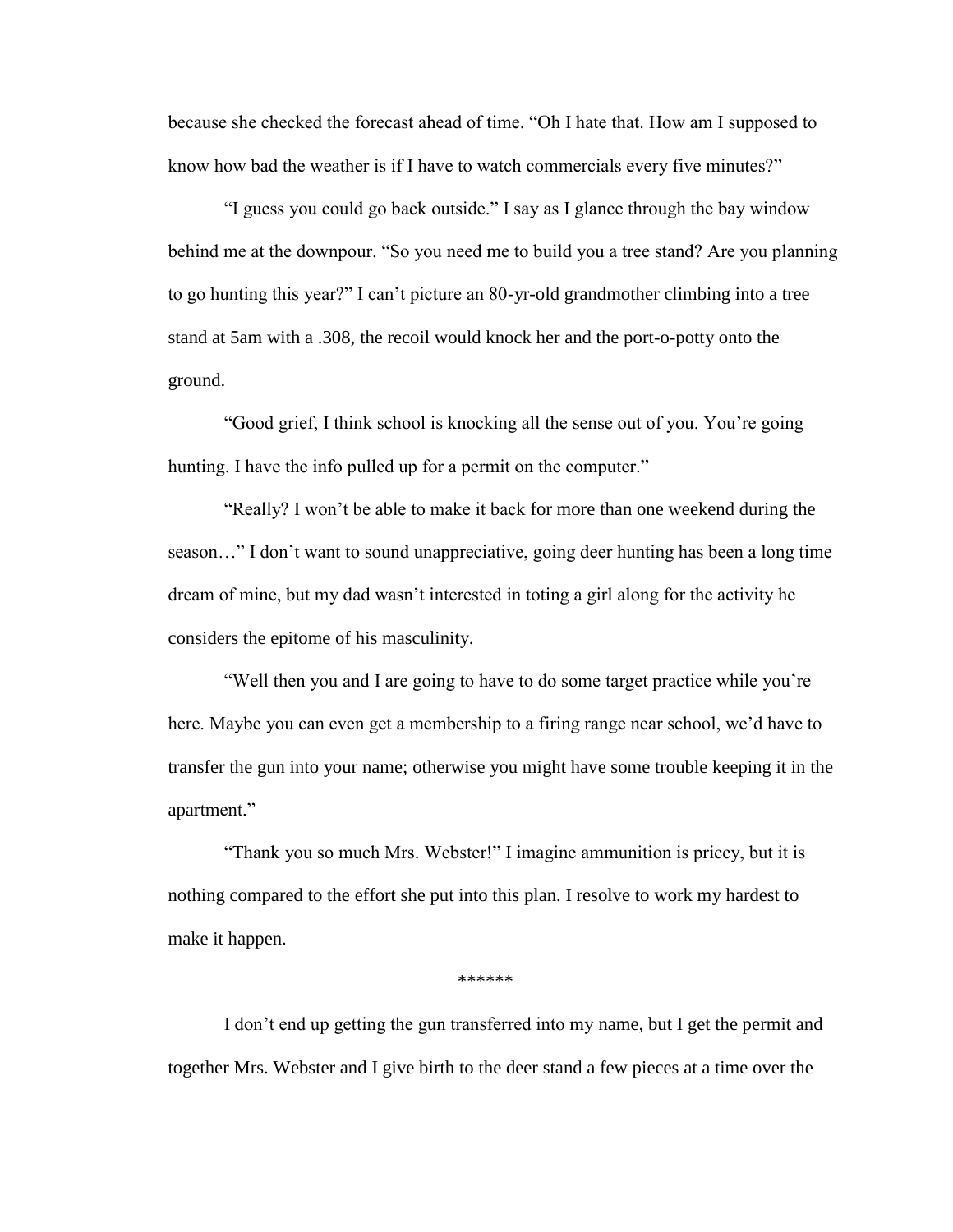because she checked the forecast ahead of time. “Oh I hate that. How am I supposed to know how bad the weather is if I have to watch commercials every five minutes?”

“I guess you could go back outside.” I say as I glance through the bay window behind me at the downpour. “So you need me to build you a tree stand? Are you planning to go hunting this year?” I can’t picture an 80-yr-old grandmother climbing into a tree stand at 5am with a .308, the recoil would knock her and the port-o-potty onto the ground.

“Good grief, I think school is knocking all the sense out of you. You’re going hunting. I have the info pulled up for a permit on the computer.”

“Really? I won’t be able to make it back for more than one weekend during the season…” I don’t want to sound unappreciative, going deer hunting has been a long time dream of mine, but my dad wasn’t interested in toting a girl along for the activity he considers the epitome of his masculinity.

“Well then you and I are going to have to do some target practice while you’re here. Maybe you can even get a membership to a firing range near school, we’d have to transfer the gun into your name; otherwise you might have some trouble keeping it in the apartment.”

“Thank you so much Mrs. Webster!” I imagine ammunition is pricey, but it is nothing compared to the effort she put into this plan. I resolve to work my hardest to make it happen.

******

I don’t end up getting the gun transferred into my name, but I get the permit and together Mrs. Webster and I give birth to the deer stand a few pieces at a time over the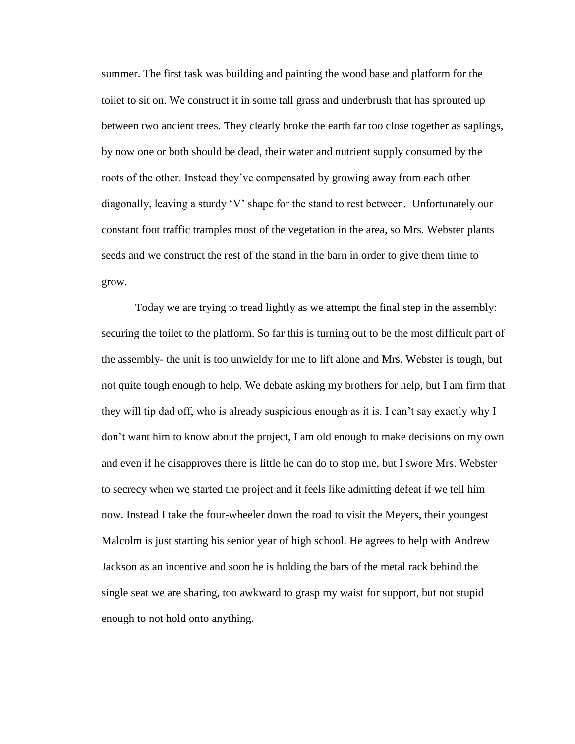summer. The first task was building and painting the wood base and platform for the toilet to sit on. We construct it in some tall grass and underbrush that has sprouted up between two ancient trees. They clearly broke the earth far too close together as saplings, by now one or both should be dead, their water and nutrient supply consumed by the roots of the other. Instead they've compensated by growing away from each other diagonally, leaving a sturdy 'V' shape for the stand to rest between. Unfortunately our constant foot traffic tramples most of the vegetation in the area, so Mrs. Webster plants seeds and we construct the rest of the stand in the barn in order to give them time to grow.

Today we are trying to tread lightly as we attempt the final step in the assembly: securing the toilet to the platform. So far this is turning out to be the most difficult part of the assembly- the unit is too unwieldy for me to lift alone and Mrs. Webster is tough, but not quite tough enough to help. We debate asking my brothers for help, but I am firm that they will tip dad off, who is already suspicious enough as it is. I can't say exactly why I don't want him to know about the project, I am old enough to make decisions on my own and even if he disapproves there is little he can do to stop me, but I swore Mrs. Webster to secrecy when we started the project and it feels like admitting defeat if we tell him now. Instead I take the four-wheeler down the road to visit the Meyers, their youngest Malcolm is just starting his senior year of high school. He agrees to help with Andrew Jackson as an incentive and soon he is holding the bars of the metal rack behind the single seat we are sharing, too awkward to grasp my waist for support, but not stupid enough to not hold onto anything.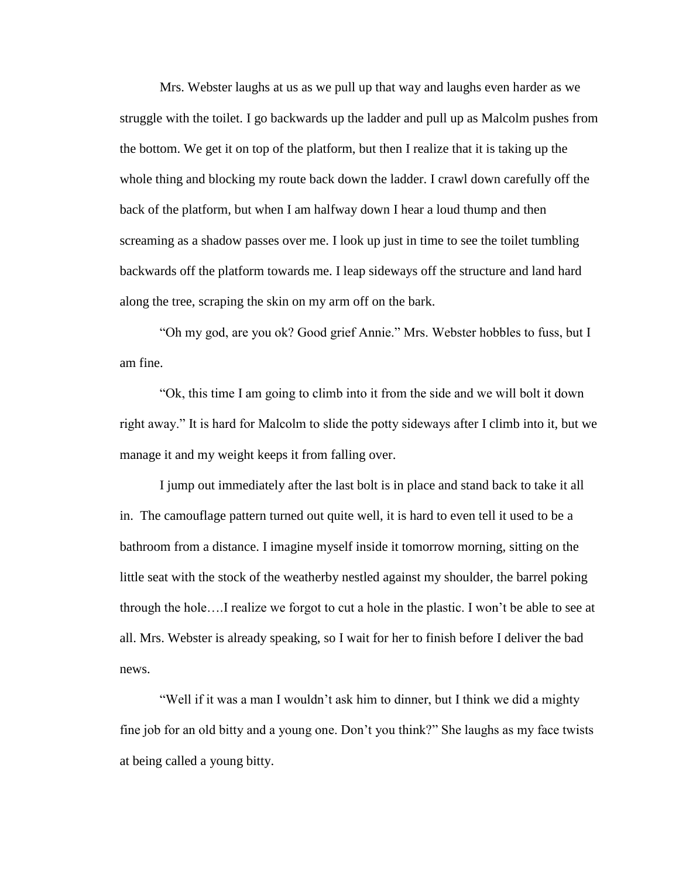Mrs. Webster laughs at us as we pull up that way and laughs even harder as we struggle with the toilet. I go backwards up the ladder and pull up as Malcolm pushes from the bottom. We get it on top of the platform, but then I realize that it is taking up the whole thing and blocking my route back down the ladder. I crawl down carefully off the back of the platform, but when I am halfway down I hear a loud thump and then screaming as a shadow passes over me. I look up just in time to see the toilet tumbling backwards off the platform towards me. I leap sideways off the structure and land hard along the tree, scraping the skin on my arm off on the bark.

"Oh my god, are you ok? Good grief Annie." Mrs. Webster hobbles to fuss, but I am fine.

"Ok, this time I am going to climb into it from the side and we will bolt it down right away." It is hard for Malcolm to slide the potty sideways after I climb into it, but we manage it and my weight keeps it from falling over.

I jump out immediately after the last bolt is in place and stand back to take it all in. The camouflage pattern turned out quite well, it is hard to even tell it used to be a bathroom from a distance. I imagine myself inside it tomorrow morning, sitting on the little seat with the stock of the weatherby nestled against my shoulder, the barrel poking through the hole….I realize we forgot to cut a hole in the plastic. I won't be able to see at all. Mrs. Webster is already speaking, so I wait for her to finish before I deliver the bad news.

"Well if it was a man I wouldn't ask him to dinner, but I think we did a mighty fine job for an old bitty and a young one. Don't you think?" She laughs as my face twists at being called a young bitty.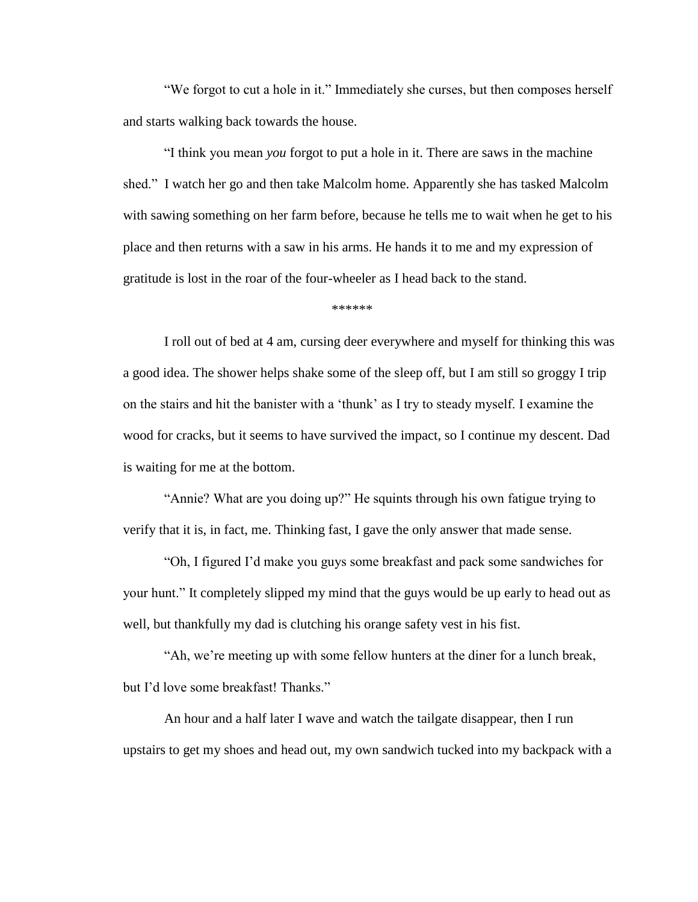"We forgot to cut a hole in it." Immediately she curses, but then composes herself and starts walking back towards the house.

"I think you mean *you* forgot to put a hole in it. There are saws in the machine shed."  I watch her go and then take Malcolm home. Apparently she has tasked Malcolm with sawing something on her farm before, because he tells me to wait when he get to his place and then returns with a saw in his arms. He hands it to me and my expression of gratitude is lost in the roar of the four-wheeler as I head back to the stand.

******

I roll out of bed at 4 am, cursing deer everywhere and myself for thinking this was a good idea. The shower helps shake some of the sleep off, but I am still so groggy I trip on the stairs and hit the banister with a 'thunk' as I try to steady myself. I examine the wood for cracks, but it seems to have survived the impact, so I continue my descent. Dad is waiting for me at the bottom.

"Annie? What are you doing up?" He squints through his own fatigue trying to verify that it is, in fact, me. Thinking fast, I gave the only answer that made sense.

"Oh, I figured I'd make you guys some breakfast and pack some sandwiches for your hunt." It completely slipped my mind that the guys would be up early to head out as well, but thankfully my dad is clutching his orange safety vest in his fist.

"Ah, we're meeting up with some fellow hunters at the diner for a lunch break, but I'd love some breakfast! Thanks."

An hour and a half later I wave and watch the tailgate disappear, then I run upstairs to get my shoes and head out, my own sandwich tucked into my backpack with a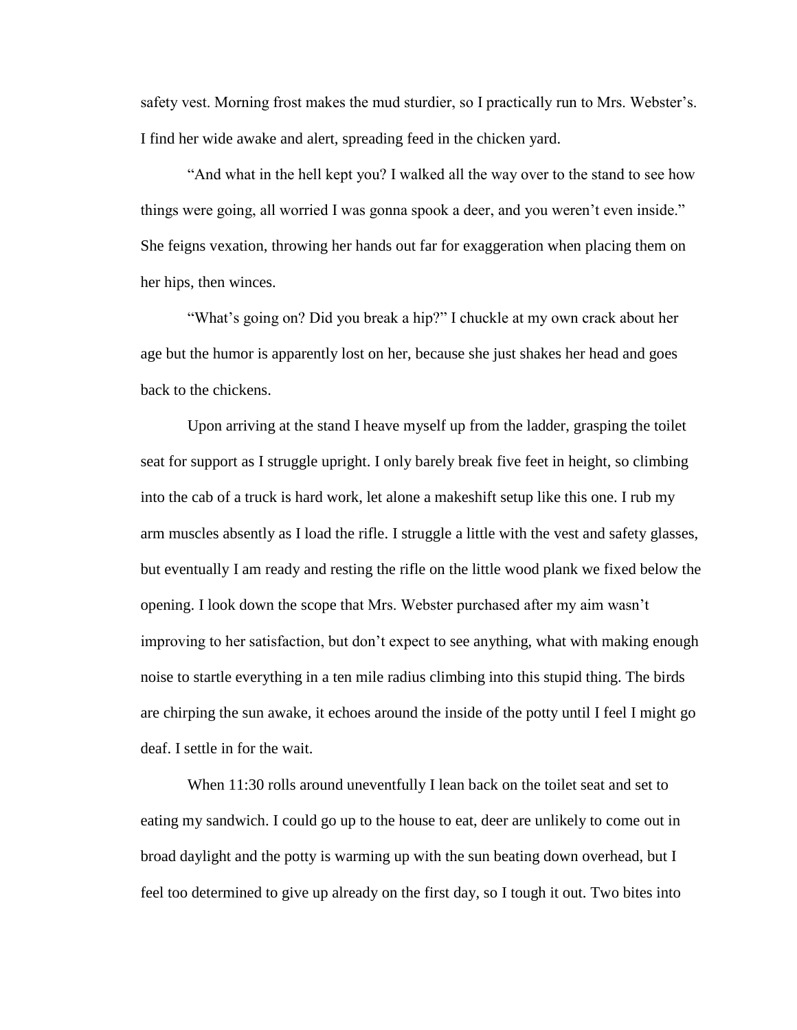safety vest. Morning frost makes the mud sturdier, so I practically run to Mrs. Webster's. I find her wide awake and alert, spreading feed in the chicken yard.

"And what in the hell kept you? I walked all the way over to the stand to see how things were going, all worried I was gonna spook a deer, and you weren't even inside." She feigns vexation, throwing her hands out far for exaggeration when placing them on her hips, then winces.

"What's going on? Did you break a hip?" I chuckle at my own crack about her age but the humor is apparently lost on her, because she just shakes her head and goes back to the chickens.

Upon arriving at the stand I heave myself up from the ladder, grasping the toilet seat for support as I struggle upright. I only barely break five feet in height, so climbing into the cab of a truck is hard work, let alone a makeshift setup like this one. I rub my arm muscles absently as I load the rifle. I struggle a little with the vest and safety glasses, but eventually I am ready and resting the rifle on the little wood plank we fixed below the opening. I look down the scope that Mrs. Webster purchased after my aim wasn't improving to her satisfaction, but don't expect to see anything, what with making enough noise to startle everything in a ten mile radius climbing into this stupid thing. The birds are chirping the sun awake, it echoes around the inside of the potty until I feel I might go deaf. I settle in for the wait.

When 11:30 rolls around uneventfully I lean back on the toilet seat and set to eating my sandwich. I could go up to the house to eat, deer are unlikely to come out in broad daylight and the potty is warming up with the sun beating down overhead, but I feel too determined to give up already on the first day, so I tough it out. Two bites into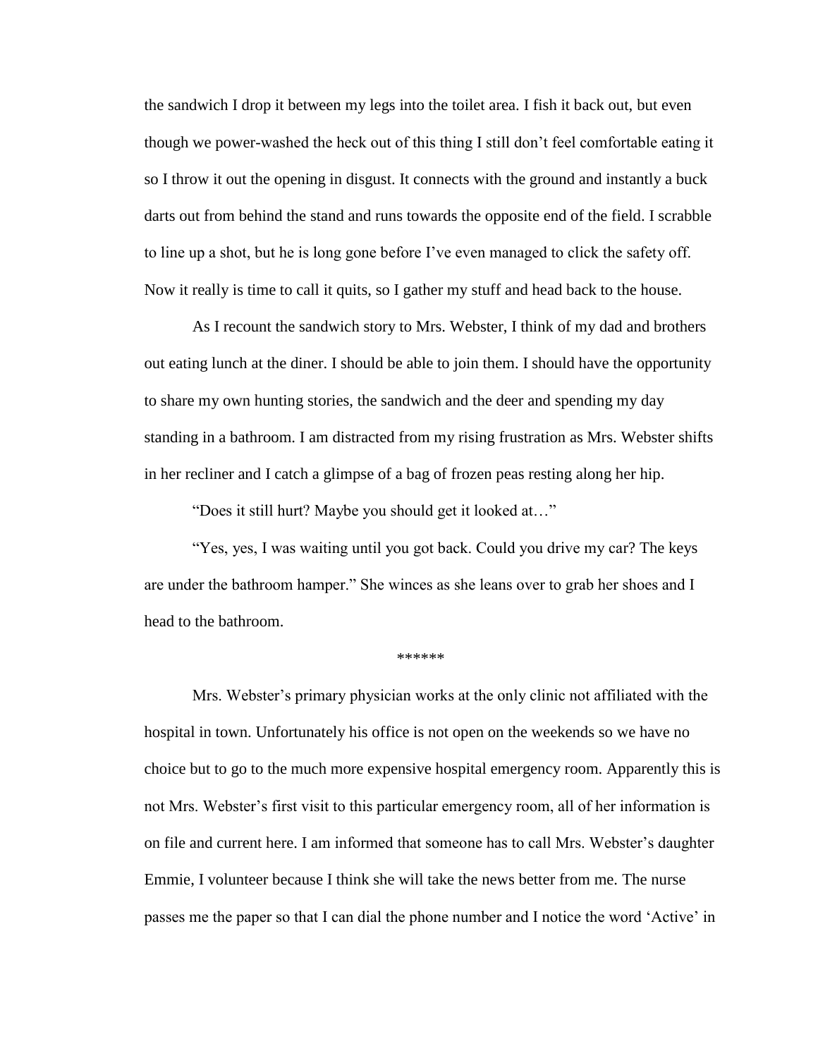the sandwich I drop it between my legs into the toilet area. I fish it back out, but even though we power-washed the heck out of this thing I still don't feel comfortable eating it so I throw it out the opening in disgust. It connects with the ground and instantly a buck darts out from behind the stand and runs towards the opposite end of the field. I scrabble to line up a shot, but he is long gone before I've even managed to click the safety off. Now it really is time to call it quits, so I gather my stuff and head back to the house.

As I recount the sandwich story to Mrs. Webster, I think of my dad and brothers out eating lunch at the diner. I should be able to join them. I should have the opportunity to share my own hunting stories, the sandwich and the deer and spending my day standing in a bathroom. I am distracted from my rising frustration as Mrs. Webster shifts in her recliner and I catch a glimpse of a bag of frozen peas resting along her hip.

"Does it still hurt? Maybe you should get it looked at…"

"Yes, yes, I was waiting until you got back. Could you drive my car? The keys are under the bathroom hamper." She winces as she leans over to grab her shoes and I head to the bathroom.

******

Mrs. Webster's primary physician works at the only clinic not affiliated with the hospital in town. Unfortunately his office is not open on the weekends so we have no choice but to go to the much more expensive hospital emergency room. Apparently this is not Mrs. Webster's first visit to this particular emergency room, all of her information is on file and current here. I am informed that someone has to call Mrs. Webster's daughter Emmie, I volunteer because I think she will take the news better from me. The nurse passes me the paper so that I can dial the phone number and I notice the word 'Active' in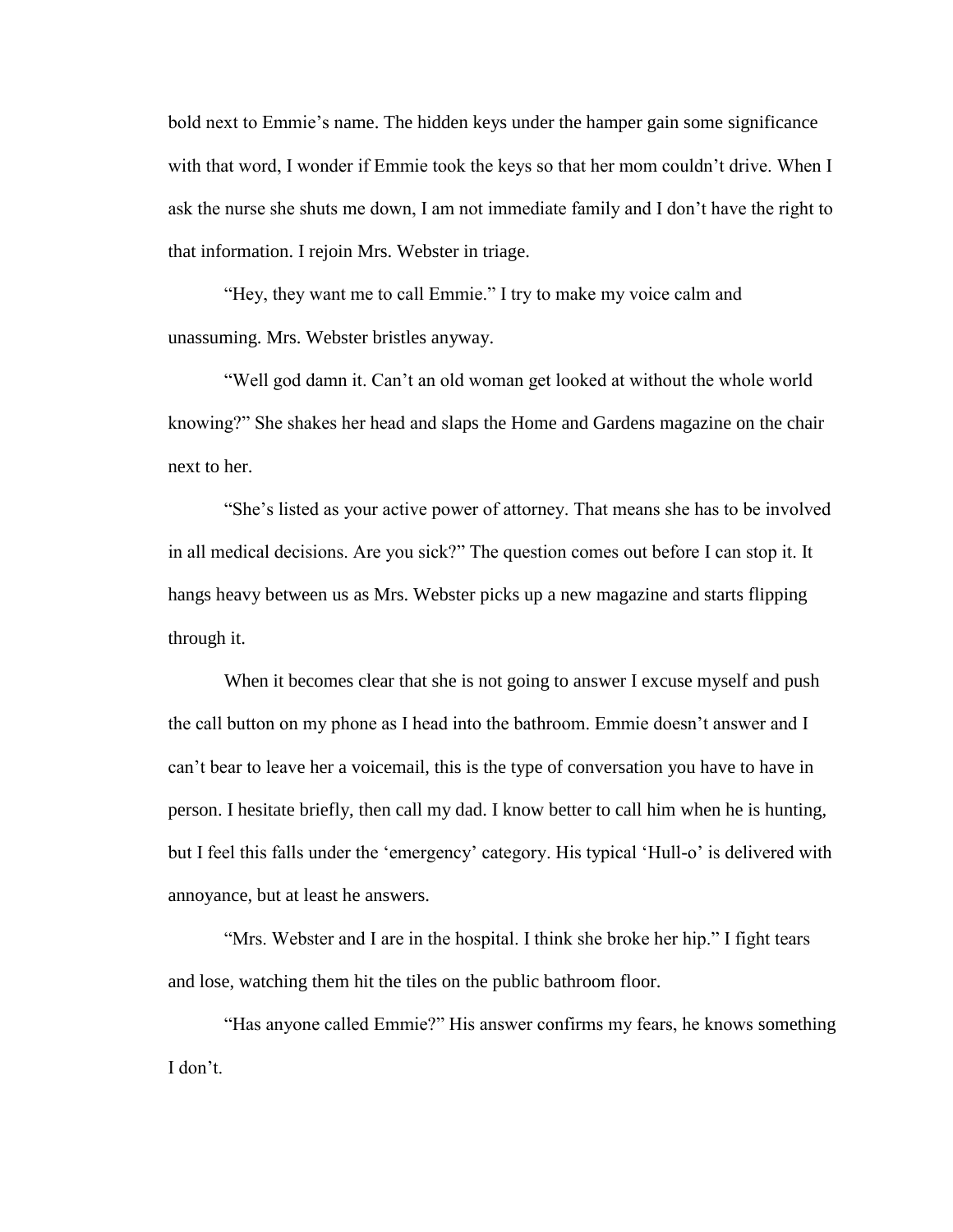bold next to Emmie's name. The hidden keys under the hamper gain some significance with that word, I wonder if Emmie took the keys so that her mom couldn't drive. When I ask the nurse she shuts me down, I am not immediate family and I don't have the right to that information. I rejoin Mrs. Webster in triage.

"Hey, they want me to call Emmie." I try to make my voice calm and unassuming. Mrs. Webster bristles anyway.

"Well god damn it. Can't an old woman get looked at without the whole world knowing?" She shakes her head and slaps the Home and Gardens magazine on the chair next to her.

"She's listed as your active power of attorney. That means she has to be involved in all medical decisions. Are you sick?" The question comes out before I can stop it. It hangs heavy between us as Mrs. Webster picks up a new magazine and starts flipping through it.

When it becomes clear that she is not going to answer I excuse myself and push the call button on my phone as I head into the bathroom. Emmie doesn't answer and I can't bear to leave her a voicemail, this is the type of conversation you have to have in person. I hesitate briefly, then call my dad. I know better to call him when he is hunting, but I feel this falls under the 'emergency' category. His typical 'Hull-o' is delivered with annoyance, but at least he answers.

"Mrs. Webster and I are in the hospital. I think she broke her hip." I fight tears and lose, watching them hit the tiles on the public bathroom floor.

"Has anyone called Emmie?" His answer confirms my fears, he knows something I don't.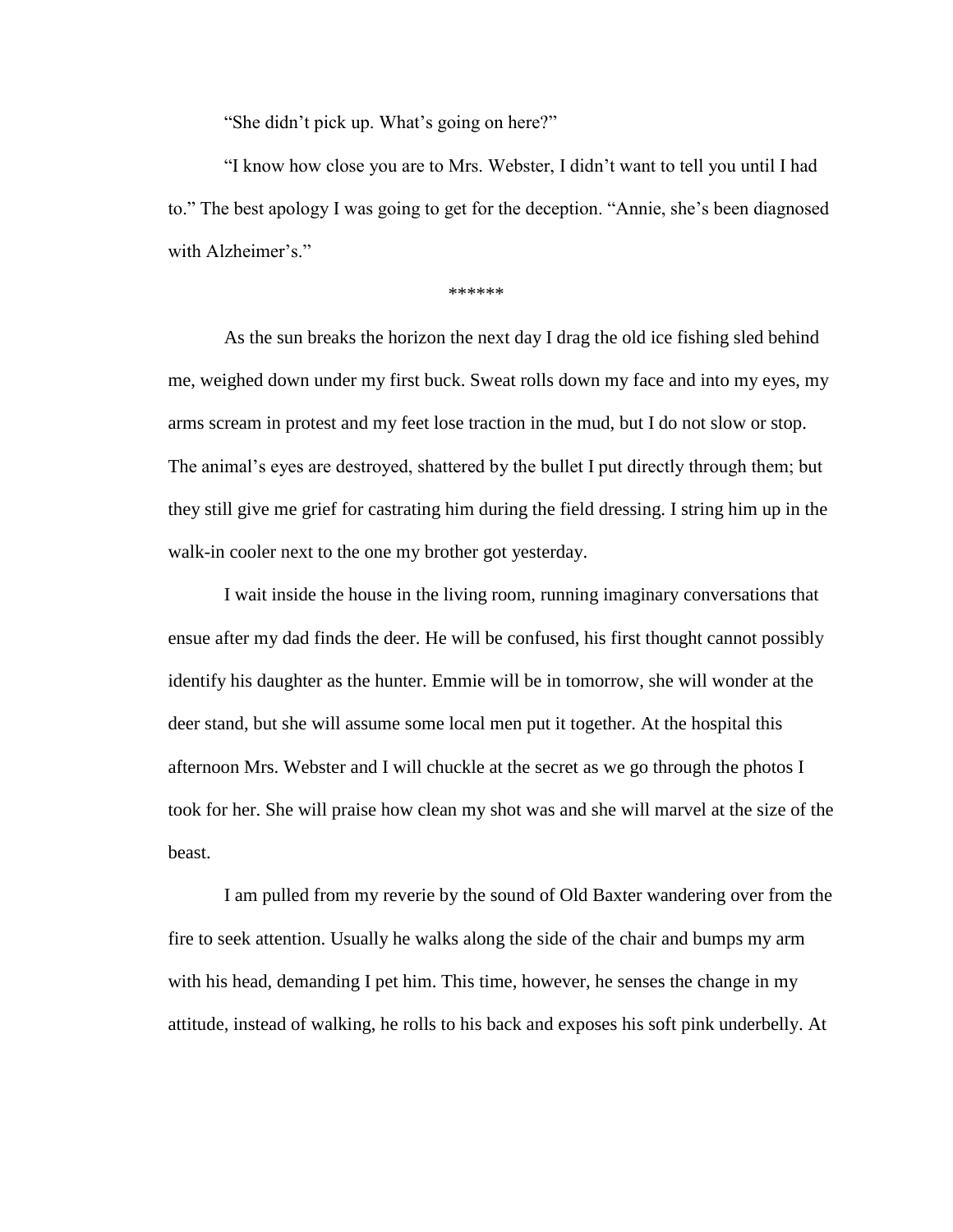"She didn't pick up. What's going on here?"

"I know how close you are to Mrs. Webster, I didn't want to tell you until I had to." The best apology I was going to get for the deception. "Annie, she's been diagnosed with Alzheimer's."

******

As the sun breaks the horizon the next day I drag the old ice fishing sled behind me, weighed down under my first buck. Sweat rolls down my face and into my eyes, my arms scream in protest and my feet lose traction in the mud, but I do not slow or stop. The animal's eyes are destroyed, shattered by the bullet I put directly through them; but they still give me grief for castrating him during the field dressing. I string him up in the walk-in cooler next to the one my brother got yesterday.

I wait inside the house in the living room, running imaginary conversations that ensue after my dad finds the deer. He will be confused, his first thought cannot possibly identify his daughter as the hunter. Emmie will be in tomorrow, she will wonder at the deer stand, but she will assume some local men put it together. At the hospital this afternoon Mrs. Webster and I will chuckle at the secret as we go through the photos I took for her. She will praise how clean my shot was and she will marvel at the size of the beast.

I am pulled from my reverie by the sound of Old Baxter wandering over from the fire to seek attention. Usually he walks along the side of the chair and bumps my arm with his head, demanding I pet him. This time, however, he senses the change in my attitude, instead of walking, he rolls to his back and exposes his soft pink underbelly. At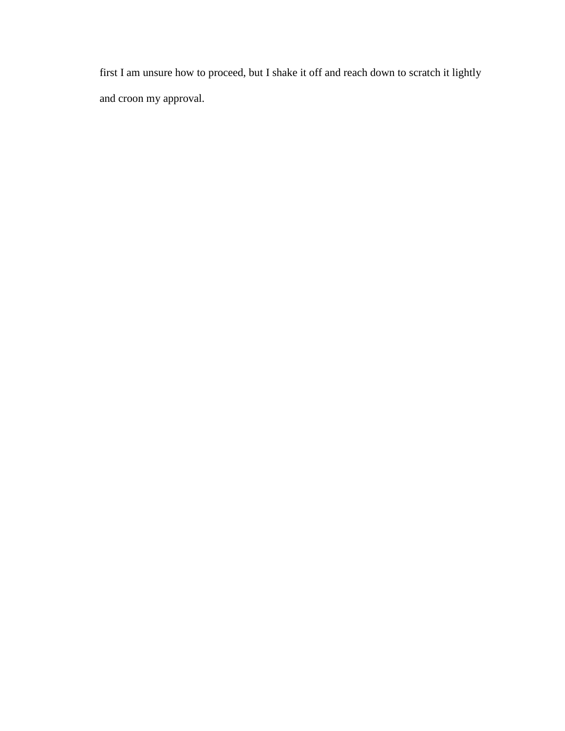first I am unsure how to proceed, but I shake it off and reach down to scratch it lightly and croon my approval.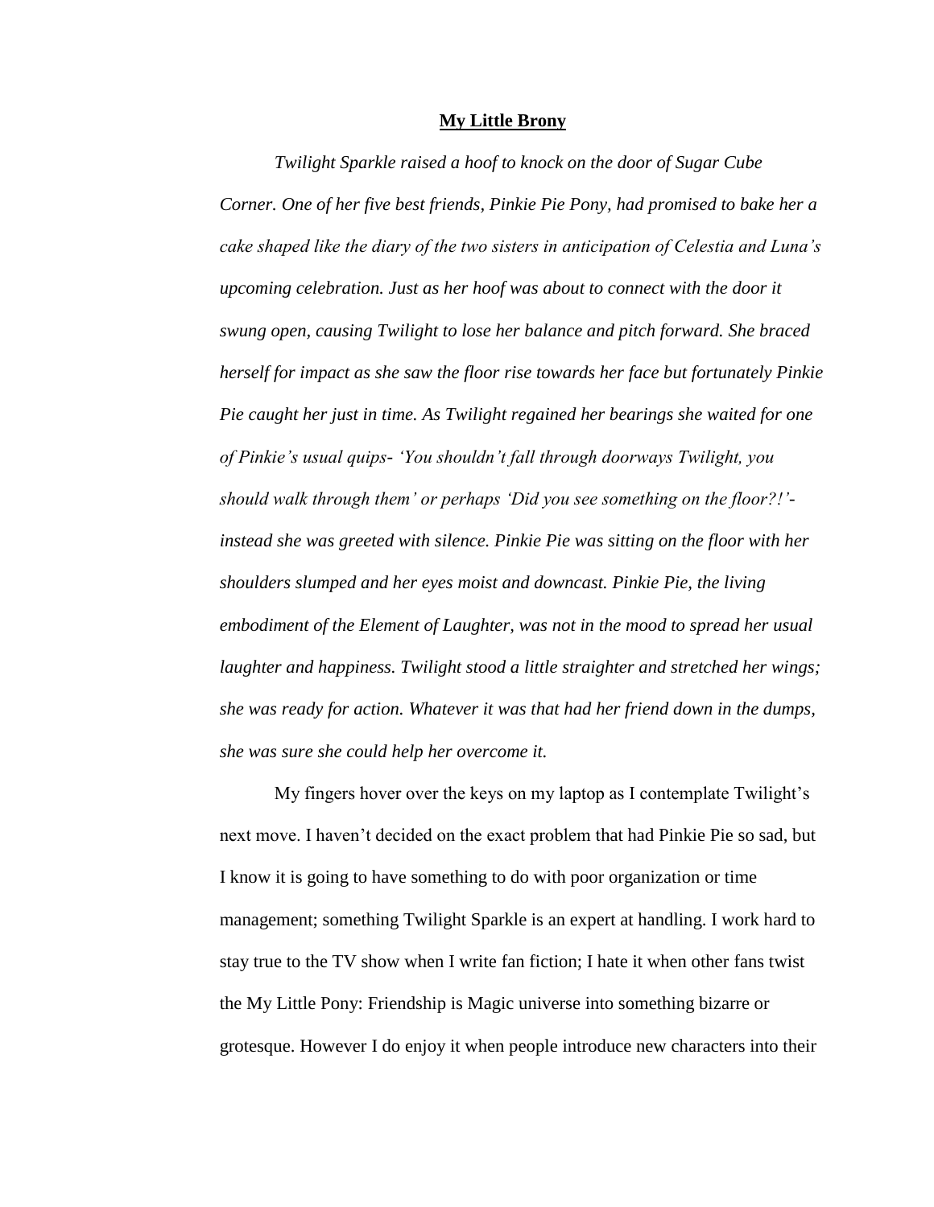**My Little Brony**

*Twilight Sparkle raised a hoof to knock on the door of Sugar Cube Corner. One of her five best friends, Pinkie Pie Pony, had promised to bake her a cake shaped like the diary of the two sisters in anticipation of Celestia and Luna's upcoming celebration. Just as her hoof was about to connect with the door it swung open, causing Twilight to lose her balance and pitch forward. She braced herself for impact as she saw the floor rise towards her face but fortunately Pinkie Pie caught her just in time. As Twilight regained her bearings she waited for one of Pinkie's usual quips- 'You shouldn't fall through doorways Twilight, you should walk through them' or perhaps 'Did you see something on the floor?!'- instead she was greeted with silence. Pinkie Pie was sitting on the floor with her shoulders slumped and her eyes moist and downcast. Pinkie Pie, the living embodiment of the Element of Laughter, was not in the mood to spread her usual laughter and happiness. Twilight stood a little straighter and stretched her wings; she was ready for action. Whatever it was that had her friend down in the dumps, she was sure she could help her overcome it.*

My fingers hover over the keys on my laptop as I contemplate Twilight's next move. I haven't decided on the exact problem that had Pinkie Pie so sad, but I know it is going to have something to do with poor organization or time management; something Twilight Sparkle is an expert at handling. I work hard to stay true to the TV show when I write fan fiction; I hate it when other fans twist the My Little Pony: Friendship is Magic universe into something bizarre or grotesque. However I do enjoy it when people introduce new characters into their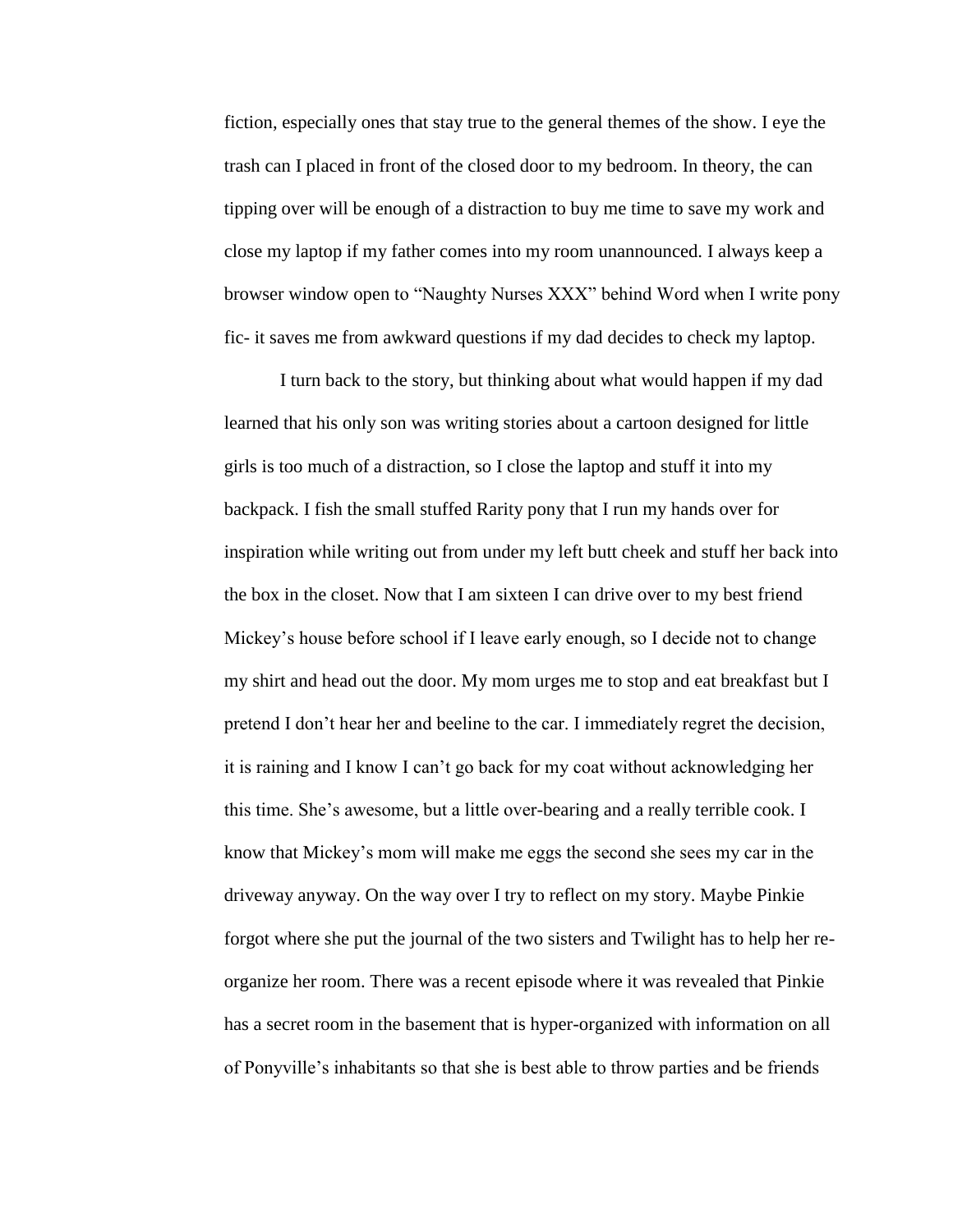fiction, especially ones that stay true to the general themes of the show. I eye the trash can I placed in front of the closed door to my bedroom. In theory, the can tipping over will be enough of a distraction to buy me time to save my work and close my laptop if my father comes into my room unannounced. I always keep a browser window open to "Naughty Nurses XXX" behind Word when I write pony fic- it saves me from awkward questions if my dad decides to check my laptop.

I turn back to the story, but thinking about what would happen if my dad learned that his only son was writing stories about a cartoon designed for little girls is too much of a distraction, so I close the laptop and stuff it into my backpack. I fish the small stuffed Rarity pony that I run my hands over for inspiration while writing out from under my left butt cheek and stuff her back into the box in the closet. Now that I am sixteen I can drive over to my best friend Mickey's house before school if I leave early enough, so I decide not to change my shirt and head out the door. My mom urges me to stop and eat breakfast but I pretend I don't hear her and beeline to the car. I immediately regret the decision, it is raining and I know I can't go back for my coat without acknowledging her this time. She's awesome, but a little over-bearing and a really terrible cook. I know that Mickey's mom will make me eggs the second she sees my car in the driveway anyway. On the way over I try to reflect on my story. Maybe Pinkie forgot where she put the journal of the two sisters and Twilight has to help her re-organize her room. There was a recent episode where it was revealed that Pinkie has a secret room in the basement that is hyper-organized with information on all of Ponyville's inhabitants so that she is best able to throw parties and be friends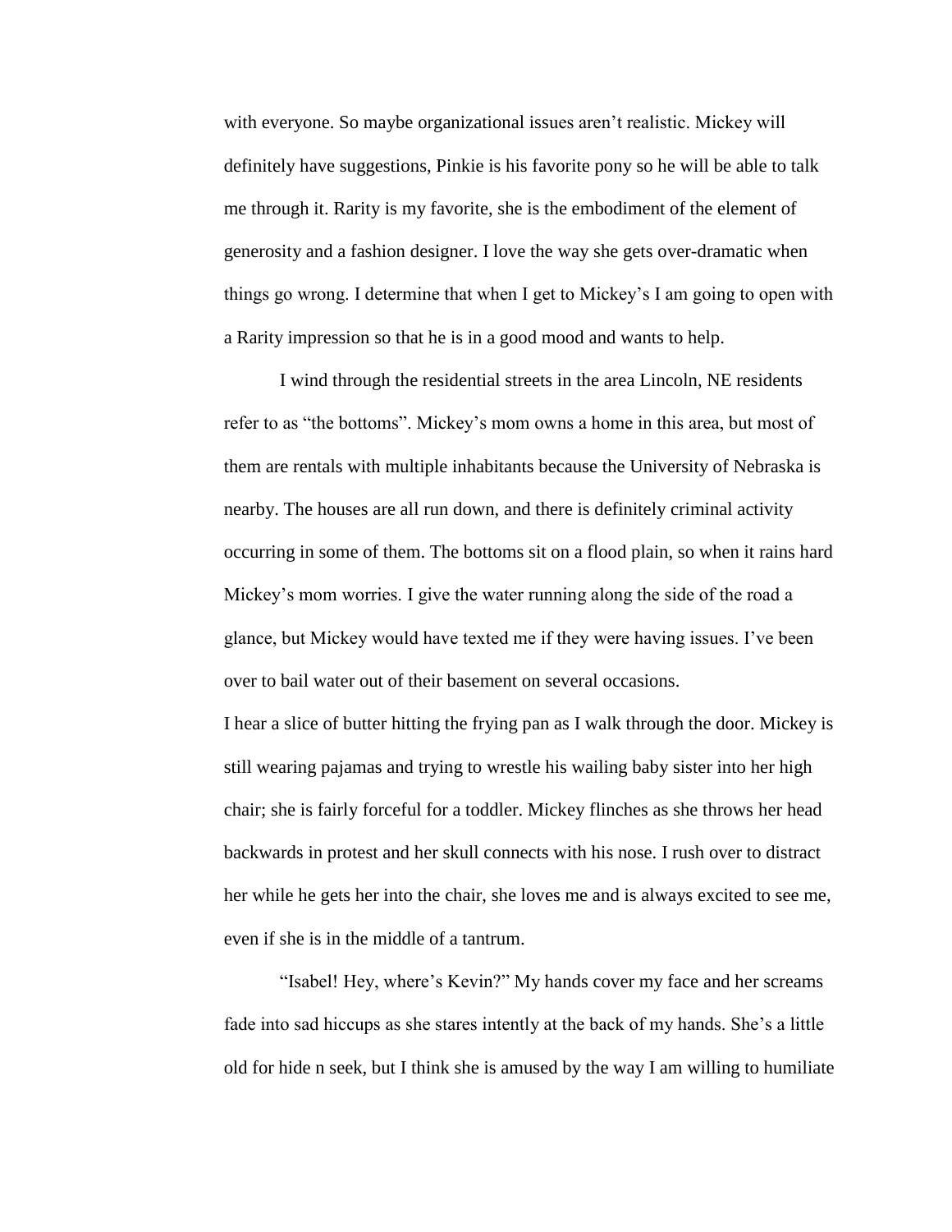with everyone. So maybe organizational issues aren't realistic. Mickey will definitely have suggestions, Pinkie is his favorite pony so he will be able to talk me through it. Rarity is my favorite, she is the embodiment of the element of generosity and a fashion designer. I love the way she gets over-dramatic when things go wrong. I determine that when I get to Mickey's I am going to open with a Rarity impression so that he is in a good mood and wants to help.

I wind through the residential streets in the area Lincoln, NE residents refer to as "the bottoms". Mickey's mom owns a home in this area, but most of them are rentals with multiple inhabitants because the University of Nebraska is nearby. The houses are all run down, and there is definitely criminal activity occurring in some of them. The bottoms sit on a flood plain, so when it rains hard Mickey's mom worries. I give the water running along the side of the road a glance, but Mickey would have texted me if they were having issues. I've been over to bail water out of their basement on several occasions.

I hear a slice of butter hitting the frying pan as I walk through the door. Mickey is still wearing pajamas and trying to wrestle his wailing baby sister into her high chair; she is fairly forceful for a toddler. Mickey flinches as she throws her head backwards in protest and her skull connects with his nose. I rush over to distract her while he gets her into the chair, she loves me and is always excited to see me, even if she is in the middle of a tantrum.

"Isabel! Hey, where's Kevin?" My hands cover my face and her screams fade into sad hiccups as she stares intently at the back of my hands. She's a little old for hide n seek, but I think she is amused by the way I am willing to humiliate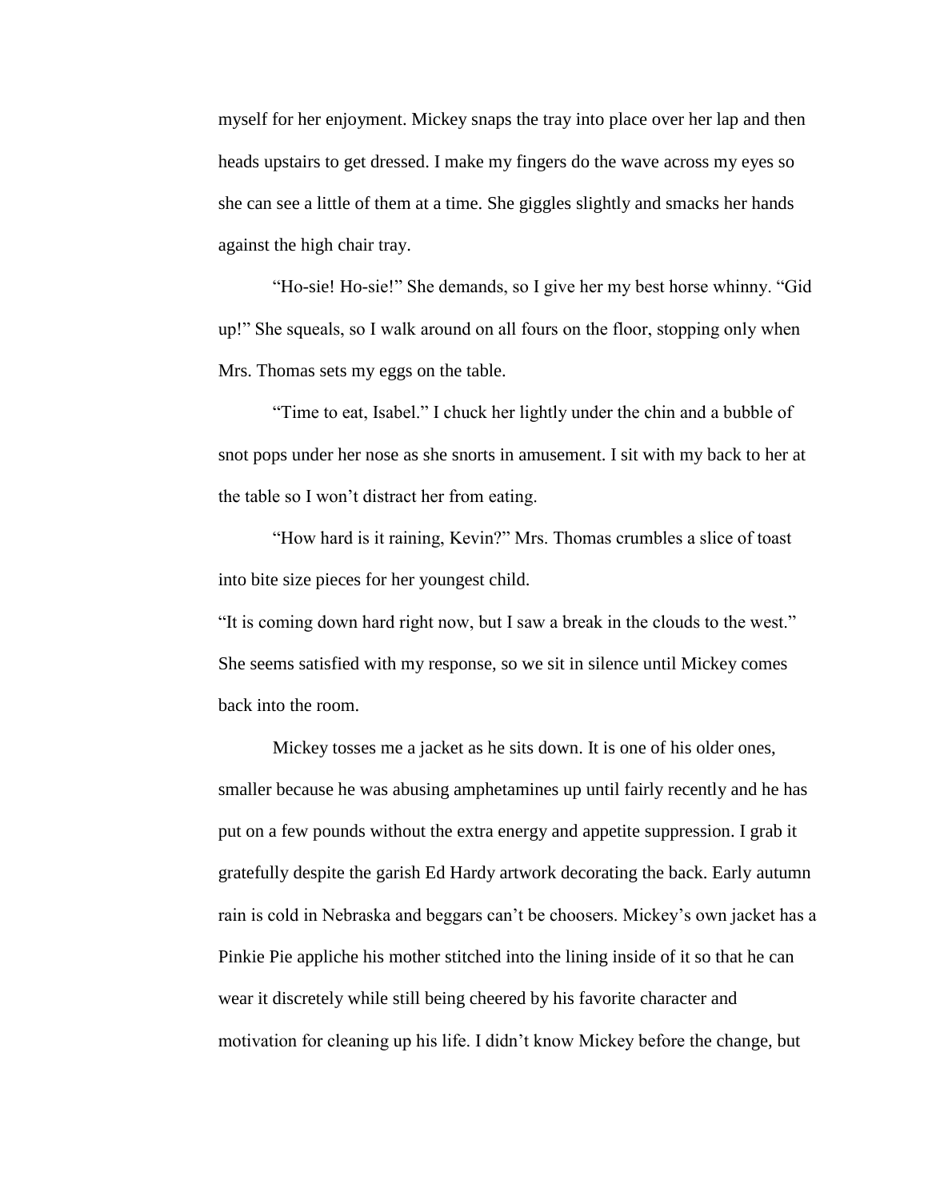myself for her enjoyment. Mickey snaps the tray into place over her lap and then heads upstairs to get dressed. I make my fingers do the wave across my eyes so she can see a little of them at a time. She giggles slightly and smacks her hands against the high chair tray.

"Ho-sie! Ho-sie!" She demands, so I give her my best horse whinny. "Gid up!" She squeals, so I walk around on all fours on the floor, stopping only when Mrs. Thomas sets my eggs on the table.

"Time to eat, Isabel." I chuck her lightly under the chin and a bubble of snot pops under her nose as she snorts in amusement. I sit with my back to her at the table so I won't distract her from eating.

"How hard is it raining, Kevin?" Mrs. Thomas crumbles a slice of toast into bite size pieces for her youngest child.

"It is coming down hard right now, but I saw a break in the clouds to the west." She seems satisfied with my response, so we sit in silence until Mickey comes back into the room.

Mickey tosses me a jacket as he sits down. It is one of his older ones, smaller because he was abusing amphetamines up until fairly recently and he has put on a few pounds without the extra energy and appetite suppression. I grab it gratefully despite the garish Ed Hardy artwork decorating the back. Early autumn rain is cold in Nebraska and beggars can't be choosers. Mickey's own jacket has a Pinkie Pie appliche his mother stitched into the lining inside of it so that he can wear it discretely while still being cheered by his favorite character and motivation for cleaning up his life. I didn't know Mickey before the change, but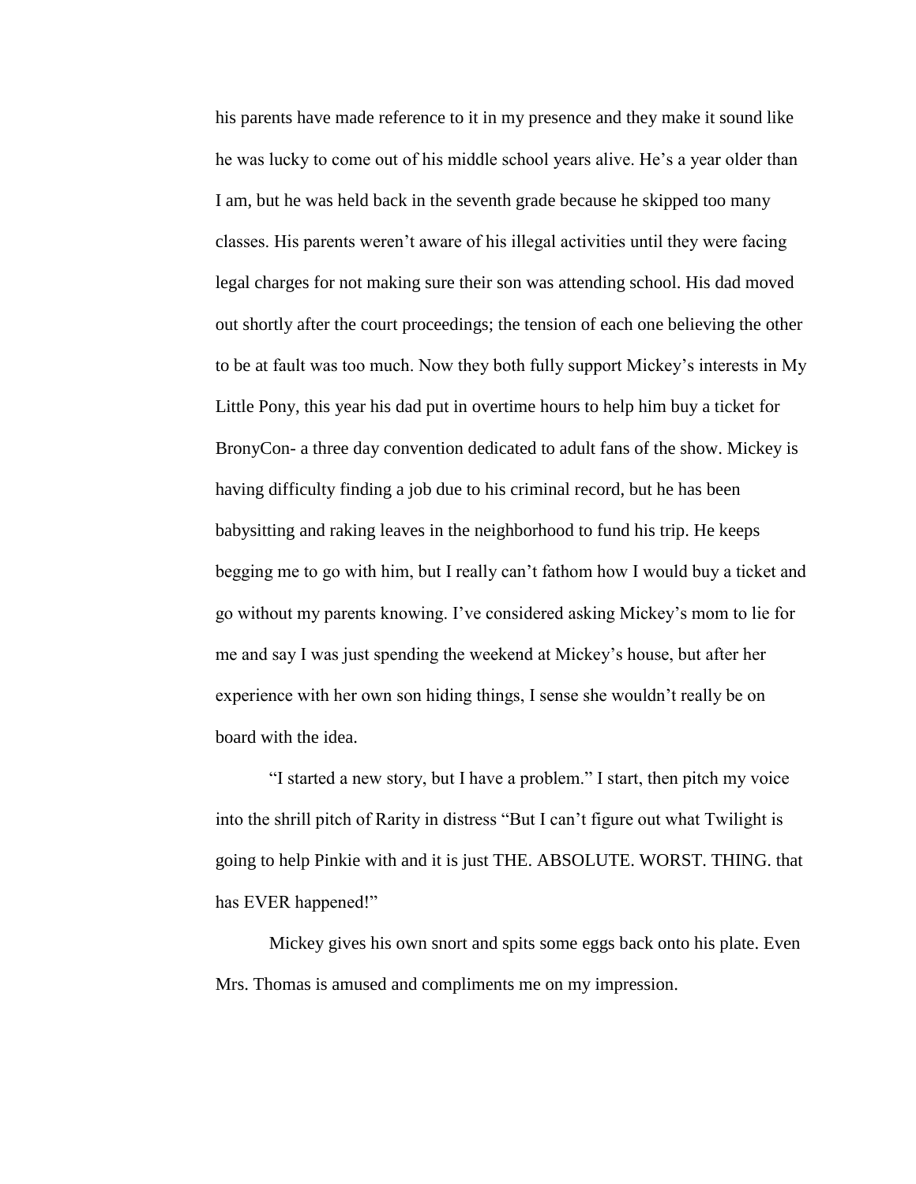his parents have made reference to it in my presence and they make it sound like he was lucky to come out of his middle school years alive. He's a year older than I am, but he was held back in the seventh grade because he skipped too many classes. His parents weren't aware of his illegal activities until they were facing legal charges for not making sure their son was attending school. His dad moved out shortly after the court proceedings; the tension of each one believing the other to be at fault was too much. Now they both fully support Mickey's interests in My Little Pony, this year his dad put in overtime hours to help him buy a ticket for BronyCon- a three day convention dedicated to adult fans of the show. Mickey is having difficulty finding a job due to his criminal record, but he has been babysitting and raking leaves in the neighborhood to fund his trip. He keeps begging me to go with him, but I really can't fathom how I would buy a ticket and go without my parents knowing. I've considered asking Mickey's mom to lie for me and say I was just spending the weekend at Mickey's house, but after her experience with her own son hiding things, I sense she wouldn't really be on board with the idea.

"I started a new story, but I have a problem." I start, then pitch my voice into the shrill pitch of Rarity in distress "But I can't figure out what Twilight is going to help Pinkie with and it is just THE. ABSOLUTE. WORST. THING. that has EVER happened!"

Mickey gives his own snort and spits some eggs back onto his plate. Even Mrs. Thomas is amused and compliments me on my impression.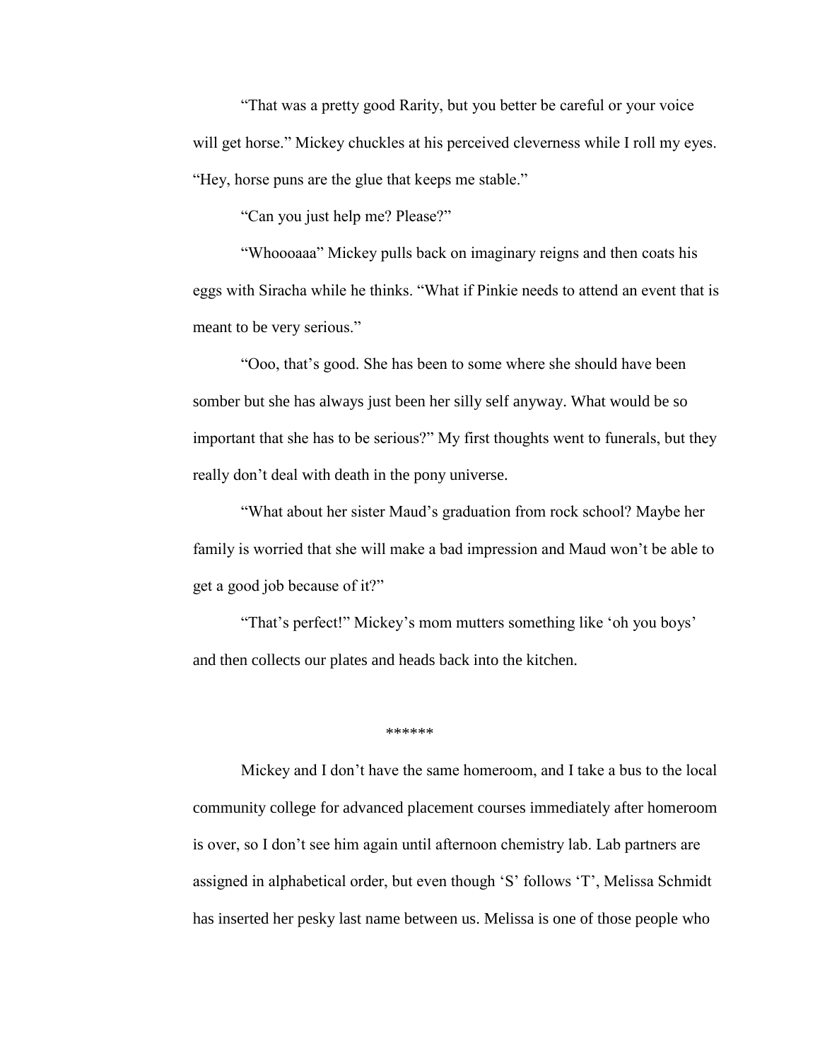"That was a pretty good Rarity, but you better be careful or your voice will get horse." Mickey chuckles at his perceived cleverness while I roll my eyes. "Hey, horse puns are the glue that keeps me stable."

"Can you just help me? Please?"

"Whoooaaa" Mickey pulls back on imaginary reigns and then coats his eggs with Siracha while he thinks. "What if Pinkie needs to attend an event that is meant to be very serious."

"Ooo, that's good. She has been to some where she should have been somber but she has always just been her silly self anyway. What would be so important that she has to be serious?" My first thoughts went to funerals, but they really don't deal with death in the pony universe.

"What about her sister Maud's graduation from rock school? Maybe her family is worried that she will make a bad impression and Maud won't be able to get a good job because of it?"

"That's perfect!" Mickey's mom mutters something like 'oh you boys' and then collects our plates and heads back into the kitchen.

******

Mickey and I don't have the same homeroom, and I take a bus to the local community college for advanced placement courses immediately after homeroom is over, so I don't see him again until afternoon chemistry lab. Lab partners are assigned in alphabetical order, but even though 'S' follows 'T', Melissa Schmidt has inserted her pesky last name between us. Melissa is one of those people who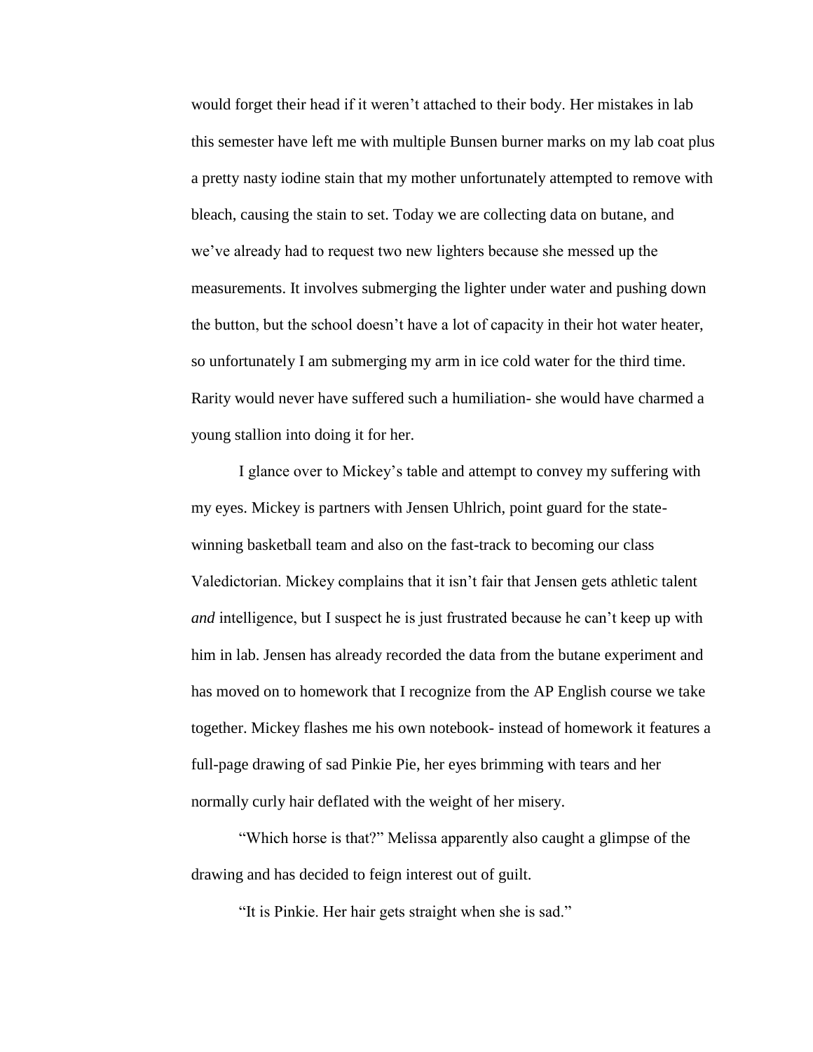would forget their head if it weren't attached to their body. Her mistakes in lab this semester have left me with multiple Bunsen burner marks on my lab coat plus a pretty nasty iodine stain that my mother unfortunately attempted to remove with bleach, causing the stain to set. Today we are collecting data on butane, and we've already had to request two new lighters because she messed up the measurements. It involves submerging the lighter under water and pushing down the button, but the school doesn't have a lot of capacity in their hot water heater, so unfortunately I am submerging my arm in ice cold water for the third time. Rarity would never have suffered such a humiliation- she would have charmed a young stallion into doing it for her.

I glance over to Mickey's table and attempt to convey my suffering with my eyes. Mickey is partners with Jensen Uhlrich, point guard for the state-winning basketball team and also on the fast-track to becoming our class Valedictorian. Mickey complains that it isn't fair that Jensen gets athletic talent *and* intelligence, but I suspect he is just frustrated because he can't keep up with him in lab. Jensen has already recorded the data from the butane experiment and has moved on to homework that I recognize from the AP English course we take together. Mickey flashes me his own notebook- instead of homework it features a full-page drawing of sad Pinkie Pie, her eyes brimming with tears and her normally curly hair deflated with the weight of her misery.

"Which horse is that?" Melissa apparently also caught a glimpse of the drawing and has decided to feign interest out of guilt.

"It is Pinkie. Her hair gets straight when she is sad."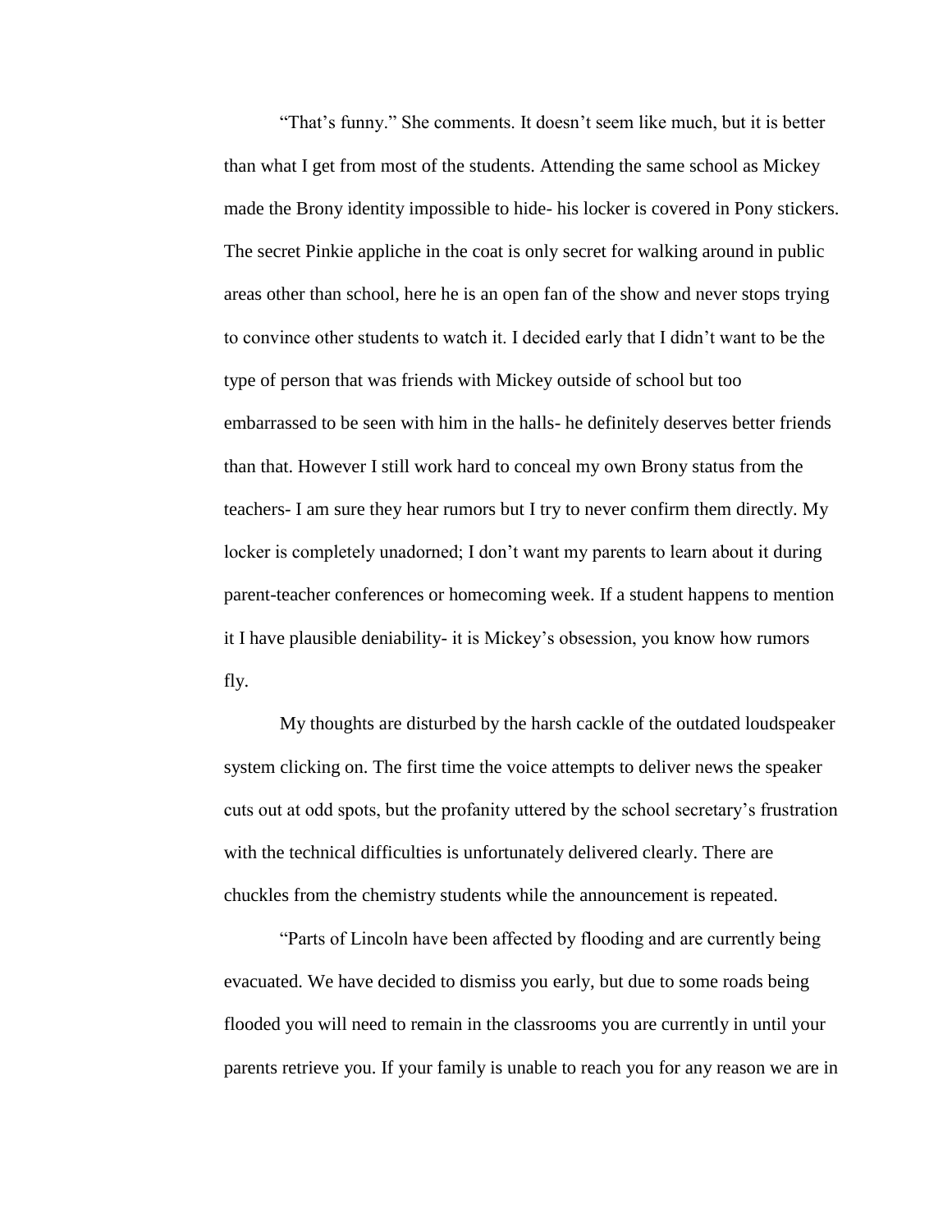"That's funny." She comments. It doesn't seem like much, but it is better than what I get from most of the students. Attending the same school as Mickey made the Brony identity impossible to hide- his locker is covered in Pony stickers. The secret Pinkie appliche in the coat is only secret for walking around in public areas other than school, here he is an open fan of the show and never stops trying to convince other students to watch it. I decided early that I didn't want to be the type of person that was friends with Mickey outside of school but too embarrassed to be seen with him in the halls- he definitely deserves better friends than that. However I still work hard to conceal my own Brony status from the teachers- I am sure they hear rumors but I try to never confirm them directly. My locker is completely unadorned; I don't want my parents to learn about it during parent-teacher conferences or homecoming week. If a student happens to mention it I have plausible deniability- it is Mickey's obsession, you know how rumors fly.

My thoughts are disturbed by the harsh cackle of the outdated loudspeaker system clicking on. The first time the voice attempts to deliver news the speaker cuts out at odd spots, but the profanity uttered by the school secretary's frustration with the technical difficulties is unfortunately delivered clearly. There are chuckles from the chemistry students while the announcement is repeated.

"Parts of Lincoln have been affected by flooding and are currently being evacuated. We have decided to dismiss you early, but due to some roads being flooded you will need to remain in the classrooms you are currently in until your parents retrieve you. If your family is unable to reach you for any reason we are in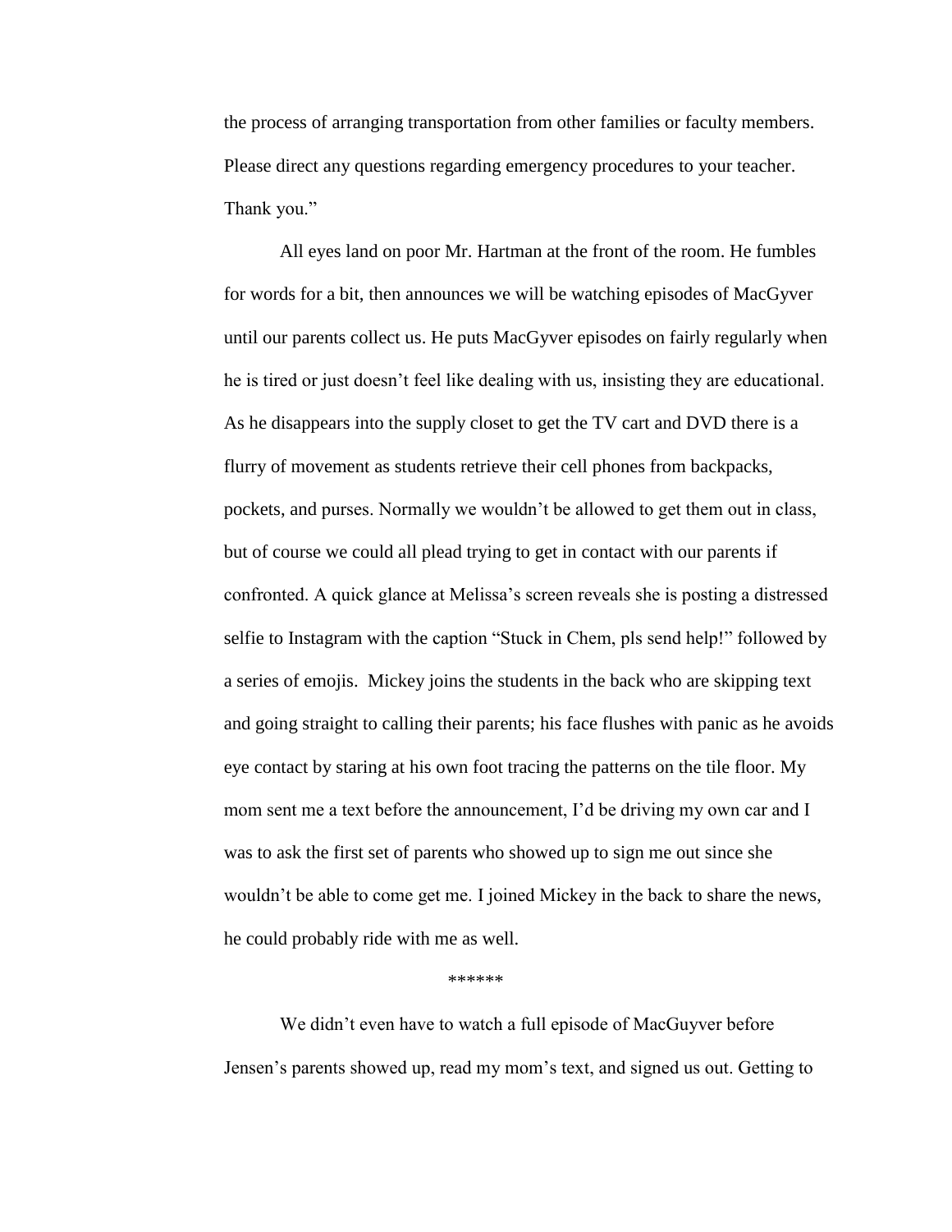the process of arranging transportation from other families or faculty members. Please direct any questions regarding emergency procedures to your teacher. Thank you."

All eyes land on poor Mr. Hartman at the front of the room. He fumbles for words for a bit, then announces we will be watching episodes of MacGyver until our parents collect us. He puts MacGyver episodes on fairly regularly when he is tired or just doesn't feel like dealing with us, insisting they are educational. As he disappears into the supply closet to get the TV cart and DVD there is a flurry of movement as students retrieve their cell phones from backpacks, pockets, and purses. Normally we wouldn't be allowed to get them out in class, but of course we could all plead trying to get in contact with our parents if confronted. A quick glance at Melissa's screen reveals she is posting a distressed selfie to Instagram with the caption "Stuck in Chem, pls send help!" followed by a series of emojis. Mickey joins the students in the back who are skipping text and going straight to calling their parents; his face flushes with panic as he avoids eye contact by staring at his own foot tracing the patterns on the tile floor. My mom sent me a text before the announcement, I'd be driving my own car and I was to ask the first set of parents who showed up to sign me out since she wouldn't be able to come get me. I joined Mickey in the back to share the news, he could probably ride with me as well.

******

We didn't even have to watch a full episode of MacGuyver before Jensen's parents showed up, read my mom's text, and signed us out. Getting to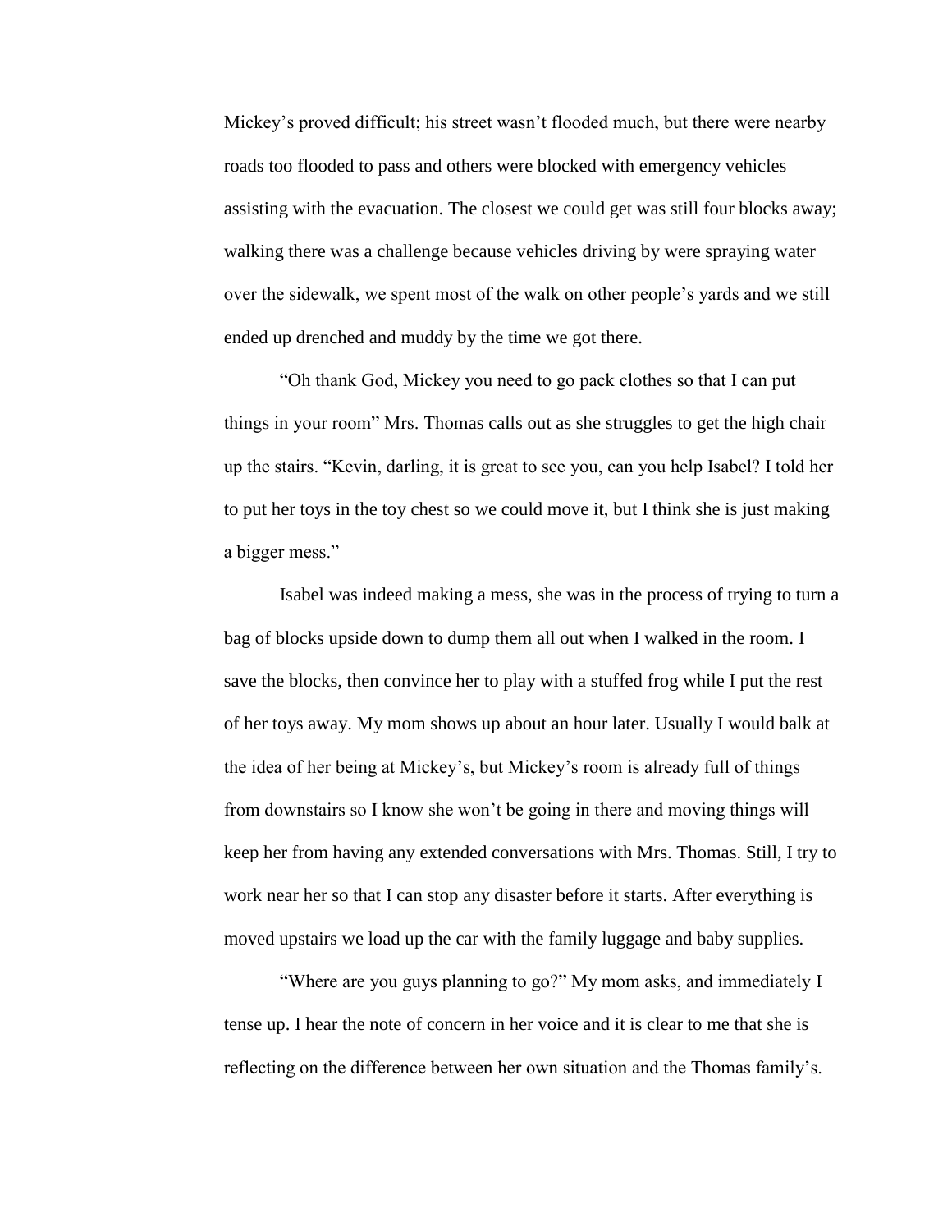Mickey's proved difficult; his street wasn't flooded much, but there were nearby roads too flooded to pass and others were blocked with emergency vehicles assisting with the evacuation. The closest we could get was still four blocks away; walking there was a challenge because vehicles driving by were spraying water over the sidewalk, we spent most of the walk on other people's yards and we still ended up drenched and muddy by the time we got there.

"Oh thank God, Mickey you need to go pack clothes so that I can put things in your room" Mrs. Thomas calls out as she struggles to get the high chair up the stairs. "Kevin, darling, it is great to see you, can you help Isabel? I told her to put her toys in the toy chest so we could move it, but I think she is just making a bigger mess."

Isabel was indeed making a mess, she was in the process of trying to turn a bag of blocks upside down to dump them all out when I walked in the room. I save the blocks, then convince her to play with a stuffed frog while I put the rest of her toys away. My mom shows up about an hour later. Usually I would balk at the idea of her being at Mickey's, but Mickey's room is already full of things from downstairs so I know she won't be going in there and moving things will keep her from having any extended conversations with Mrs. Thomas. Still, I try to work near her so that I can stop any disaster before it starts. After everything is moved upstairs we load up the car with the family luggage and baby supplies.

"Where are you guys planning to go?" My mom asks, and immediately I tense up. I hear the note of concern in her voice and it is clear to me that she is reflecting on the difference between her own situation and the Thomas family's.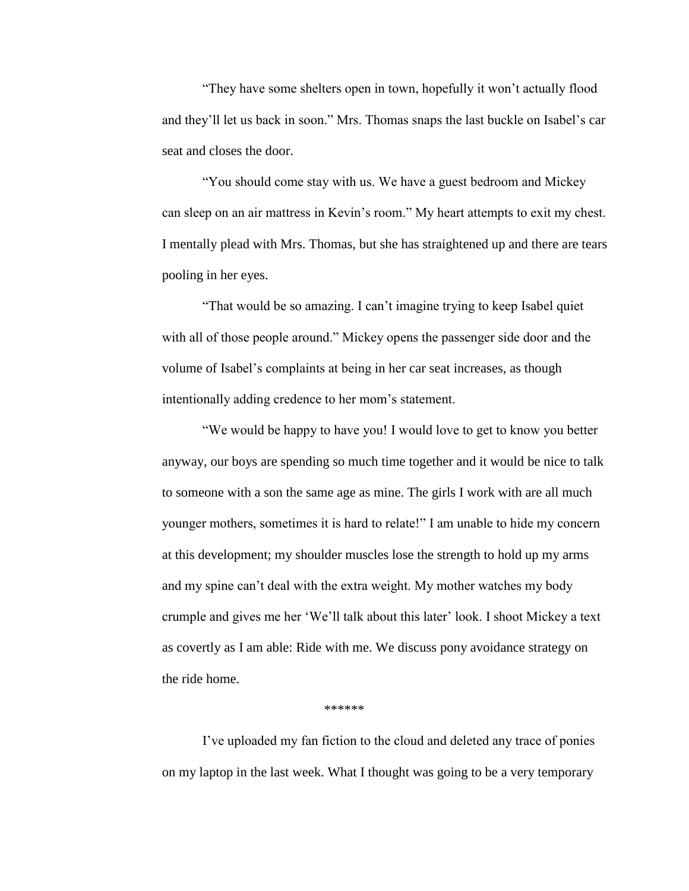"They have some shelters open in town, hopefully it won't actually flood and they'll let us back in soon." Mrs. Thomas snaps the last buckle on Isabel's car seat and closes the door.

"You should come stay with us. We have a guest bedroom and Mickey can sleep on an air mattress in Kevin's room." My heart attempts to exit my chest. I mentally plead with Mrs. Thomas, but she has straightened up and there are tears pooling in her eyes.

"That would be so amazing. I can't imagine trying to keep Isabel quiet with all of those people around." Mickey opens the passenger side door and the volume of Isabel's complaints at being in her car seat increases, as though intentionally adding credence to her mom's statement.

"We would be happy to have you! I would love to get to know you better anyway, our boys are spending so much time together and it would be nice to talk to someone with a son the same age as mine. The girls I work with are all much younger mothers, sometimes it is hard to relate!" I am unable to hide my concern at this development; my shoulder muscles lose the strength to hold up my arms and my spine can't deal with the extra weight. My mother watches my body crumple and gives me her 'We'll talk about this later' look. I shoot Mickey a text as covertly as I am able: Ride with me. We discuss pony avoidance strategy on the ride home.

******

I've uploaded my fan fiction to the cloud and deleted any trace of ponies on my laptop in the last week. What I thought was going to be a very temporary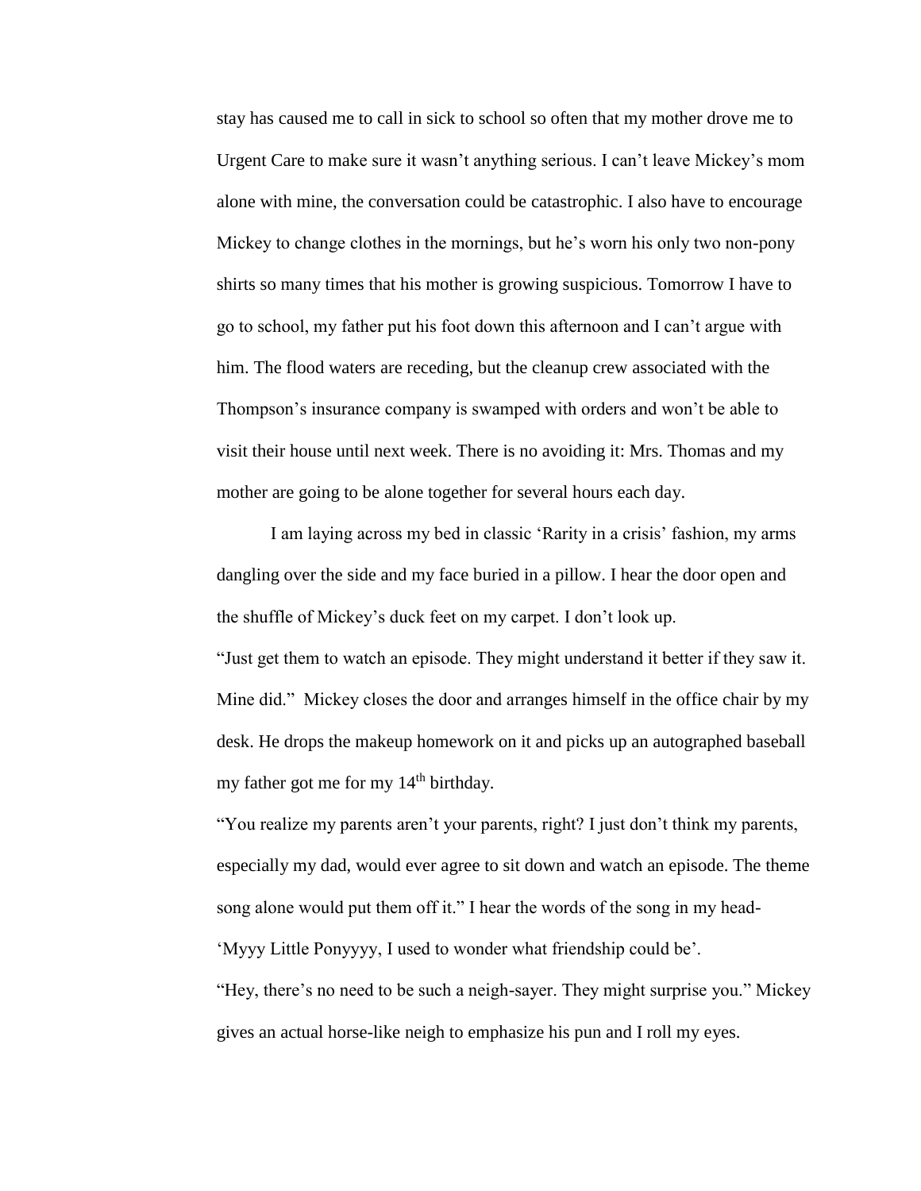stay has caused me to call in sick to school so often that my mother drove me to Urgent Care to make sure it wasn't anything serious. I can't leave Mickey's mom alone with mine, the conversation could be catastrophic. I also have to encourage Mickey to change clothes in the mornings, but he's worn his only two non-pony shirts so many times that his mother is growing suspicious. Tomorrow I have to go to school, my father put his foot down this afternoon and I can't argue with him. The flood waters are receding, but the cleanup crew associated with the Thompson's insurance company is swamped with orders and won't be able to visit their house until next week. There is no avoiding it: Mrs. Thomas and my mother are going to be alone together for several hours each day.

I am laying across my bed in classic 'Rarity in a crisis' fashion, my arms dangling over the side and my face buried in a pillow. I hear the door open and the shuffle of Mickey's duck feet on my carpet. I don't look up.

"Just get them to watch an episode. They might understand it better if they saw it. Mine did." Mickey closes the door and arranges himself in the office chair by my desk. He drops the makeup homework on it and picks up an autographed baseball my father got me for my 14th birthday.

"You realize my parents aren't your parents, right? I just don't think my parents, especially my dad, would ever agree to sit down and watch an episode. The theme song alone would put them off it." I hear the words of the song in my head- 'Myyy Little Ponyyyy, I used to wonder what friendship could be'.

"Hey, there's no need to be such a neigh-sayer. They might surprise you." Mickey gives an actual horse-like neigh to emphasize his pun and I roll my eyes.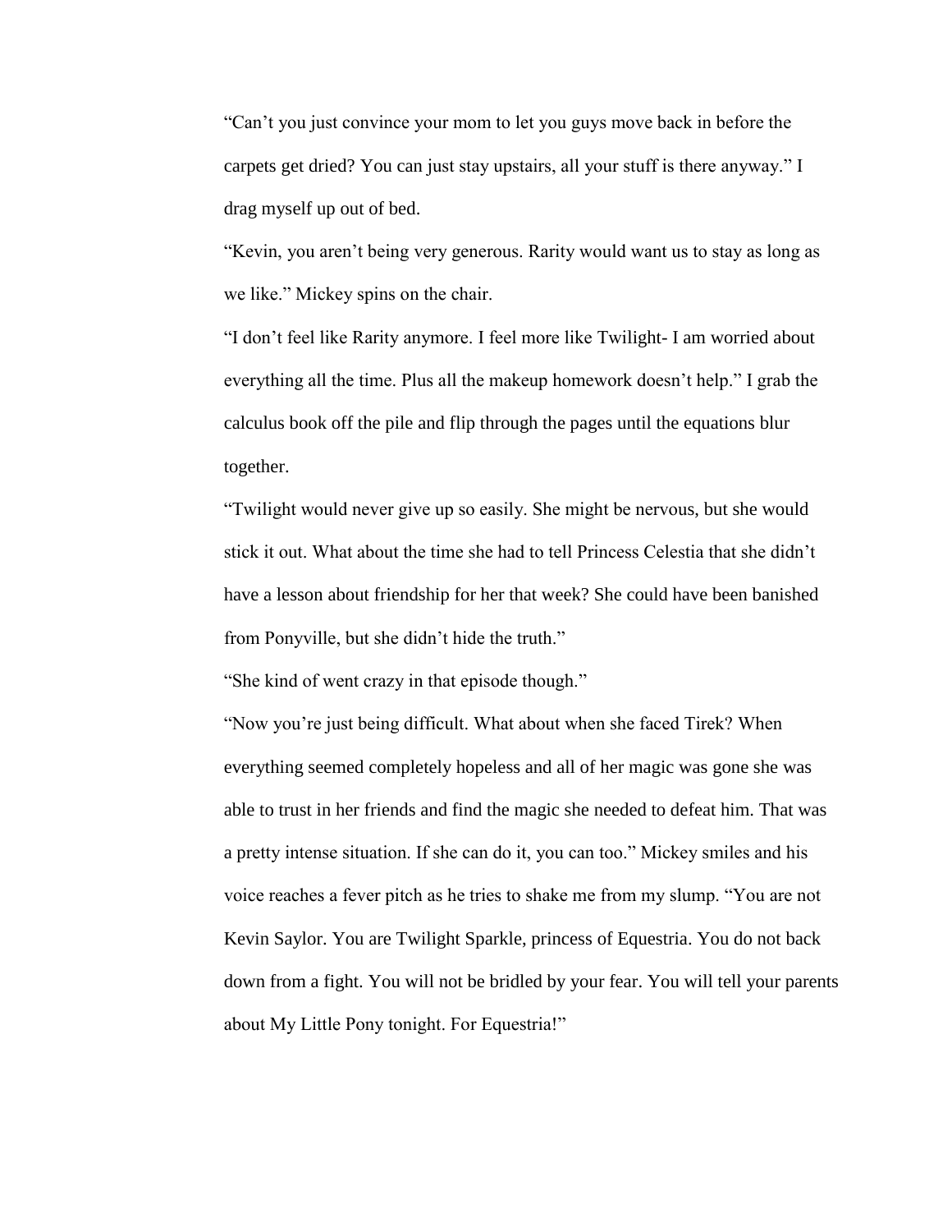"Can't you just convince your mom to let you guys move back in before the carpets get dried? You can just stay upstairs, all your stuff is there anyway." I drag myself up out of bed.

"Kevin, you aren't being very generous. Rarity would want us to stay as long as we like." Mickey spins on the chair.

"I don't feel like Rarity anymore. I feel more like Twilight- I am worried about everything all the time. Plus all the makeup homework doesn't help." I grab the calculus book off the pile and flip through the pages until the equations blur together.

"Twilight would never give up so easily. She might be nervous, but she would stick it out. What about the time she had to tell Princess Celestia that she didn't have a lesson about friendship for her that week? She could have been banished from Ponyville, but she didn't hide the truth."

"She kind of went crazy in that episode though."

"Now you're just being difficult. What about when she faced Tirek? When everything seemed completely hopeless and all of her magic was gone she was able to trust in her friends and find the magic she needed to defeat him. That was a pretty intense situation. If she can do it, you can too." Mickey smiles and his voice reaches a fever pitch as he tries to shake me from my slump. "You are not Kevin Saylor. You are Twilight Sparkle, princess of Equestria. You do not back down from a fight. You will not be bridled by your fear. You will tell your parents about My Little Pony tonight. For Equestria!"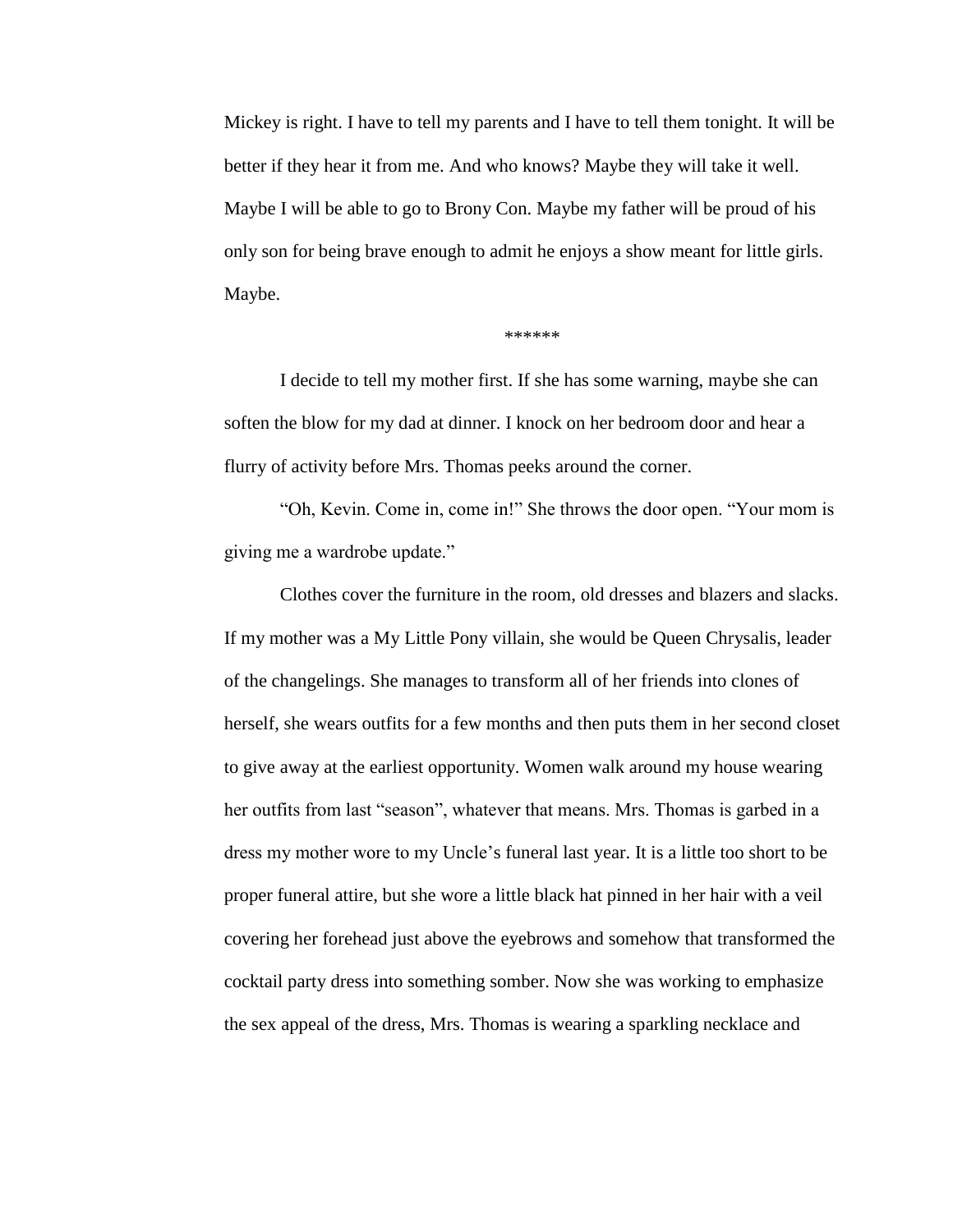Mickey is right. I have to tell my parents and I have to tell them tonight. It will be better if they hear it from me. And who knows? Maybe they will take it well. Maybe I will be able to go to Brony Con. Maybe my father will be proud of his only son for being brave enough to admit he enjoys a show meant for little girls. Maybe.

******

I decide to tell my mother first. If she has some warning, maybe she can soften the blow for my dad at dinner. I knock on her bedroom door and hear a flurry of activity before Mrs. Thomas peeks around the corner.

"Oh, Kevin. Come in, come in!" She throws the door open. "Your mom is giving me a wardrobe update."

Clothes cover the furniture in the room, old dresses and blazers and slacks. If my mother was a My Little Pony villain, she would be Queen Chrysalis, leader of the changelings. She manages to transform all of her friends into clones of herself, she wears outfits for a few months and then puts them in her second closet to give away at the earliest opportunity. Women walk around my house wearing her outfits from last "season", whatever that means. Mrs. Thomas is garbed in a dress my mother wore to my Uncle's funeral last year. It is a little too short to be proper funeral attire, but she wore a little black hat pinned in her hair with a veil covering her forehead just above the eyebrows and somehow that transformed the cocktail party dress into something somber. Now she was working to emphasize the sex appeal of the dress, Mrs. Thomas is wearing a sparkling necklace and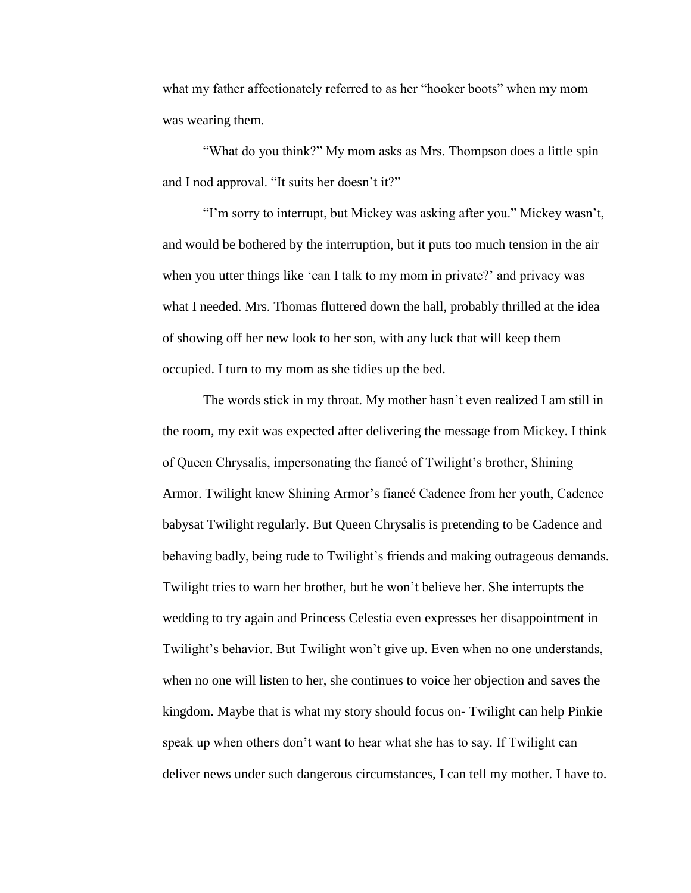what my father affectionately referred to as her “hooker boots” when my mom was wearing them.

“What do you think?” My mom asks as Mrs. Thompson does a little spin and I nod approval. “It suits her doesn’t it?”

“I’m sorry to interrupt, but Mickey was asking after you.” Mickey wasn’t, and would be bothered by the interruption, but it puts too much tension in the air when you utter things like ‘can I talk to my mom in private?’ and privacy was what I needed. Mrs. Thomas fluttered down the hall, probably thrilled at the idea of showing off her new look to her son, with any luck that will keep them occupied. I turn to my mom as she tidies up the bed.

The words stick in my throat. My mother hasn’t even realized I am still in the room, my exit was expected after delivering the message from Mickey. I think of Queen Chrysalis, impersonating the fiancé of Twilight’s brother, Shining Armor. Twilight knew Shining Armor’s fiancé Cadence from her youth, Cadence babysat Twilight regularly. But Queen Chrysalis is pretending to be Cadence and behaving badly, being rude to Twilight’s friends and making outrageous demands. Twilight tries to warn her brother, but he won’t believe her. She interrupts the wedding to try again and Princess Celestia even expresses her disappointment in Twilight’s behavior. But Twilight won’t give up. Even when no one understands, when no one will listen to her, she continues to voice her objection and saves the kingdom. Maybe that is what my story should focus on- Twilight can help Pinkie speak up when others don’t want to hear what she has to say. If Twilight can deliver news under such dangerous circumstances, I can tell my mother. I have to.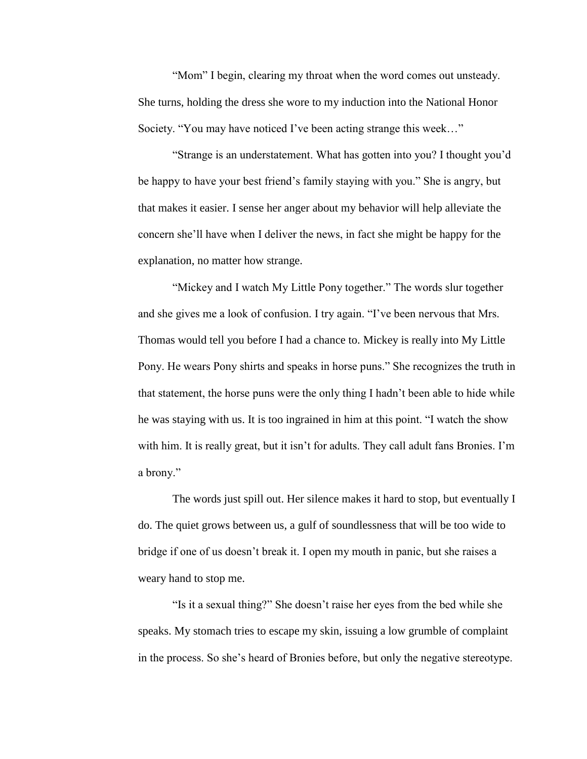"Mom" I begin, clearing my throat when the word comes out unsteady. She turns, holding the dress she wore to my induction into the National Honor Society. "You may have noticed I've been acting strange this week…"

"Strange is an understatement. What has gotten into you? I thought you'd be happy to have your best friend's family staying with you." She is angry, but that makes it easier. I sense her anger about my behavior will help alleviate the concern she'll have when I deliver the news, in fact she might be happy for the explanation, no matter how strange.

"Mickey and I watch My Little Pony together." The words slur together and she gives me a look of confusion. I try again. "I've been nervous that Mrs. Thomas would tell you before I had a chance to. Mickey is really into My Little Pony. He wears Pony shirts and speaks in horse puns." She recognizes the truth in that statement, the horse puns were the only thing I hadn't been able to hide while he was staying with us. It is too ingrained in him at this point. "I watch the show with him. It is really great, but it isn't for adults. They call adult fans Bronies. I'm a brony."

The words just spill out. Her silence makes it hard to stop, but eventually I do. The quiet grows between us, a gulf of soundlessness that will be too wide to bridge if one of us doesn't break it. I open my mouth in panic, but she raises a weary hand to stop me.

"Is it a sexual thing?" She doesn't raise her eyes from the bed while she speaks. My stomach tries to escape my skin, issuing a low grumble of complaint in the process. So she's heard of Bronies before, but only the negative stereotype.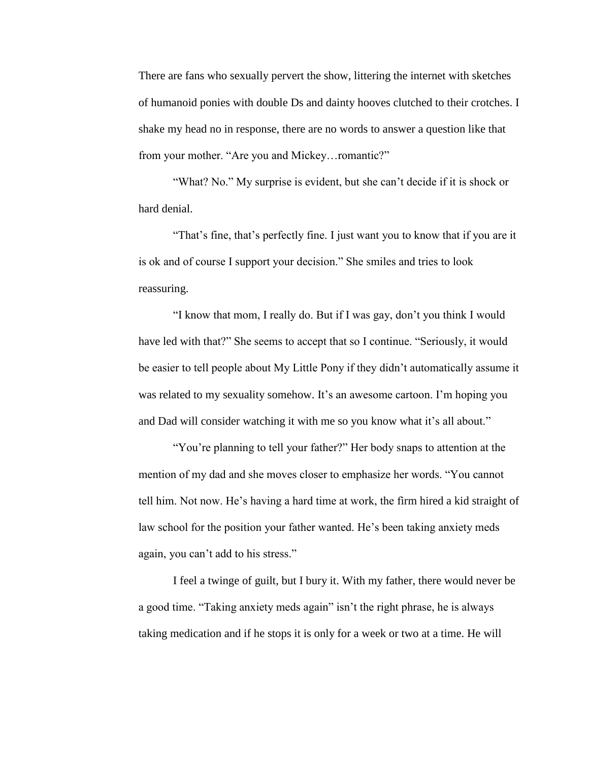There are fans who sexually pervert the show, littering the internet with sketches of humanoid ponies with double Ds and dainty hooves clutched to their crotches. I shake my head no in response, there are no words to answer a question like that from your mother. “Are you and Mickey…romantic?”

“What? No.” My surprise is evident, but she can’t decide if it is shock or hard denial.

“That’s fine, that’s perfectly fine. I just want you to know that if you are it is ok and of course I support your decision.” She smiles and tries to look reassuring.

“I know that mom, I really do. But if I was gay, don’t you think I would have led with that?” She seems to accept that so I continue. “Seriously, it would be easier to tell people about My Little Pony if they didn’t automatically assume it was related to my sexuality somehow. It’s an awesome cartoon. I’m hoping you and Dad will consider watching it with me so you know what it’s all about.”

“You’re planning to tell your father?” Her body snaps to attention at the mention of my dad and she moves closer to emphasize her words. “You cannot tell him. Not now. He’s having a hard time at work, the firm hired a kid straight of law school for the position your father wanted. He’s been taking anxiety meds again, you can’t add to his stress.”

I feel a twinge of guilt, but I bury it. With my father, there would never be a good time. “Taking anxiety meds again” isn’t the right phrase, he is always taking medication and if he stops it is only for a week or two at a time. He will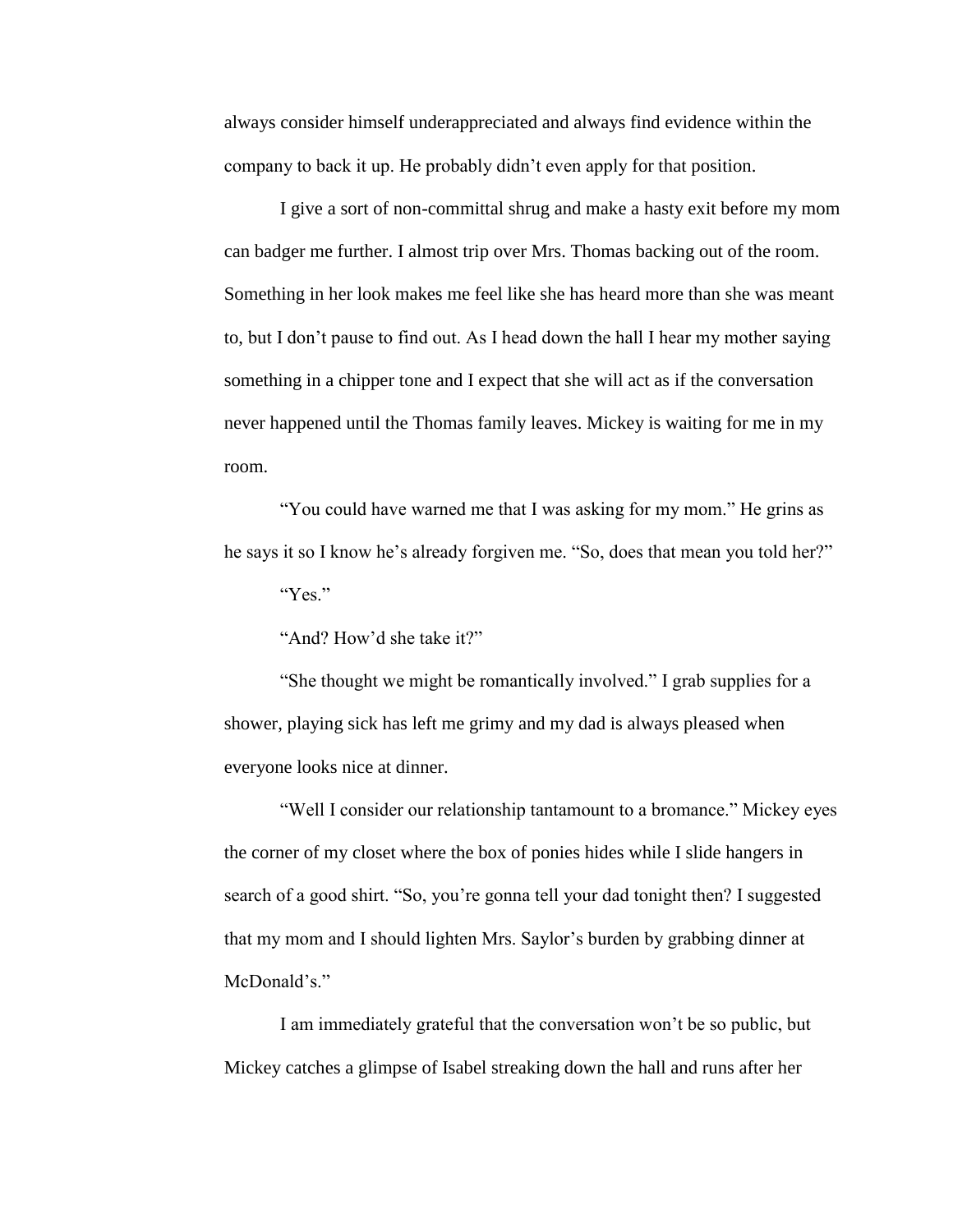always consider himself underappreciated and always find evidence within the company to back it up. He probably didn't even apply for that position.

I give a sort of non-committal shrug and make a hasty exit before my mom can badger me further. I almost trip over Mrs. Thomas backing out of the room. Something in her look makes me feel like she has heard more than she was meant to, but I don't pause to find out. As I head down the hall I hear my mother saying something in a chipper tone and I expect that she will act as if the conversation never happened until the Thomas family leaves. Mickey is waiting for me in my room.

"You could have warned me that I was asking for my mom." He grins as he says it so I know he's already forgiven me. "So, does that mean you told her?"

"Yes."

"And? How'd she take it?"

"She thought we might be romantically involved." I grab supplies for a shower, playing sick has left me grimy and my dad is always pleased when everyone looks nice at dinner.

"Well I consider our relationship tantamount to a bromance." Mickey eyes the corner of my closet where the box of ponies hides while I slide hangers in search of a good shirt. "So, you're gonna tell your dad tonight then? I suggested that my mom and I should lighten Mrs. Saylor's burden by grabbing dinner at McDonald's."

I am immediately grateful that the conversation won't be so public, but Mickey catches a glimpse of Isabel streaking down the hall and runs after her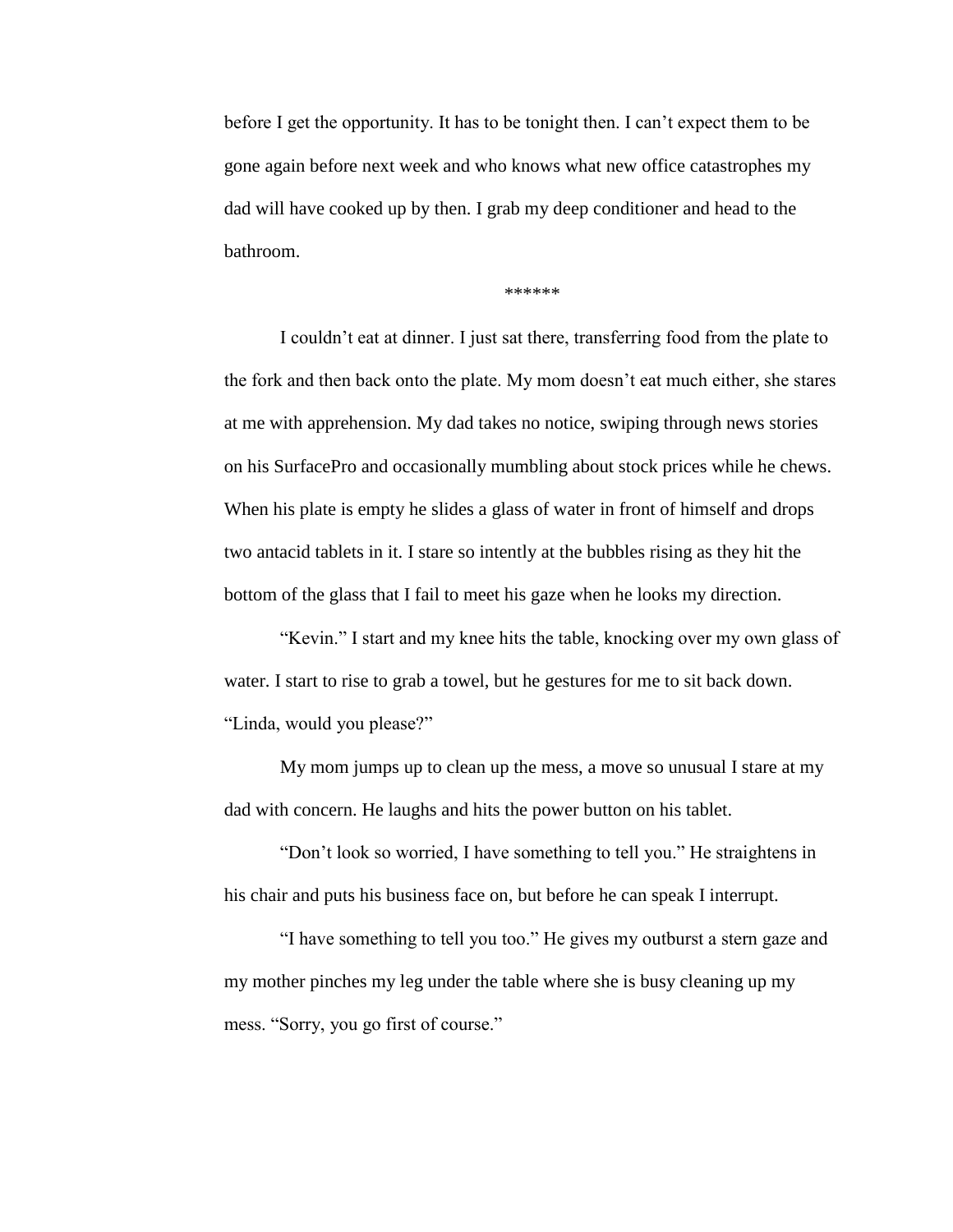before I get the opportunity. It has to be tonight then. I can't expect them to be gone again before next week and who knows what new office catastrophes my dad will have cooked up by then. I grab my deep conditioner and head to the bathroom.

******

I couldn't eat at dinner. I just sat there, transferring food from the plate to the fork and then back onto the plate. My mom doesn't eat much either, she stares at me with apprehension. My dad takes no notice, swiping through news stories on his SurfacePro and occasionally mumbling about stock prices while he chews. When his plate is empty he slides a glass of water in front of himself and drops two antacid tablets in it. I stare so intently at the bubbles rising as they hit the bottom of the glass that I fail to meet his gaze when he looks my direction.

"Kevin." I start and my knee hits the table, knocking over my own glass of water. I start to rise to grab a towel, but he gestures for me to sit back down. "Linda, would you please?"

My mom jumps up to clean up the mess, a move so unusual I stare at my dad with concern. He laughs and hits the power button on his tablet.

"Don't look so worried, I have something to tell you." He straightens in his chair and puts his business face on, but before he can speak I interrupt.

"I have something to tell you too." He gives my outburst a stern gaze and my mother pinches my leg under the table where she is busy cleaning up my mess. "Sorry, you go first of course."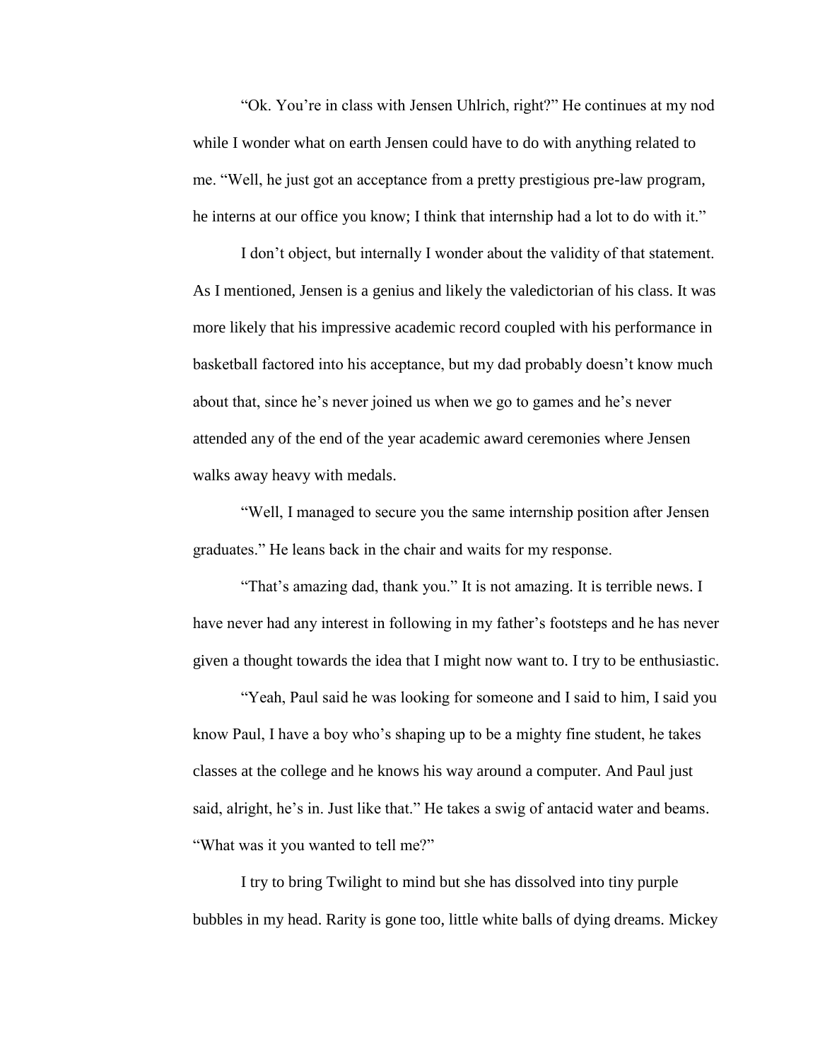"Ok. You're in class with Jensen Uhlrich, right?" He continues at my nod while I wonder what on earth Jensen could have to do with anything related to me. "Well, he just got an acceptance from a pretty prestigious pre-law program, he interns at our office you know; I think that internship had a lot to do with it."

I don't object, but internally I wonder about the validity of that statement. As I mentioned, Jensen is a genius and likely the valedictorian of his class. It was more likely that his impressive academic record coupled with his performance in basketball factored into his acceptance, but my dad probably doesn't know much about that, since he's never joined us when we go to games and he's never attended any of the end of the year academic award ceremonies where Jensen walks away heavy with medals.

"Well, I managed to secure you the same internship position after Jensen graduates." He leans back in the chair and waits for my response.

"That's amazing dad, thank you." It is not amazing. It is terrible news. I have never had any interest in following in my father's footsteps and he has never given a thought towards the idea that I might now want to. I try to be enthusiastic.

"Yeah, Paul said he was looking for someone and I said to him, I said you know Paul, I have a boy who's shaping up to be a mighty fine student, he takes classes at the college and he knows his way around a computer. And Paul just said, alright, he's in. Just like that." He takes a swig of antacid water and beams. "What was it you wanted to tell me?"

I try to bring Twilight to mind but she has dissolved into tiny purple bubbles in my head. Rarity is gone too, little white balls of dying dreams. Mickey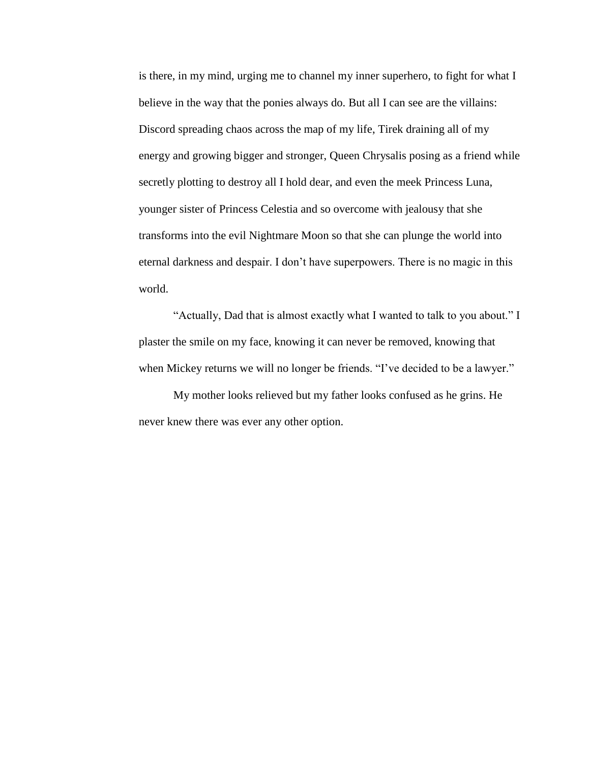is there, in my mind, urging me to channel my inner superhero, to fight for what I believe in the way that the ponies always do. But all I can see are the villains: Discord spreading chaos across the map of my life, Tirek draining all of my energy and growing bigger and stronger, Queen Chrysalis posing as a friend while secretly plotting to destroy all I hold dear, and even the meek Princess Luna, younger sister of Princess Celestia and so overcome with jealousy that she transforms into the evil Nightmare Moon so that she can plunge the world into eternal darkness and despair. I don't have superpowers. There is no magic in this world.

"Actually, Dad that is almost exactly what I wanted to talk to you about." I plaster the smile on my face, knowing it can never be removed, knowing that when Mickey returns we will no longer be friends. "I've decided to be a lawyer."

My mother looks relieved but my father looks confused as he grins. He never knew there was ever any other option.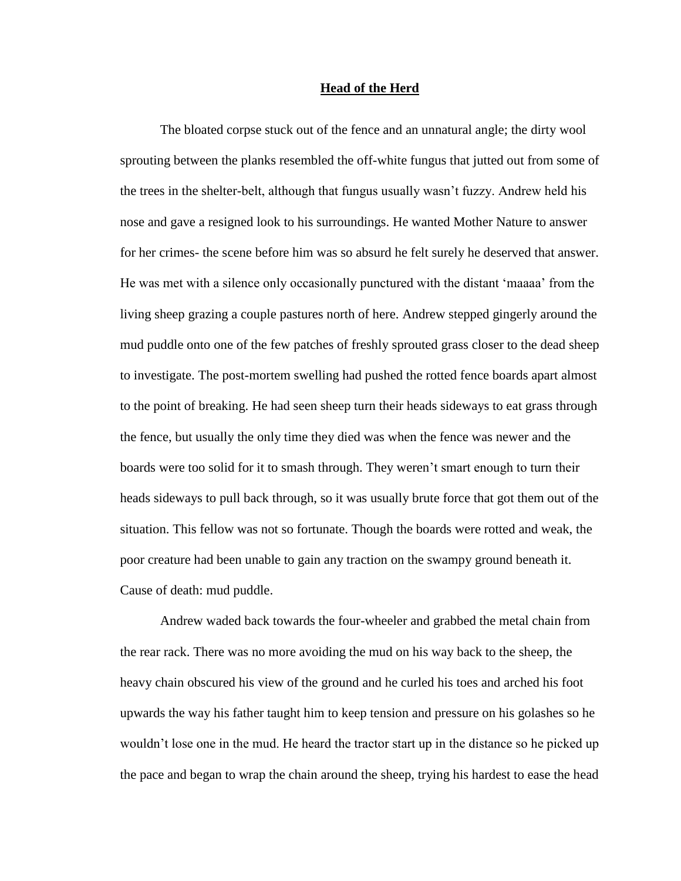# **Head of the Herd**

The bloated corpse stuck out of the fence and an unnatural angle; the dirty wool sprouting between the planks resembled the off-white fungus that jutted out from some of the trees in the shelter-belt, although that fungus usually wasn't fuzzy. Andrew held his nose and gave a resigned look to his surroundings. He wanted Mother Nature to answer for her crimes- the scene before him was so absurd he felt surely he deserved that answer. He was met with a silence only occasionally punctured with the distant 'maaaa' from the living sheep grazing a couple pastures north of here. Andrew stepped gingerly around the mud puddle onto one of the few patches of freshly sprouted grass closer to the dead sheep to investigate. The post-mortem swelling had pushed the rotted fence boards apart almost to the point of breaking. He had seen sheep turn their heads sideways to eat grass through the fence, but usually the only time they died was when the fence was newer and the boards were too solid for it to smash through. They weren't smart enough to turn their heads sideways to pull back through, so it was usually brute force that got them out of the situation. This fellow was not so fortunate. Though the boards were rotted and weak, the poor creature had been unable to gain any traction on the swampy ground beneath it. Cause of death: mud puddle.

Andrew waded back towards the four-wheeler and grabbed the metal chain from the rear rack. There was no more avoiding the mud on his way back to the sheep, the heavy chain obscured his view of the ground and he curled his toes and arched his foot upwards the way his father taught him to keep tension and pressure on his golashes so he wouldn't lose one in the mud. He heard the tractor start up in the distance so he picked up the pace and began to wrap the chain around the sheep, trying his hardest to ease the head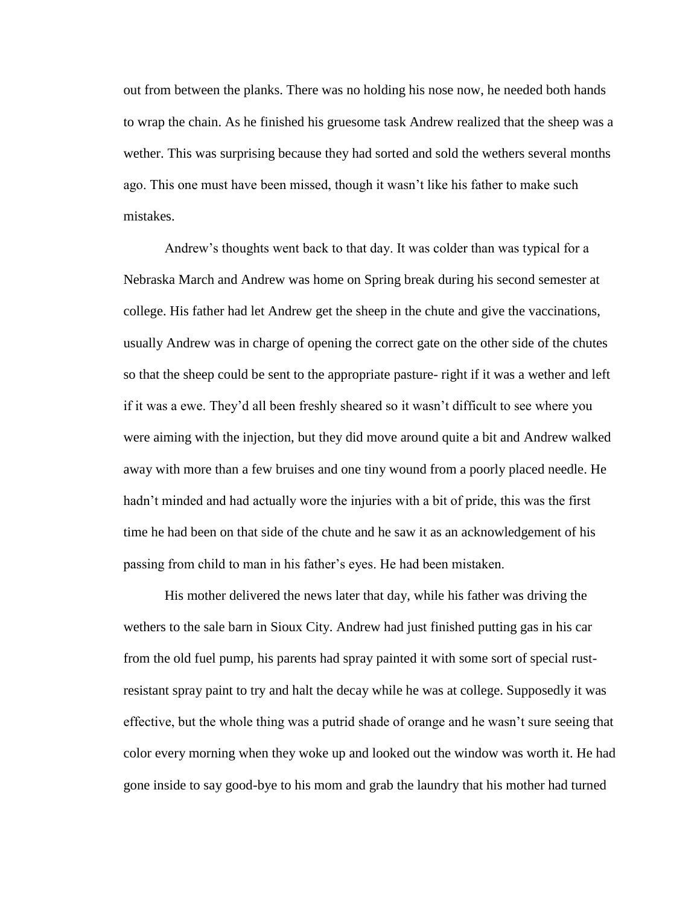out from between the planks. There was no holding his nose now, he needed both hands to wrap the chain. As he finished his gruesome task Andrew realized that the sheep was a wether. This was surprising because they had sorted and sold the wethers several months ago. This one must have been missed, though it wasn't like his father to make such mistakes.

Andrew's thoughts went back to that day. It was colder than was typical for a Nebraska March and Andrew was home on Spring break during his second semester at college. His father had let Andrew get the sheep in the chute and give the vaccinations, usually Andrew was in charge of opening the correct gate on the other side of the chutes so that the sheep could be sent to the appropriate pasture- right if it was a wether and left if it was a ewe. They'd all been freshly sheared so it wasn't difficult to see where you were aiming with the injection, but they did move around quite a bit and Andrew walked away with more than a few bruises and one tiny wound from a poorly placed needle. He hadn't minded and had actually wore the injuries with a bit of pride, this was the first time he had been on that side of the chute and he saw it as an acknowledgement of his passing from child to man in his father's eyes. He had been mistaken.

His mother delivered the news later that day, while his father was driving the wethers to the sale barn in Sioux City. Andrew had just finished putting gas in his car from the old fuel pump, his parents had spray painted it with some sort of special rust-resistant spray paint to try and halt the decay while he was at college. Supposedly it was effective, but the whole thing was a putrid shade of orange and he wasn't sure seeing that color every morning when they woke up and looked out the window was worth it. He had gone inside to say good-bye to his mom and grab the laundry that his mother had turned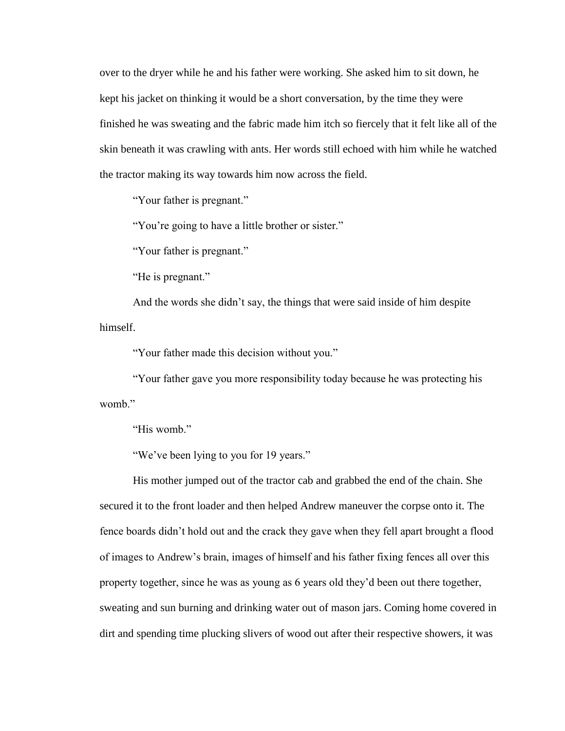over to the dryer while he and his father were working. She asked him to sit down, he kept his jacket on thinking it would be a short conversation, by the time they were finished he was sweating and the fabric made him itch so fiercely that it felt like all of the skin beneath it was crawling with ants. Her words still echoed with him while he watched the tractor making its way towards him now across the field.

"Your father is pregnant."

"You're going to have a little brother or sister."

"Your father is pregnant."

"He is pregnant."

And the words she didn't say, the things that were said inside of him despite himself.

"Your father made this decision without you."

"Your father gave you more responsibility today because he was protecting his womb."

"His womb."

"We've been lying to you for 19 years."

His mother jumped out of the tractor cab and grabbed the end of the chain. She secured it to the front loader and then helped Andrew maneuver the corpse onto it. The fence boards didn't hold out and the crack they gave when they fell apart brought a flood of images to Andrew's brain, images of himself and his father fixing fences all over this property together, since he was as young as 6 years old they'd been out there together, sweating and sun burning and drinking water out of mason jars. Coming home covered in dirt and spending time plucking slivers of wood out after their respective showers, it was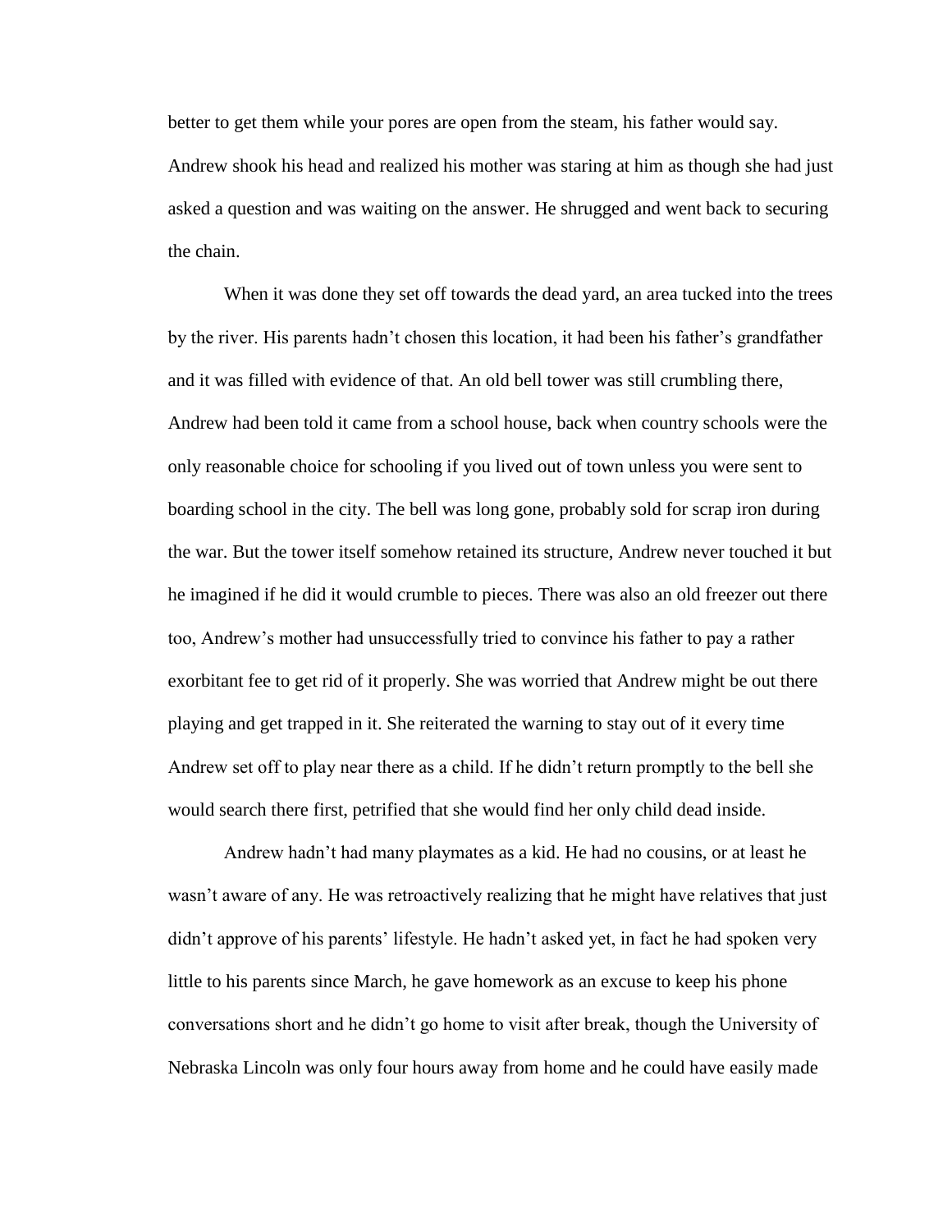better to get them while your pores are open from the steam, his father would say. Andrew shook his head and realized his mother was staring at him as though she had just asked a question and was waiting on the answer. He shrugged and went back to securing the chain.

When it was done they set off towards the dead yard, an area tucked into the trees by the river. His parents hadn't chosen this location, it had been his father's grandfather and it was filled with evidence of that. An old bell tower was still crumbling there, Andrew had been told it came from a school house, back when country schools were the only reasonable choice for schooling if you lived out of town unless you were sent to boarding school in the city. The bell was long gone, probably sold for scrap iron during the war. But the tower itself somehow retained its structure, Andrew never touched it but he imagined if he did it would crumble to pieces. There was also an old freezer out there too, Andrew's mother had unsuccessfully tried to convince his father to pay a rather exorbitant fee to get rid of it properly. She was worried that Andrew might be out there playing and get trapped in it. She reiterated the warning to stay out of it every time Andrew set off to play near there as a child. If he didn't return promptly to the bell she would search there first, petrified that she would find her only child dead inside.

Andrew hadn't had many playmates as a kid. He had no cousins, or at least he wasn't aware of any. He was retroactively realizing that he might have relatives that just didn't approve of his parents' lifestyle. He hadn't asked yet, in fact he had spoken very little to his parents since March, he gave homework as an excuse to keep his phone conversations short and he didn't go home to visit after break, though the University of Nebraska Lincoln was only four hours away from home and he could have easily made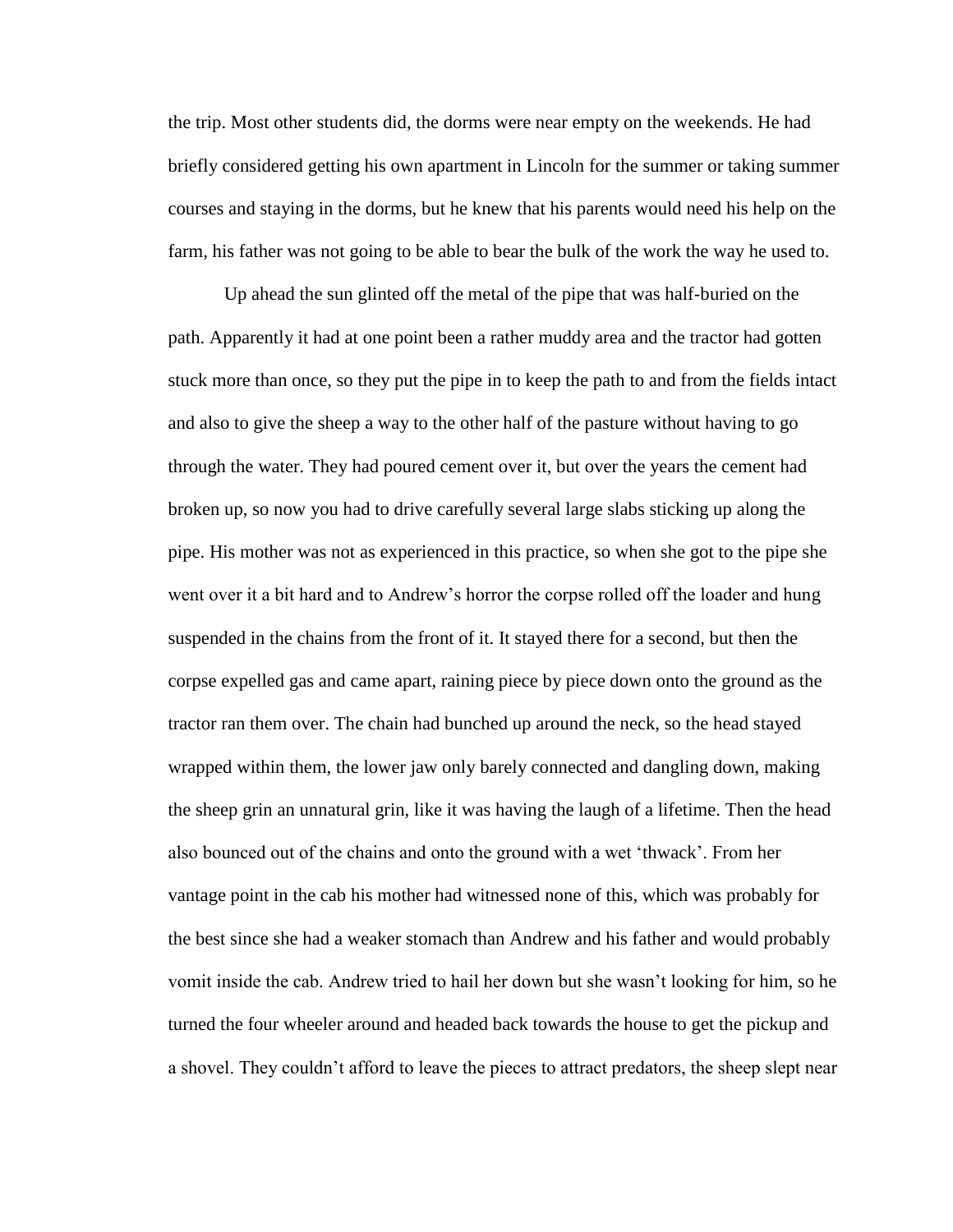the trip. Most other students did, the dorms were near empty on the weekends. He had briefly considered getting his own apartment in Lincoln for the summer or taking summer courses and staying in the dorms, but he knew that his parents would need his help on the farm, his father was not going to be able to bear the bulk of the work the way he used to.

Up ahead the sun glinted off the metal of the pipe that was half-buried on the path. Apparently it had at one point been a rather muddy area and the tractor had gotten stuck more than once, so they put the pipe in to keep the path to and from the fields intact and also to give the sheep a way to the other half of the pasture without having to go through the water. They had poured cement over it, but over the years the cement had broken up, so now you had to drive carefully several large slabs sticking up along the pipe. His mother was not as experienced in this practice, so when she got to the pipe she went over it a bit hard and to Andrew's horror the corpse rolled off the loader and hung suspended in the chains from the front of it. It stayed there for a second, but then the corpse expelled gas and came apart, raining piece by piece down onto the ground as the tractor ran them over. The chain had bunched up around the neck, so the head stayed wrapped within them, the lower jaw only barely connected and dangling down, making the sheep grin an unnatural grin, like it was having the laugh of a lifetime. Then the head also bounced out of the chains and onto the ground with a wet 'thwack'. From her vantage point in the cab his mother had witnessed none of this, which was probably for the best since she had a weaker stomach than Andrew and his father and would probably vomit inside the cab. Andrew tried to hail her down but she wasn't looking for him, so he turned the four wheeler around and headed back towards the house to get the pickup and a shovel. They couldn't afford to leave the pieces to attract predators, the sheep slept near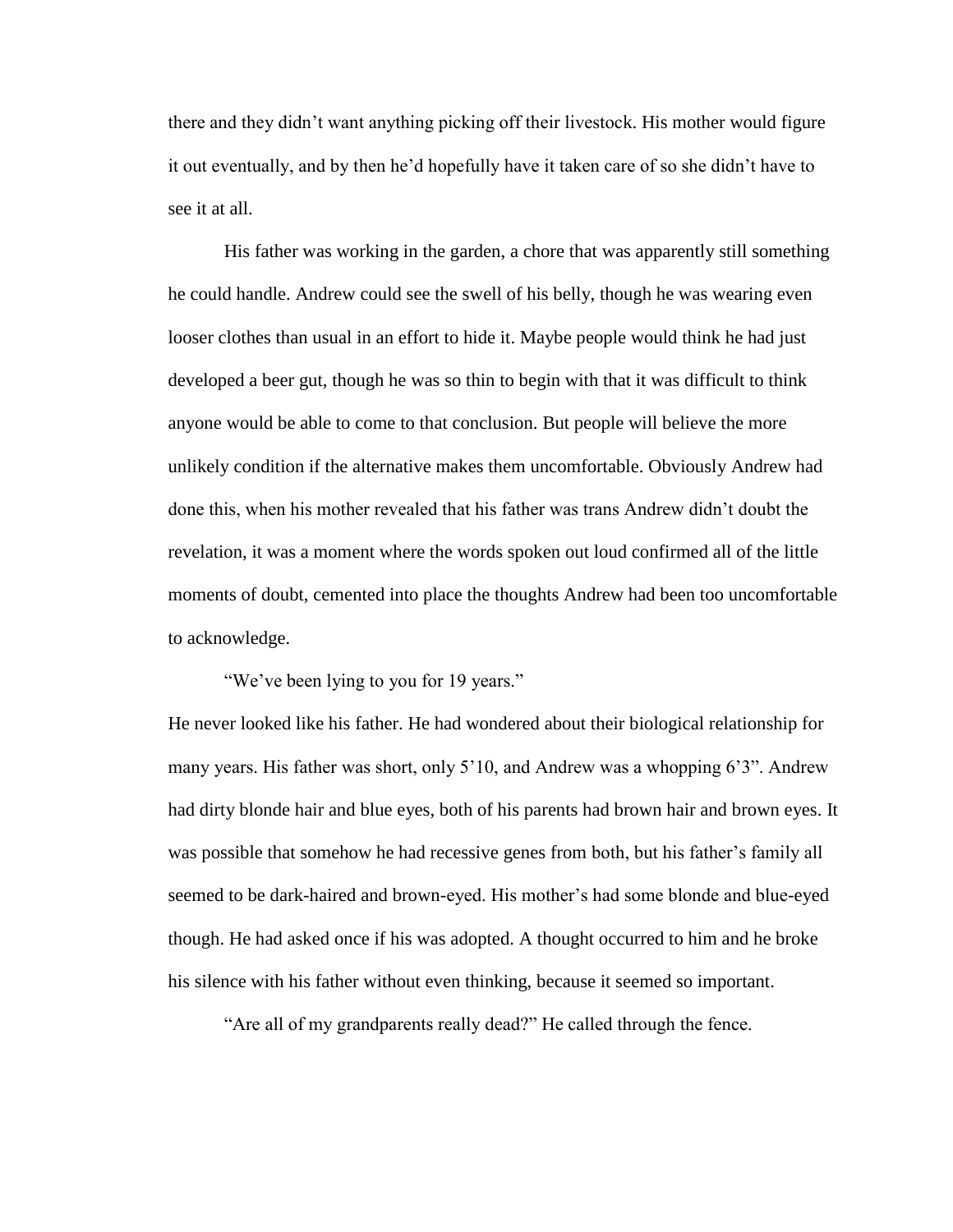there and they didn't want anything picking off their livestock. His mother would figure it out eventually, and by then he'd hopefully have it taken care of so she didn't have to see it at all.

His father was working in the garden, a chore that was apparently still something he could handle. Andrew could see the swell of his belly, though he was wearing even looser clothes than usual in an effort to hide it. Maybe people would think he had just developed a beer gut, though he was so thin to begin with that it was difficult to think anyone would be able to come to that conclusion. But people will believe the more unlikely condition if the alternative makes them uncomfortable. Obviously Andrew had done this, when his mother revealed that his father was trans Andrew didn't doubt the revelation, it was a moment where the words spoken out loud confirmed all of the little moments of doubt, cemented into place the thoughts Andrew had been too uncomfortable to acknowledge.

"We've been lying to you for 19 years."

He never looked like his father. He had wondered about their biological relationship for many years. His father was short, only 5'10, and Andrew was a whopping 6'3". Andrew had dirty blonde hair and blue eyes, both of his parents had brown hair and brown eyes. It was possible that somehow he had recessive genes from both, but his father's family all seemed to be dark-haired and brown-eyed. His mother's had some blonde and blue-eyed though. He had asked once if his was adopted. A thought occurred to him and he broke his silence with his father without even thinking, because it seemed so important.

"Are all of my grandparents really dead?" He called through the fence.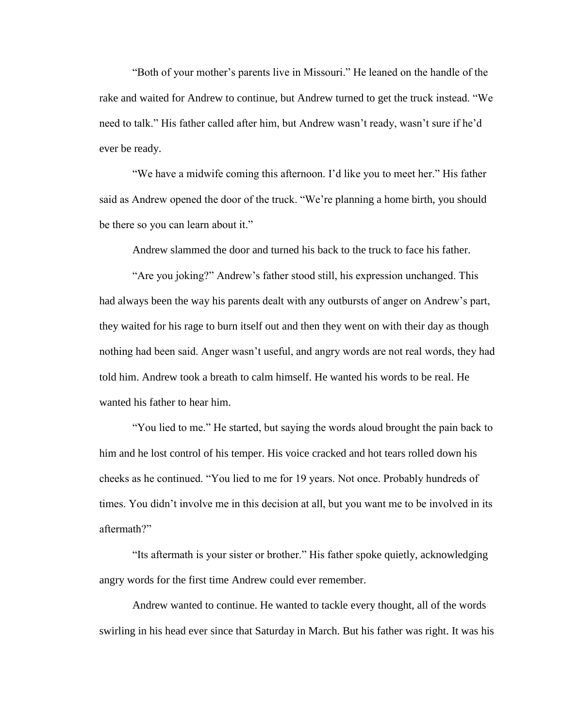"Both of your mother's parents live in Missouri." He leaned on the handle of the rake and waited for Andrew to continue, but Andrew turned to get the truck instead. "We need to talk." His father called after him, but Andrew wasn't ready, wasn't sure if he'd ever be ready.

"We have a midwife coming this afternoon. I'd like you to meet her." His father said as Andrew opened the door of the truck. "We're planning a home birth, you should be there so you can learn about it."

Andrew slammed the door and turned his back to the truck to face his father.

"Are you joking?" Andrew's father stood still, his expression unchanged. This had always been the way his parents dealt with any outbursts of anger on Andrew's part, they waited for his rage to burn itself out and then they went on with their day as though nothing had been said. Anger wasn't useful, and angry words are not real words, they had told him. Andrew took a breath to calm himself. He wanted his words to be real. He wanted his father to hear him.

"You lied to me." He started, but saying the words aloud brought the pain back to him and he lost control of his temper. His voice cracked and hot tears rolled down his cheeks as he continued. "You lied to me for 19 years. Not once. Probably hundreds of times. You didn't involve me in this decision at all, but you want me to be involved in its aftermath?"

"Its aftermath is your sister or brother." His father spoke quietly, acknowledging angry words for the first time Andrew could ever remember.

Andrew wanted to continue. He wanted to tackle every thought, all of the words swirling in his head ever since that Saturday in March. But his father was right. It was his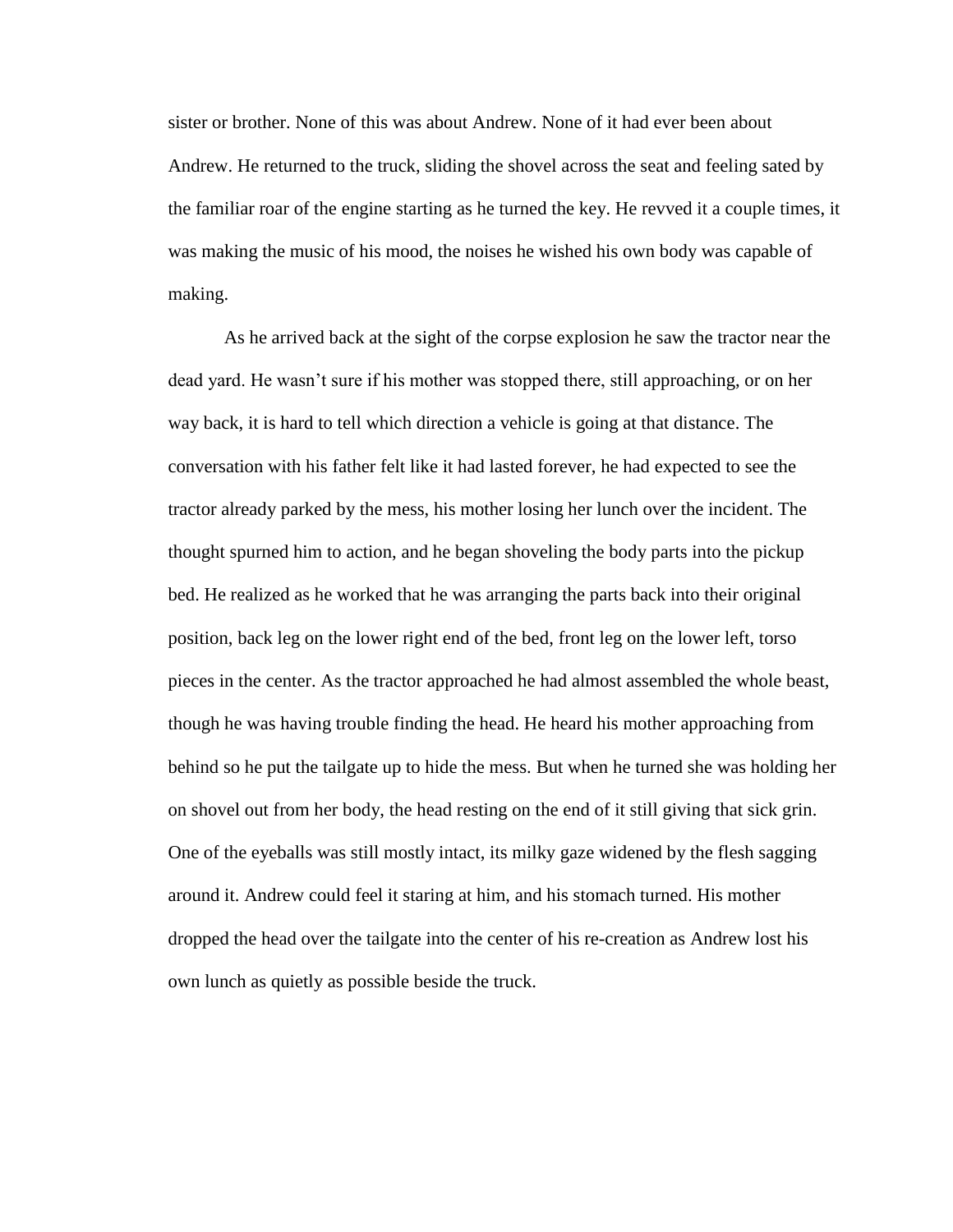sister or brother. None of this was about Andrew. None of it had ever been about Andrew. He returned to the truck, sliding the shovel across the seat and feeling sated by the familiar roar of the engine starting as he turned the key. He revved it a couple times, it was making the music of his mood, the noises he wished his own body was capable of making.

As he arrived back at the sight of the corpse explosion he saw the tractor near the dead yard. He wasn't sure if his mother was stopped there, still approaching, or on her way back, it is hard to tell which direction a vehicle is going at that distance. The conversation with his father felt like it had lasted forever, he had expected to see the tractor already parked by the mess, his mother losing her lunch over the incident. The thought spurned him to action, and he began shoveling the body parts into the pickup bed. He realized as he worked that he was arranging the parts back into their original position, back leg on the lower right end of the bed, front leg on the lower left, torso pieces in the center. As the tractor approached he had almost assembled the whole beast, though he was having trouble finding the head. He heard his mother approaching from behind so he put the tailgate up to hide the mess. But when he turned she was holding her on shovel out from her body, the head resting on the end of it still giving that sick grin. One of the eyeballs was still mostly intact, its milky gaze widened by the flesh sagging around it. Andrew could feel it staring at him, and his stomach turned. His mother dropped the head over the tailgate into the center of his re-creation as Andrew lost his own lunch as quietly as possible beside the truck.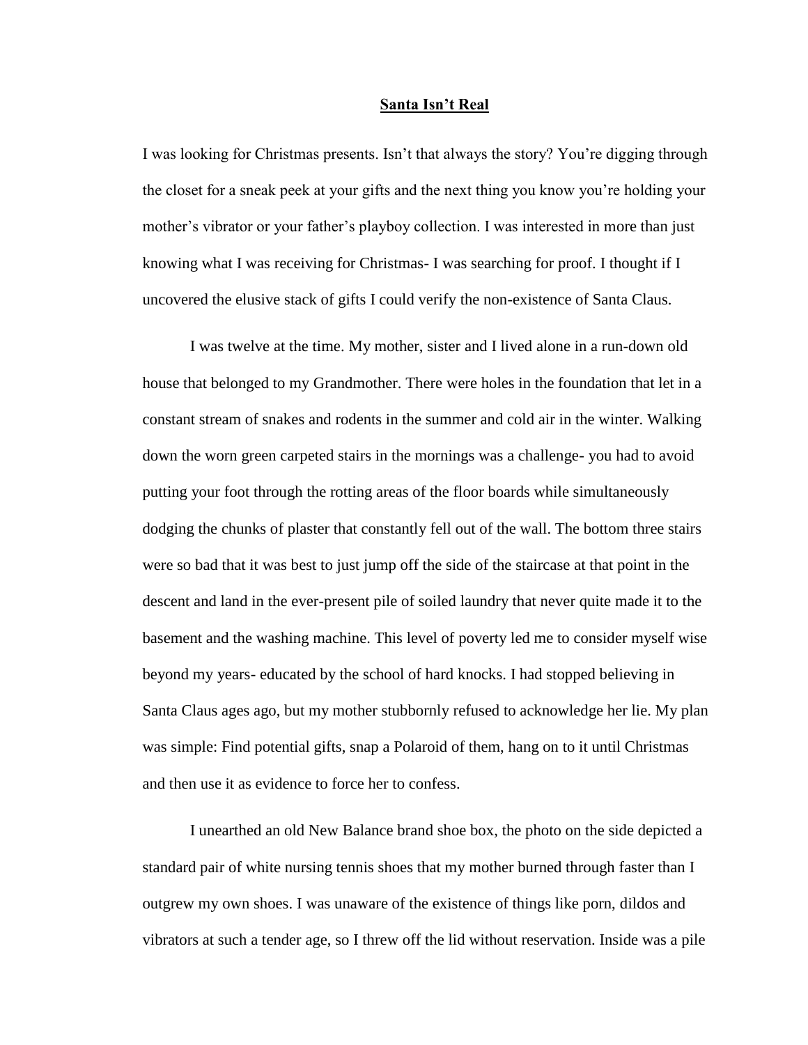**Santa Isn't Real**

I was looking for Christmas presents. Isn't that always the story? You're digging through the closet for a sneak peek at your gifts and the next thing you know you're holding your mother's vibrator or your father's playboy collection. I was interested in more than just knowing what I was receiving for Christmas- I was searching for proof. I thought if I uncovered the elusive stack of gifts I could verify the non-existence of Santa Claus.

I was twelve at the time. My mother, sister and I lived alone in a run-down old house that belonged to my Grandmother. There were holes in the foundation that let in a constant stream of snakes and rodents in the summer and cold air in the winter. Walking down the worn green carpeted stairs in the mornings was a challenge- you had to avoid putting your foot through the rotting areas of the floor boards while simultaneously dodging the chunks of plaster that constantly fell out of the wall. The bottom three stairs were so bad that it was best to just jump off the side of the staircase at that point in the descent and land in the ever-present pile of soiled laundry that never quite made it to the basement and the washing machine. This level of poverty led me to consider myself wise beyond my years- educated by the school of hard knocks. I had stopped believing in Santa Claus ages ago, but my mother stubbornly refused to acknowledge her lie. My plan was simple: Find potential gifts, snap a Polaroid of them, hang on to it until Christmas and then use it as evidence to force her to confess.

I unearthed an old New Balance brand shoe box, the photo on the side depicted a standard pair of white nursing tennis shoes that my mother burned through faster than I outgrew my own shoes. I was unaware of the existence of things like porn, dildos and vibrators at such a tender age, so I threw off the lid without reservation. Inside was a pile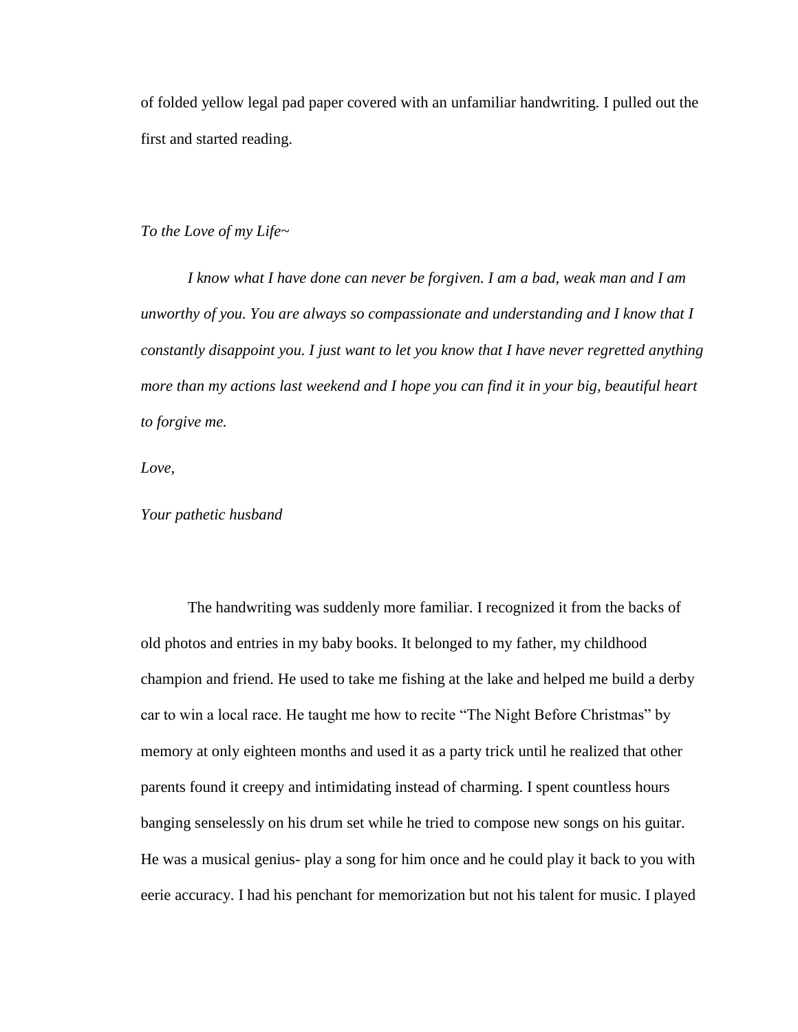of folded yellow legal pad paper covered with an unfamiliar handwriting. I pulled out the first and started reading.

*To the Love of my Life~*

*I know what I have done can never be forgiven. I am a bad, weak man and I am unworthy of you. You are always so compassionate and understanding and I know that I constantly disappoint you. I just want to let you know that I have never regretted anything more than my actions last weekend and I hope you can find it in your big, beautiful heart to forgive me.*

*Love,*

*Your pathetic husband*

The handwriting was suddenly more familiar. I recognized it from the backs of old photos and entries in my baby books. It belonged to my father, my childhood champion and friend. He used to take me fishing at the lake and helped me build a derby car to win a local race. He taught me how to recite "The Night Before Christmas" by memory at only eighteen months and used it as a party trick until he realized that other parents found it creepy and intimidating instead of charming. I spent countless hours banging senselessly on his drum set while he tried to compose new songs on his guitar. He was a musical genius- play a song for him once and he could play it back to you with eerie accuracy. I had his penchant for memorization but not his talent for music. I played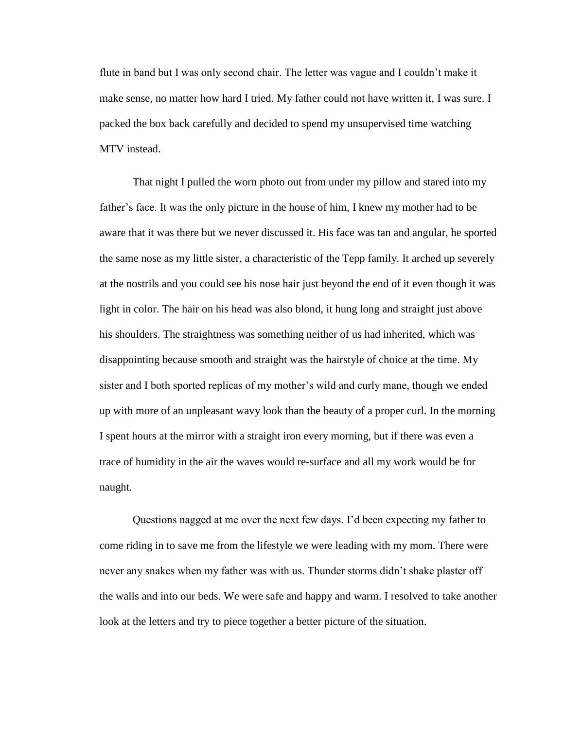flute in band but I was only second chair. The letter was vague and I couldn't make it make sense, no matter how hard I tried. My father could not have written it, I was sure. I packed the box back carefully and decided to spend my unsupervised time watching MTV instead.

That night I pulled the worn photo out from under my pillow and stared into my father's face. It was the only picture in the house of him, I knew my mother had to be aware that it was there but we never discussed it. His face was tan and angular, he sported the same nose as my little sister, a characteristic of the Tepp family. It arched up severely at the nostrils and you could see his nose hair just beyond the end of it even though it was light in color. The hair on his head was also blond, it hung long and straight just above his shoulders. The straightness was something neither of us had inherited, which was disappointing because smooth and straight was the hairstyle of choice at the time. My sister and I both sported replicas of my mother's wild and curly mane, though we ended up with more of an unpleasant wavy look than the beauty of a proper curl. In the morning I spent hours at the mirror with a straight iron every morning, but if there was even a trace of humidity in the air the waves would re-surface and all my work would be for naught.

Questions nagged at me over the next few days. I'd been expecting my father to come riding in to save me from the lifestyle we were leading with my mom. There were never any snakes when my father was with us. Thunder storms didn't shake plaster off the walls and into our beds. We were safe and happy and warm. I resolved to take another look at the letters and try to piece together a better picture of the situation.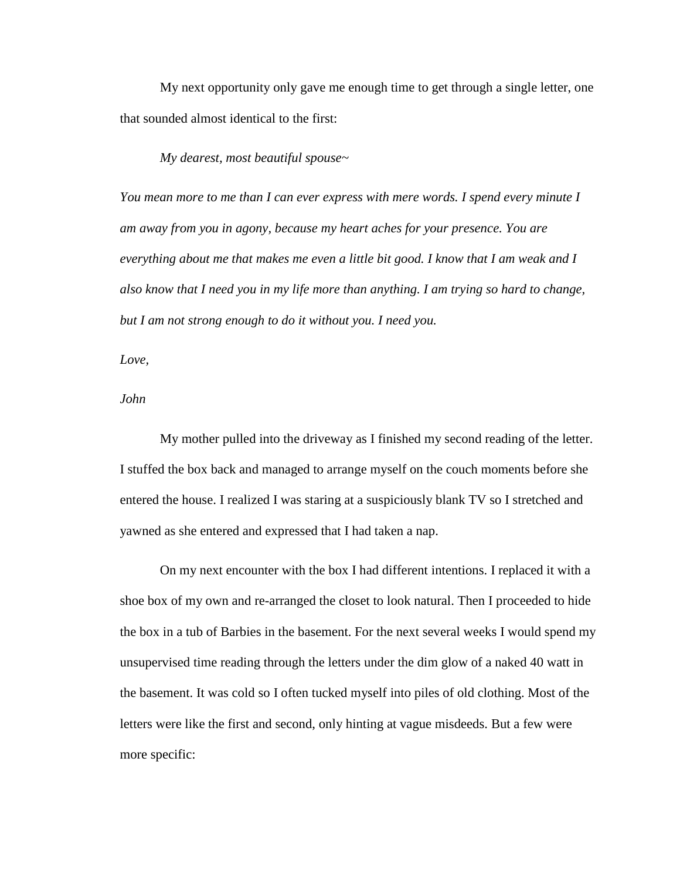My next opportunity only gave me enough time to get through a single letter, one that sounded almost identical to the first:

*My dearest, most beautiful spouse~*

*You mean more to me than I can ever express with mere words. I spend every minute I am away from you in agony, because my heart aches for your presence. You are everything about me that makes me even a little bit good. I know that I am weak and I also know that I need you in my life more than anything. I am trying so hard to change, but I am not strong enough to do it without you. I need you.*

*Love,*

*John*

My mother pulled into the driveway as I finished my second reading of the letter. I stuffed the box back and managed to arrange myself on the couch moments before she entered the house. I realized I was staring at a suspiciously blank TV so I stretched and yawned as she entered and expressed that I had taken a nap.

On my next encounter with the box I had different intentions. I replaced it with a shoe box of my own and re-arranged the closet to look natural. Then I proceeded to hide the box in a tub of Barbies in the basement. For the next several weeks I would spend my unsupervised time reading through the letters under the dim glow of a naked 40 watt in the basement. It was cold so I often tucked myself into piles of old clothing. Most of the letters were like the first and second, only hinting at vague misdeeds. But a few were more specific: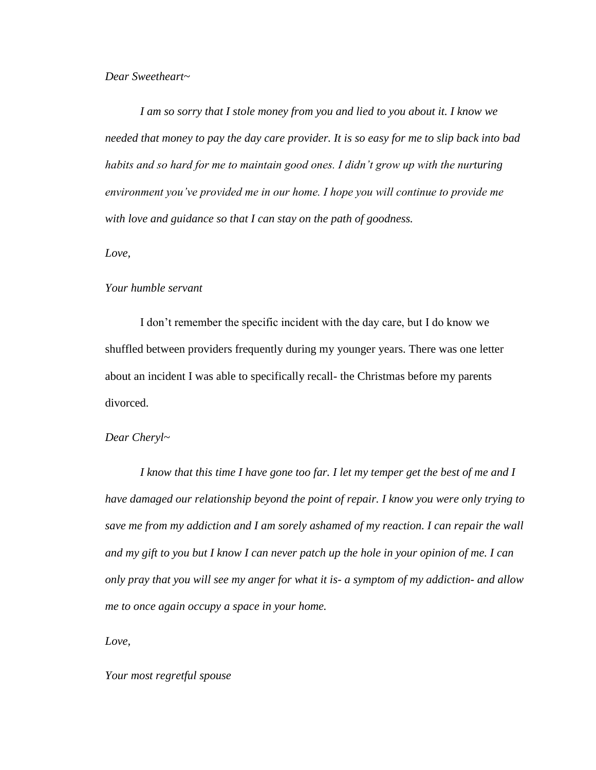*Dear Sweetheart~*

*I am so sorry that I stole money from you and lied to you about it. I know we needed that money to pay the day care provider. It is so easy for me to slip back into bad habits and so hard for me to maintain good ones. I didn't grow up with the nurturing environment you've provided me in our home. I hope you will continue to provide me with love and guidance so that I can stay on the path of goodness.*

*Love,*

*Your humble servant*

I don't remember the specific incident with the day care, but I do know we shuffled between providers frequently during my younger years. There was one letter about an incident I was able to specifically recall- the Christmas before my parents divorced.

*Dear Cheryl~*

*I know that this time I have gone too far. I let my temper get the best of me and I have damaged our relationship beyond the point of repair. I know you were only trying to save me from my addiction and I am sorely ashamed of my reaction. I can repair the wall and my gift to you but I know I can never patch up the hole in your opinion of me. I can only pray that you will see my anger for what it is- a symptom of my addiction- and allow me to once again occupy a space in your home.*

*Love,*

*Your most regretful spouse*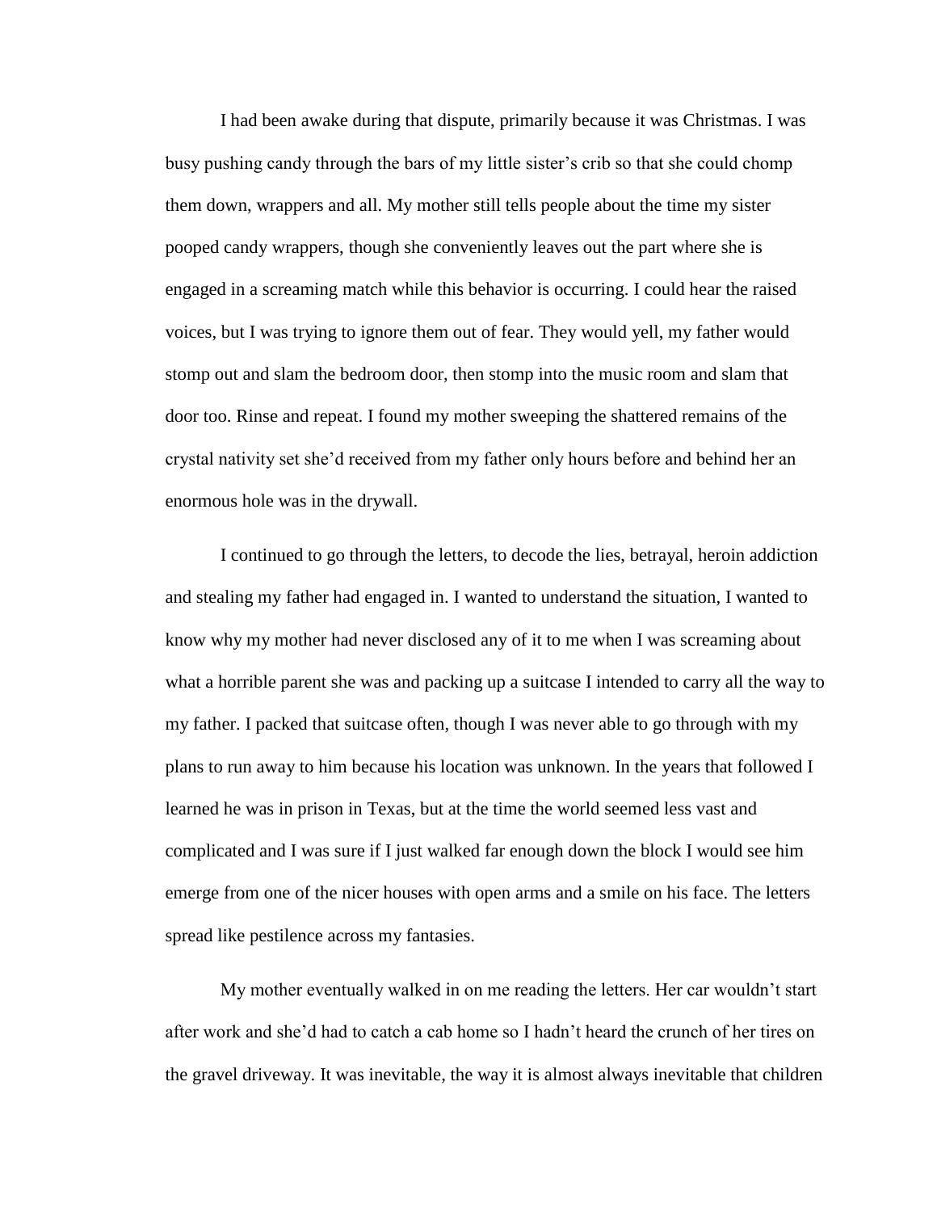I had been awake during that dispute, primarily because it was Christmas. I was busy pushing candy through the bars of my little sister's crib so that she could chomp them down, wrappers and all. My mother still tells people about the time my sister pooped candy wrappers, though she conveniently leaves out the part where she is engaged in a screaming match while this behavior is occurring. I could hear the raised voices, but I was trying to ignore them out of fear. They would yell, my father would stomp out and slam the bedroom door, then stomp into the music room and slam that door too. Rinse and repeat. I found my mother sweeping the shattered remains of the crystal nativity set she'd received from my father only hours before and behind her an enormous hole was in the drywall.

I continued to go through the letters, to decode the lies, betrayal, heroin addiction and stealing my father had engaged in. I wanted to understand the situation, I wanted to know why my mother had never disclosed any of it to me when I was screaming about what a horrible parent she was and packing up a suitcase I intended to carry all the way to my father. I packed that suitcase often, though I was never able to go through with my plans to run away to him because his location was unknown. In the years that followed I learned he was in prison in Texas, but at the time the world seemed less vast and complicated and I was sure if I just walked far enough down the block I would see him emerge from one of the nicer houses with open arms and a smile on his face. The letters spread like pestilence across my fantasies.

My mother eventually walked in on me reading the letters. Her car wouldn't start after work and she'd had to catch a cab home so I hadn't heard the crunch of her tires on the gravel driveway. It was inevitable, the way it is almost always inevitable that children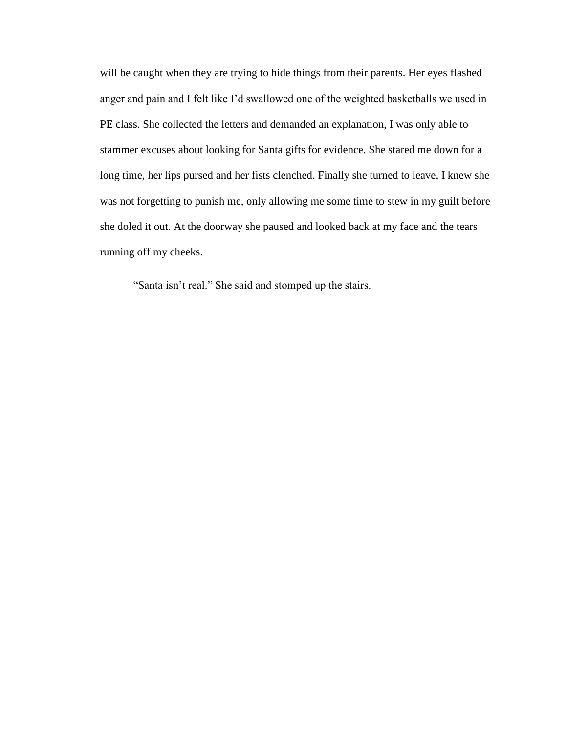will be caught when they are trying to hide things from their parents. Her eyes flashed anger and pain and I felt like I'd swallowed one of the weighted basketballs we used in PE class. She collected the letters and demanded an explanation, I was only able to stammer excuses about looking for Santa gifts for evidence. She stared me down for a long time, her lips pursed and her fists clenched. Finally she turned to leave, I knew she was not forgetting to punish me, only allowing me some time to stew in my guilt before she doled it out. At the doorway she paused and looked back at my face and the tears running off my cheeks.

"Santa isn't real." She said and stomped up the stairs.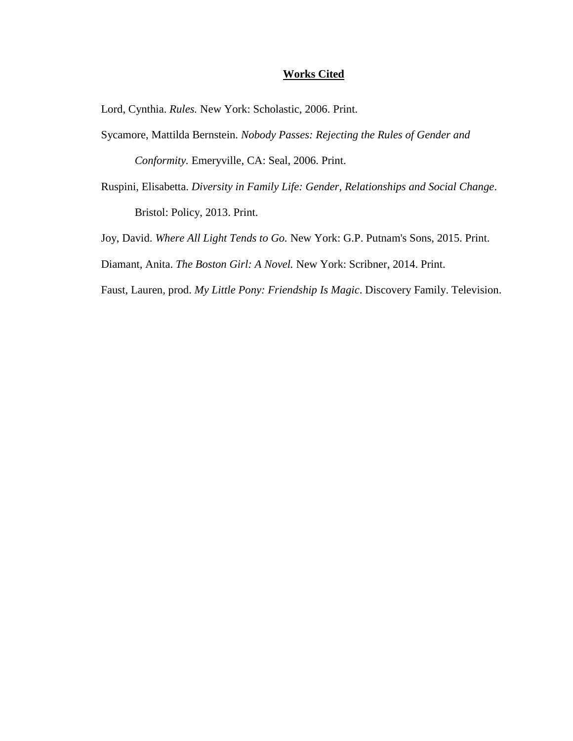# Works Cited

Lord, Cynthia. *Rules.* New York: Scholastic, 2006. Print.

Sycamore, Mattilda Bernstein. *Nobody Passes: Rejecting the Rules of Gender and Conformity.* Emeryville, CA: Seal, 2006. Print.

Ruspini, Elisabetta. *Diversity in Family Life: Gender, Relationships and Social Change*. Bristol: Policy, 2013. Print.

Joy, David. *Where All Light Tends to Go.* New York: G.P. Putnam's Sons, 2015. Print.

Diamant, Anita. *The Boston Girl: A Novel.* New York: Scribner, 2014. Print.

Faust, Lauren, prod. *My Little Pony: Friendship Is Magic*. Discovery Family. Television.